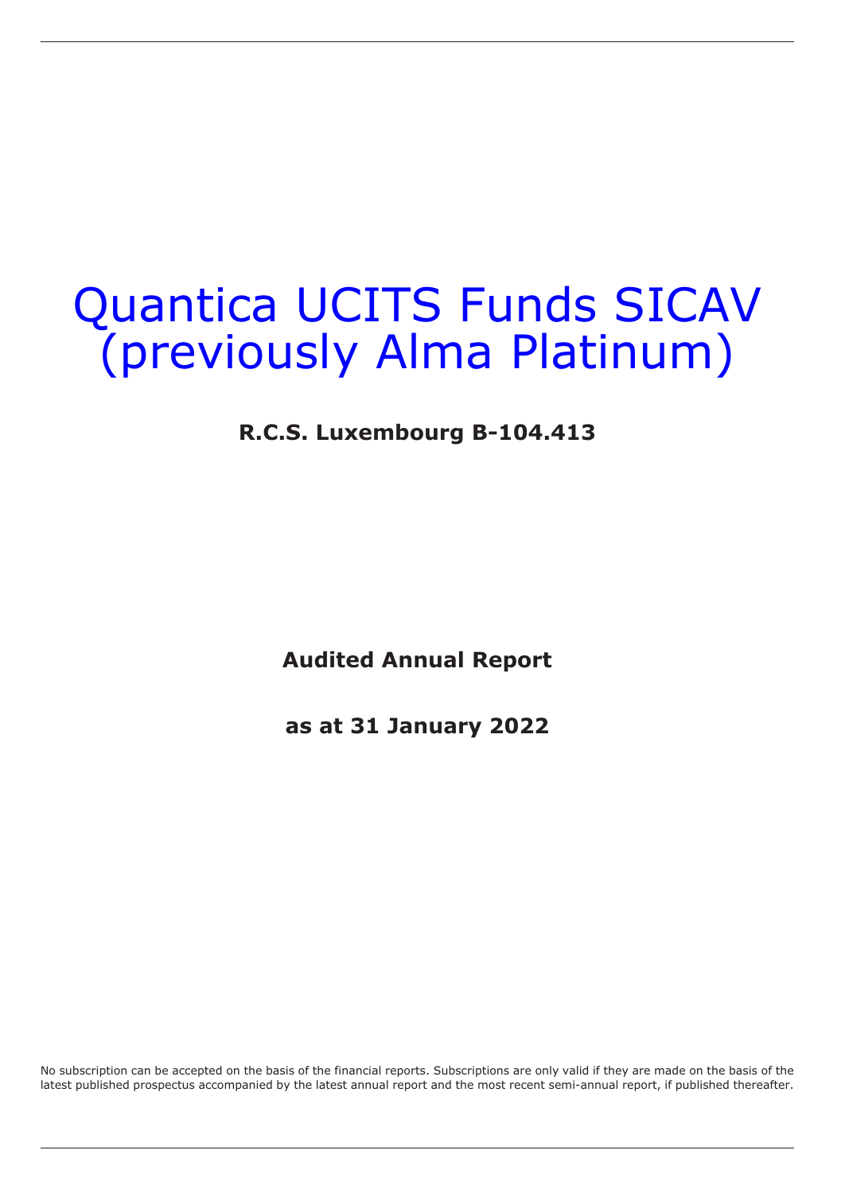# Quantica UCITS Funds SICAV (previously Alma Platinum)

**R.C.S. Luxembourg B-104.413**

**Audited Annual Report**

**as at 31 January 2022**

No subscription can be accepted on the basis of the financial reports. Subscriptions are only valid if they are made on the basis of the latest published prospectus accompanied by the latest annual report and the most recent semi-annual report, if published thereafter.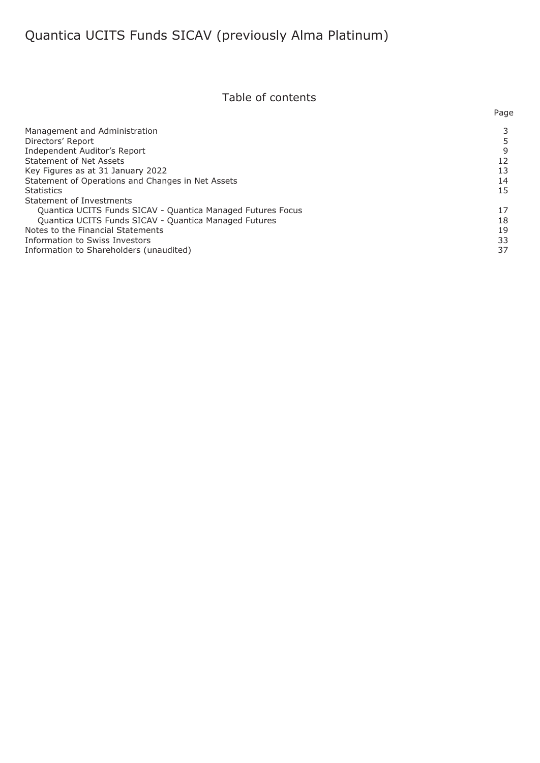# Quantica UCITS Funds SICAV (previously Alma Platinum)

## Table of contents

| | Page |
|---|---|
| Management and Administration | 3 |
| Directors' Report | 5 |
| Independent Auditor's Report | 9 |
| Statement of Net Assets | 12 |
| Key Figures as at 31 January 2022 | 13 |
| Statement of Operations and Changes in Net Assets | 14 |
| Statistics | 15 |
| Statement of Investments | |
| Quantica UCITS Funds SICAV - Quantica Managed Futures Focus | 17 |
| Quantica UCITS Funds SICAV - Quantica Managed Futures | 18 |
| Notes to the Financial Statements | 19 |
| Information to Swiss Investors | 33 |
| Information to Shareholders (unaudited) | 37 |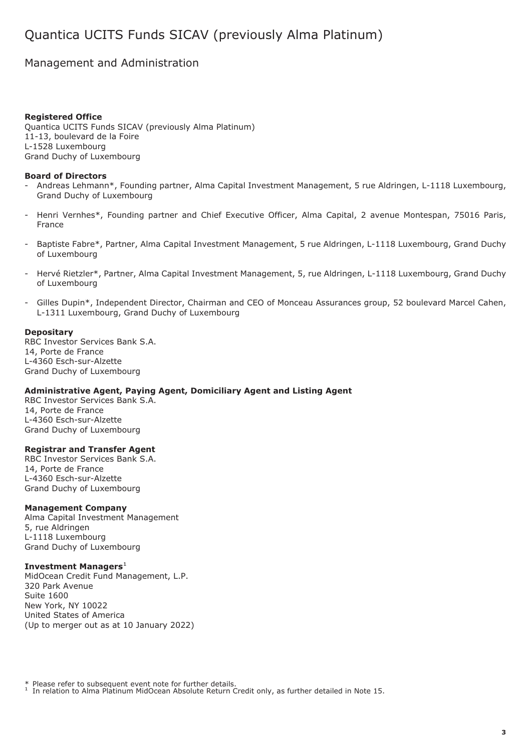# Quantica UCITS Funds SICAV (previously Alma Platinum)

## Management and Administration

**Registered Office**
Quantica UCITS Funds SICAV (previously Alma Platinum)
11-13, boulevard de la Foire
L-1528 Luxembourg
Grand Duchy of Luxembourg

**Board of Directors**

- Andreas Lehmann*, Founding partner, Alma Capital Investment Management, 5 rue Aldringen, L-1118 Luxembourg, Grand Duchy of Luxembourg
- Henri Vernhes*, Founding partner and Chief Executive Officer, Alma Capital, 2 avenue Montespan, 75016 Paris, France
- Baptiste Fabre*, Partner, Alma Capital Investment Management, 5 rue Aldringen, L-1118 Luxembourg, Grand Duchy of Luxembourg
- Hervé Rietzler*, Partner, Alma Capital Investment Management, 5, rue Aldringen, L-1118 Luxembourg, Grand Duchy of Luxembourg
- Gilles Dupin*, Independent Director, Chairman and CEO of Monceau Assurances group, 52 boulevard Marcel Cahen, L-1311 Luxembourg, Grand Duchy of Luxembourg

**Depositary**
RBC Investor Services Bank S.A.
14, Porte de France
L-4360 Esch-sur-Alzette
Grand Duchy of Luxembourg

**Administrative Agent, Paying Agent, Domiciliary Agent and Listing Agent**
RBC Investor Services Bank S.A.
14, Porte de France
L-4360 Esch-sur-Alzette
Grand Duchy of Luxembourg

**Registrar and Transfer Agent**
RBC Investor Services Bank S.A.
14, Porte de France
L-4360 Esch-sur-Alzette
Grand Duchy of Luxembourg

**Management Company**
Alma Capital Investment Management
5, rue Aldringen
L-1118 Luxembourg
Grand Duchy of Luxembourg

**Investment Managers**[1]
MidOcean Credit Fund Management, L.P.
320 Park Avenue
Suite 1600
New York, NY 10022
United States of America
(Up to merger out as at 10 January 2022)

\* Please refer to subsequent event note for further details.
[1] In relation to Alma Platinum MidOcean Absolute Return Credit only, as further detailed in Note 15.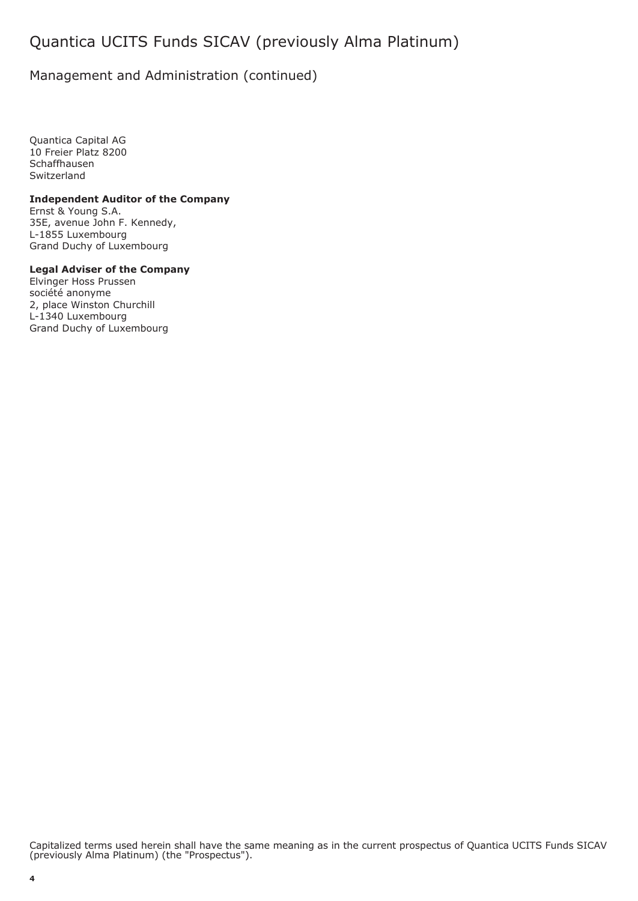# Quantica UCITS Funds SICAV (previously Alma Platinum)

## Management and Administration (continued)

Quantica Capital AG
10 Freier Platz 8200
Schaffhausen
Switzerland

**Independent Auditor of the Company**
Ernst & Young S.A.
35E, avenue John F. Kennedy,
L-1855 Luxembourg
Grand Duchy of Luxembourg

**Legal Adviser of the Company**
Elvinger Hoss Prussen
société anonyme
2, place Winston Churchill
L-1340 Luxembourg
Grand Duchy of Luxembourg

Capitalized terms used herein shall have the same meaning as in the current prospectus of Quantica UCITS Funds SICAV (previously Alma Platinum) (the "Prospectus").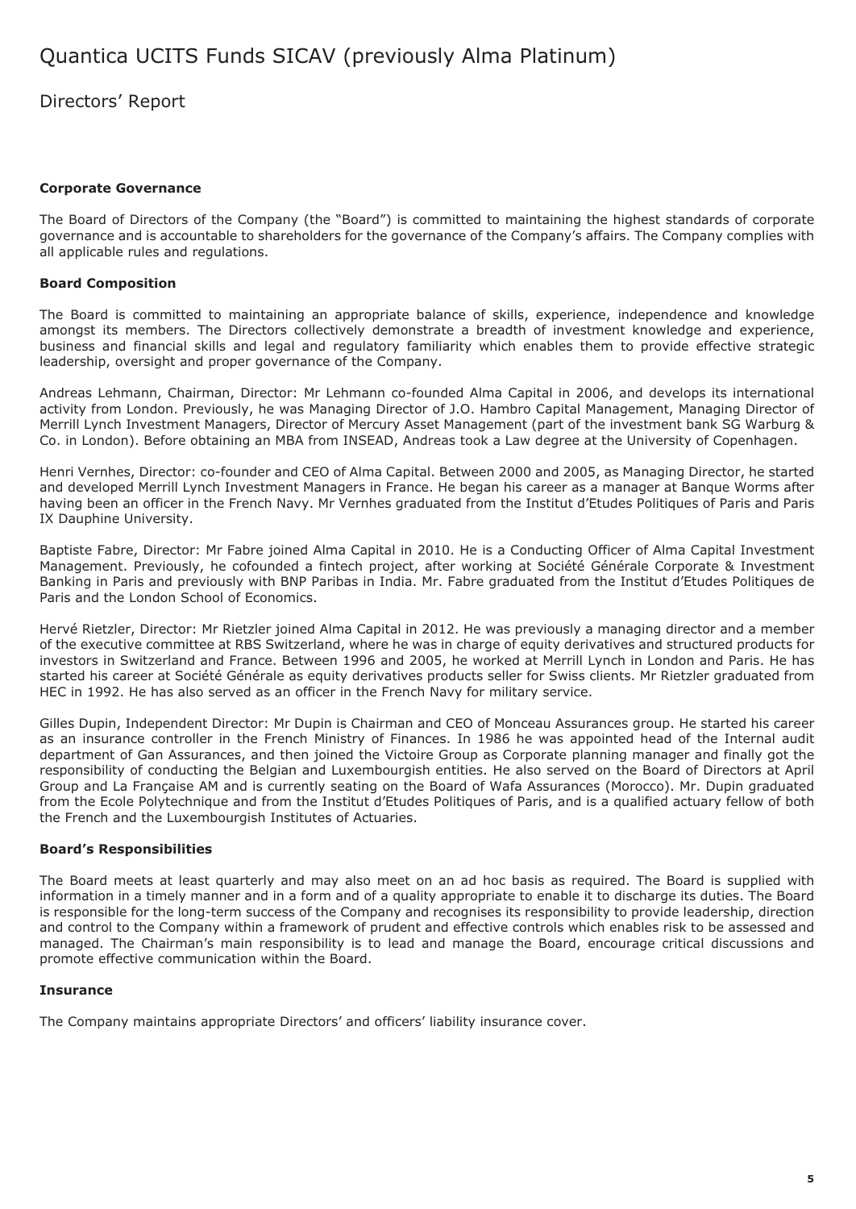# Quantica UCITS Funds SICAV (previously Alma Platinum)

## Directors' Report

**Corporate Governance**

The Board of Directors of the Company (the "Board") is committed to maintaining the highest standards of corporate governance and is accountable to shareholders for the governance of the Company's affairs. The Company complies with all applicable rules and regulations.

**Board Composition**

The Board is committed to maintaining an appropriate balance of skills, experience, independence and knowledge amongst its members. The Directors collectively demonstrate a breadth of investment knowledge and experience, business and financial skills and legal and regulatory familiarity which enables them to provide effective strategic leadership, oversight and proper governance of the Company.

Andreas Lehmann, Chairman, Director: Mr Lehmann co-founded Alma Capital in 2006, and develops its international activity from London. Previously, he was Managing Director of J.O. Hambro Capital Management, Managing Director of Merrill Lynch Investment Managers, Director of Mercury Asset Management (part of the investment bank SG Warburg & Co. in London). Before obtaining an MBA from INSEAD, Andreas took a Law degree at the University of Copenhagen.

Henri Vernhes, Director: co-founder and CEO of Alma Capital. Between 2000 and 2005, as Managing Director, he started and developed Merrill Lynch Investment Managers in France. He began his career as a manager at Banque Worms after having been an officer in the French Navy. Mr Vernhes graduated from the Institut d'Etudes Politiques of Paris and Paris IX Dauphine University.

Baptiste Fabre, Director: Mr Fabre joined Alma Capital in 2010. He is a Conducting Officer of Alma Capital Investment Management. Previously, he cofounded a fintech project, after working at Société Générale Corporate & Investment Banking in Paris and previously with BNP Paribas in India. Mr. Fabre graduated from the Institut d'Etudes Politiques de Paris and the London School of Economics.

Hervé Rietzler, Director: Mr Rietzler joined Alma Capital in 2012. He was previously a managing director and a member of the executive committee at RBS Switzerland, where he was in charge of equity derivatives and structured products for investors in Switzerland and France. Between 1996 and 2005, he worked at Merrill Lynch in London and Paris. He has started his career at Société Générale as equity derivatives products seller for Swiss clients. Mr Rietzler graduated from HEC in 1992. He has also served as an officer in the French Navy for military service.

Gilles Dupin, Independent Director: Mr Dupin is Chairman and CEO of Monceau Assurances group. He started his career as an insurance controller in the French Ministry of Finances. In 1986 he was appointed head of the Internal audit department of Gan Assurances, and then joined the Victoire Group as Corporate planning manager and finally got the responsibility of conducting the Belgian and Luxembourgish entities. He also served on the Board of Directors at April Group and La Française AM and is currently seating on the Board of Wafa Assurances (Morocco). Mr. Dupin graduated from the Ecole Polytechnique and from the Institut d'Etudes Politiques of Paris, and is a qualified actuary fellow of both the French and the Luxembourgish Institutes of Actuaries.

**Board's Responsibilities**

The Board meets at least quarterly and may also meet on an ad hoc basis as required. The Board is supplied with information in a timely manner and in a form and of a quality appropriate to enable it to discharge its duties. The Board is responsible for the long-term success of the Company and recognises its responsibility to provide leadership, direction and control to the Company within a framework of prudent and effective controls which enables risk to be assessed and managed. The Chairman's main responsibility is to lead and manage the Board, encourage critical discussions and promote effective communication within the Board.

**Insurance**

The Company maintains appropriate Directors' and officers' liability insurance cover.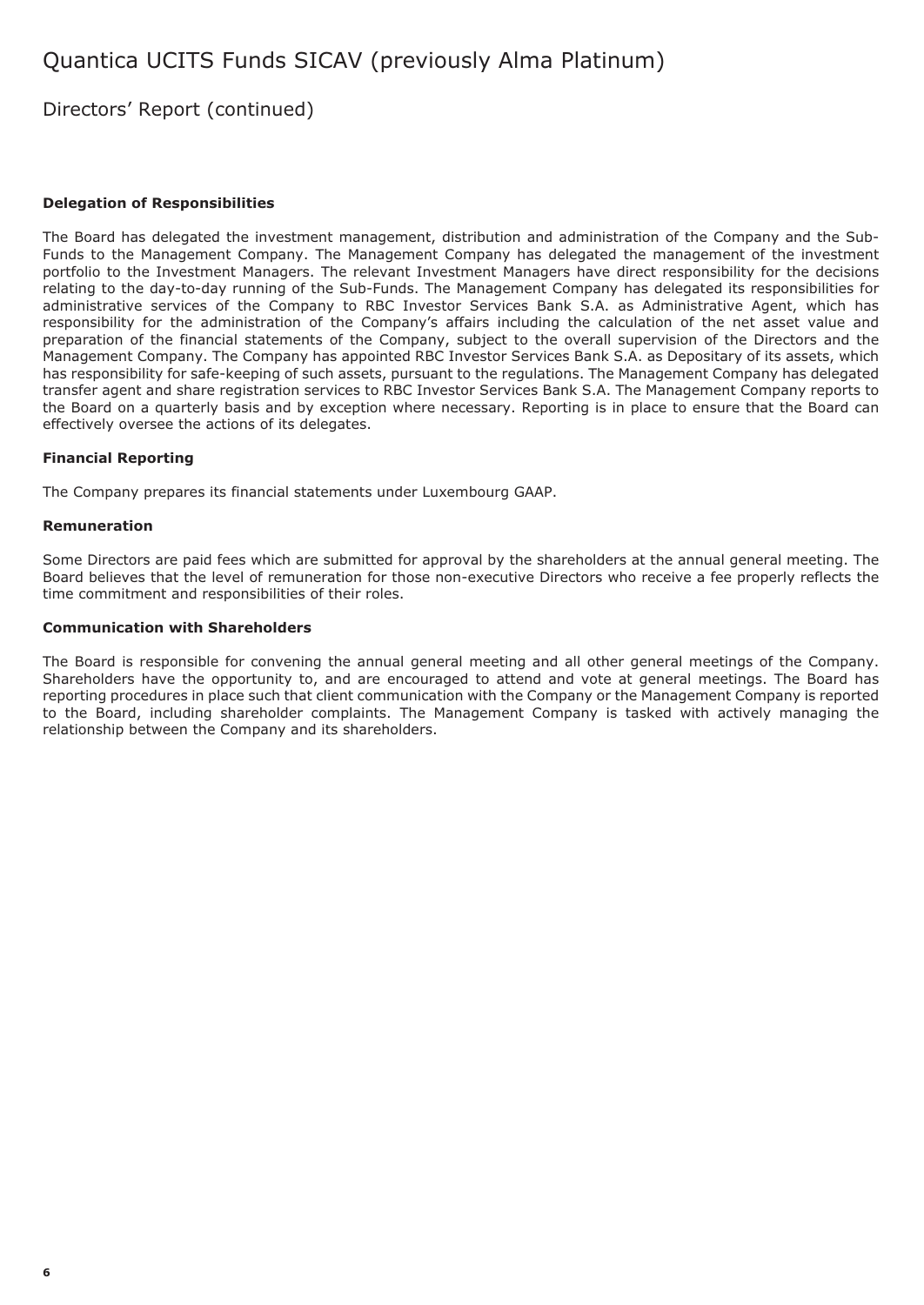# Quantica UCITS Funds SICAV (previously Alma Platinum)

## Directors' Report (continued)

**Delegation of Responsibilities**

The Board has delegated the investment management, distribution and administration of the Company and the Sub-Funds to the Management Company. The Management Company has delegated the management of the investment portfolio to the Investment Managers. The relevant Investment Managers have direct responsibility for the decisions relating to the day-to-day running of the Sub-Funds. The Management Company has delegated its responsibilities for administrative services of the Company to RBC Investor Services Bank S.A. as Administrative Agent, which has responsibility for the administration of the Company's affairs including the calculation of the net asset value and preparation of the financial statements of the Company, subject to the overall supervision of the Directors and the Management Company. The Company has appointed RBC Investor Services Bank S.A. as Depositary of its assets, which has responsibility for safe-keeping of such assets, pursuant to the regulations. The Management Company has delegated transfer agent and share registration services to RBC Investor Services Bank S.A. The Management Company reports to the Board on a quarterly basis and by exception where necessary. Reporting is in place to ensure that the Board can effectively oversee the actions of its delegates.

**Financial Reporting**

The Company prepares its financial statements under Luxembourg GAAP.

**Remuneration**

Some Directors are paid fees which are submitted for approval by the shareholders at the annual general meeting. The Board believes that the level of remuneration for those non-executive Directors who receive a fee properly reflects the time commitment and responsibilities of their roles.

**Communication with Shareholders**

The Board is responsible for convening the annual general meeting and all other general meetings of the Company. Shareholders have the opportunity to, and are encouraged to attend and vote at general meetings. The Board has reporting procedures in place such that client communication with the Company or the Management Company is reported to the Board, including shareholder complaints. The Management Company is tasked with actively managing the relationship between the Company and its shareholders.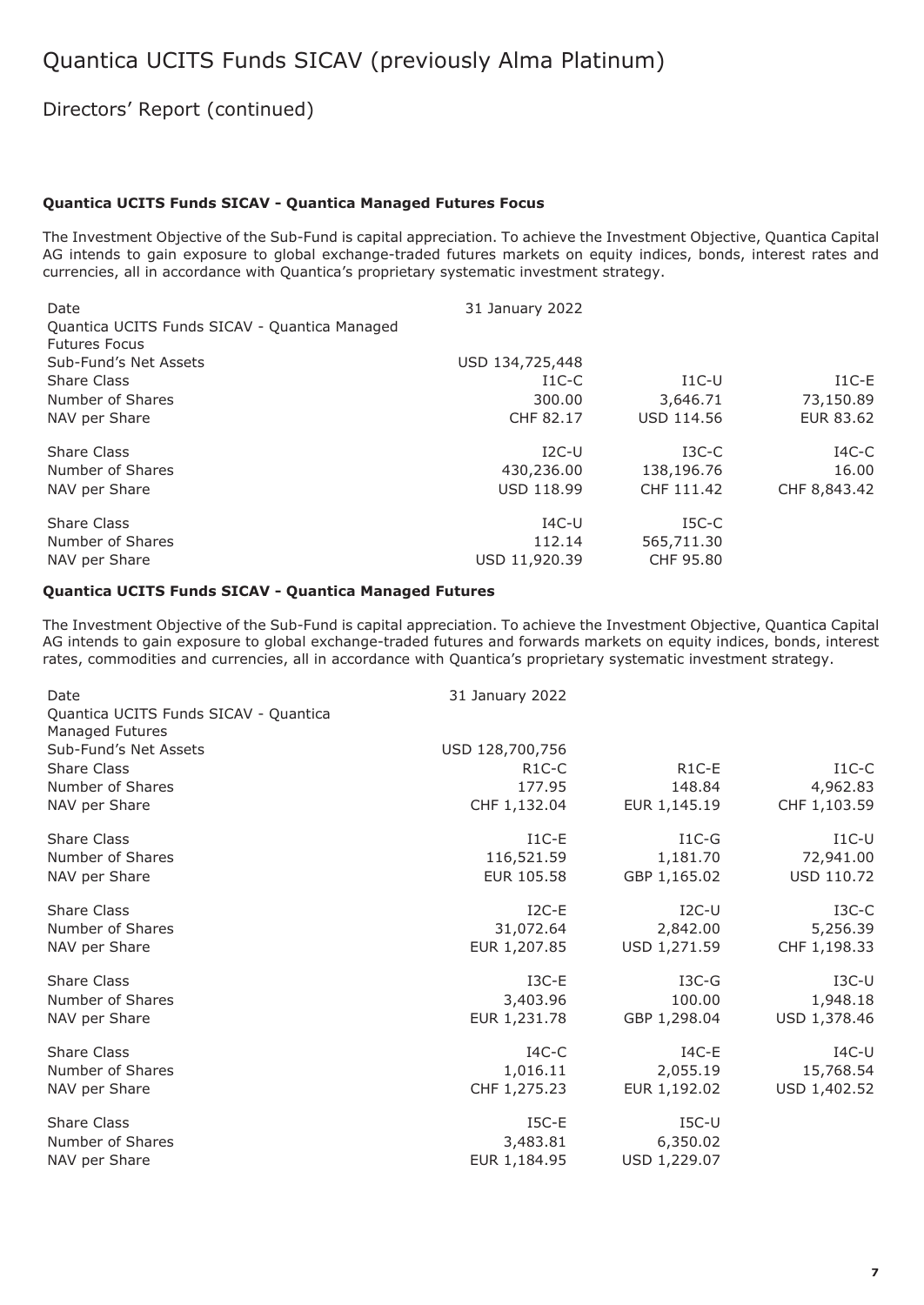# Quantica UCITS Funds SICAV (previously Alma Platinum)

## Directors' Report (continued)

### Quantica UCITS Funds SICAV - Quantica Managed Futures Focus

The Investment Objective of the Sub-Fund is capital appreciation. To achieve the Investment Objective, Quantica Capital AG intends to gain exposure to global exchange-traded futures markets on equity indices, bonds, interest rates and currencies, all in accordance with Quantica's proprietary systematic investment strategy.

| Date | 31 January 2022 | | |
|---|---|---|---|
| Quantica UCITS Funds SICAV - Quantica Managed Futures Focus | | | |
| Sub-Fund's Net Assets | USD 134,725,448 | | |
| Share Class | I1C-C | I1C-U | I1C-E |
| Number of Shares | 300.00 | 3,646.71 | 73,150.89 |
| NAV per Share | CHF 82.17 | USD 114.56 | EUR 83.62 |
| Share Class | I2C-U | I3C-C | I4C-C |
| Number of Shares | 430,236.00 | 138,196.76 | 16.00 |
| NAV per Share | USD 118.99 | CHF 111.42 | CHF 8,843.42 |
| Share Class | I4C-U | I5C-C | |
| Number of Shares | 112.14 | 565,711.30 | |
| NAV per Share | USD 11,920.39 | CHF 95.80 | |

### Quantica UCITS Funds SICAV - Quantica Managed Futures

The Investment Objective of the Sub-Fund is capital appreciation. To achieve the Investment Objective, Quantica Capital AG intends to gain exposure to global exchange-traded futures and forwards markets on equity indices, bonds, interest rates, commodities and currencies, all in accordance with Quantica's proprietary systematic investment strategy.

| Date | 31 January 2022 | | |
|---|---|---|---|
| Quantica UCITS Funds SICAV - Quantica Managed Futures | | | |
| Sub-Fund's Net Assets | USD 128,700,756 | | |
| Share Class | R1C-C | R1C-E | I1C-C |
| Number of Shares | 177.95 | 148.84 | 4,962.83 |
| NAV per Share | CHF 1,132.04 | EUR 1,145.19 | CHF 1,103.59 |
| Share Class | I1C-E | I1C-G | I1C-U |
| Number of Shares | 116,521.59 | 1,181.70 | 72,941.00 |
| NAV per Share | EUR 105.58 | GBP 1,165.02 | USD 110.72 |
| Share Class | I2C-E | I2C-U | I3C-C |
| Number of Shares | 31,072.64 | 2,842.00 | 5,256.39 |
| NAV per Share | EUR 1,207.85 | USD 1,271.59 | CHF 1,198.33 |
| Share Class | I3C-E | I3C-G | I3C-U |
| Number of Shares | 3,403.96 | 100.00 | 1,948.18 |
| NAV per Share | EUR 1,231.78 | GBP 1,298.04 | USD 1,378.46 |
| Share Class | I4C-C | I4C-E | I4C-U |
| Number of Shares | 1,016.11 | 2,055.19 | 15,768.54 |
| NAV per Share | CHF 1,275.23 | EUR 1,192.02 | USD 1,402.52 |
| Share Class | I5C-E | I5C-U | |
| Number of Shares | 3,483.81 | 6,350.02 | |
| NAV per Share | EUR 1,184.95 | USD 1,229.07 | |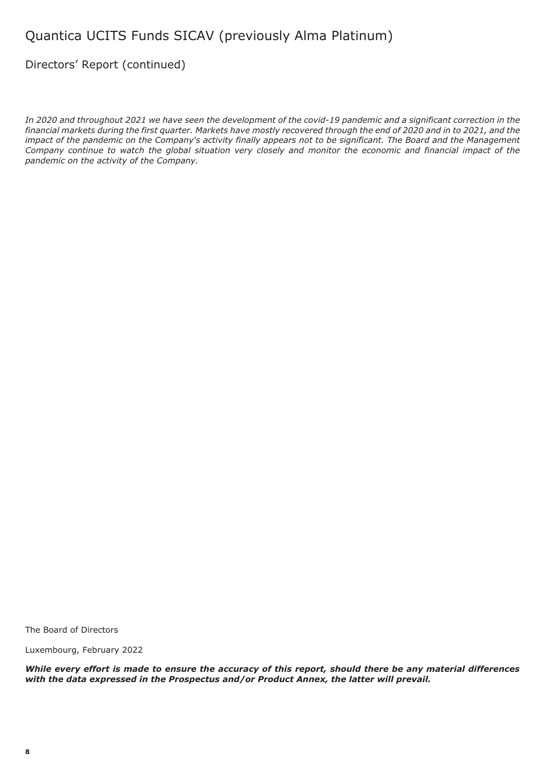# Quantica UCITS Funds SICAV (previously Alma Platinum)

## Directors' Report (continued)

*In 2020 and throughout 2021 we have seen the development of the covid-19 pandemic and a significant correction in the financial markets during the first quarter. Markets have mostly recovered through the end of 2020 and in to 2021, and the impact of the pandemic on the Company's activity finally appears not to be significant. The Board and the Management Company continue to watch the global situation very closely and monitor the economic and financial impact of the pandemic on the activity of the Company.*

The Board of Directors

Luxembourg, February 2022

***While every effort is made to ensure the accuracy of this report, should there be any material differences with the data expressed in the Prospectus and/or Product Annex, the latter will prevail.***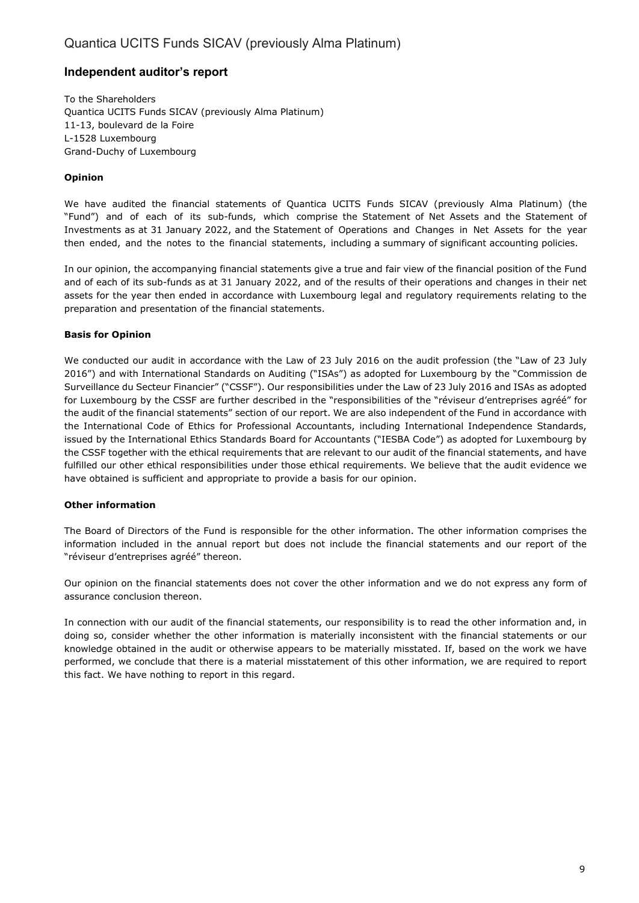# Independent auditor's report

To the Shareholders
Quantica UCITS Funds SICAV (previously Alma Platinum)
11-13, boulevard de la Foire
L-1528 Luxembourg
Grand-Duchy of Luxembourg

### Opinion

We have audited the financial statements of Quantica UCITS Funds SICAV (previously Alma Platinum) (the "Fund") and of each of its sub-funds, which comprise the Statement of Net Assets and the Statement of Investments as at 31 January 2022, and the Statement of Operations and Changes in Net Assets for the year then ended, and the notes to the financial statements, including a summary of significant accounting policies.

In our opinion, the accompanying financial statements give a true and fair view of the financial position of the Fund and of each of its sub-funds as at 31 January 2022, and of the results of their operations and changes in their net assets for the year then ended in accordance with Luxembourg legal and regulatory requirements relating to the preparation and presentation of the financial statements.

### Basis for Opinion

We conducted our audit in accordance with the Law of 23 July 2016 on the audit profession (the "Law of 23 July 2016") and with International Standards on Auditing ("ISAs") as adopted for Luxembourg by the "Commission de Surveillance du Secteur Financier" ("CSSF"). Our responsibilities under the Law of 23 July 2016 and ISAs as adopted for Luxembourg by the CSSF are further described in the "responsibilities of the "réviseur d'entreprises agréé" for the audit of the financial statements" section of our report. We are also independent of the Fund in accordance with the International Code of Ethics for Professional Accountants, including International Independence Standards, issued by the International Ethics Standards Board for Accountants ("IESBA Code") as adopted for Luxembourg by the CSSF together with the ethical requirements that are relevant to our audit of the financial statements, and have fulfilled our other ethical responsibilities under those ethical requirements. We believe that the audit evidence we have obtained is sufficient and appropriate to provide a basis for our opinion.

### Other information

The Board of Directors of the Fund is responsible for the other information. The other information comprises the information included in the annual report but does not include the financial statements and our report of the "réviseur d'entreprises agréé" thereon.

Our opinion on the financial statements does not cover the other information and we do not express any form of assurance conclusion thereon.

In connection with our audit of the financial statements, our responsibility is to read the other information and, in doing so, consider whether the other information is materially inconsistent with the financial statements or our knowledge obtained in the audit or otherwise appears to be materially misstated. If, based on the work we have performed, we conclude that there is a material misstatement of this other information, we are required to report this fact. We have nothing to report in this regard.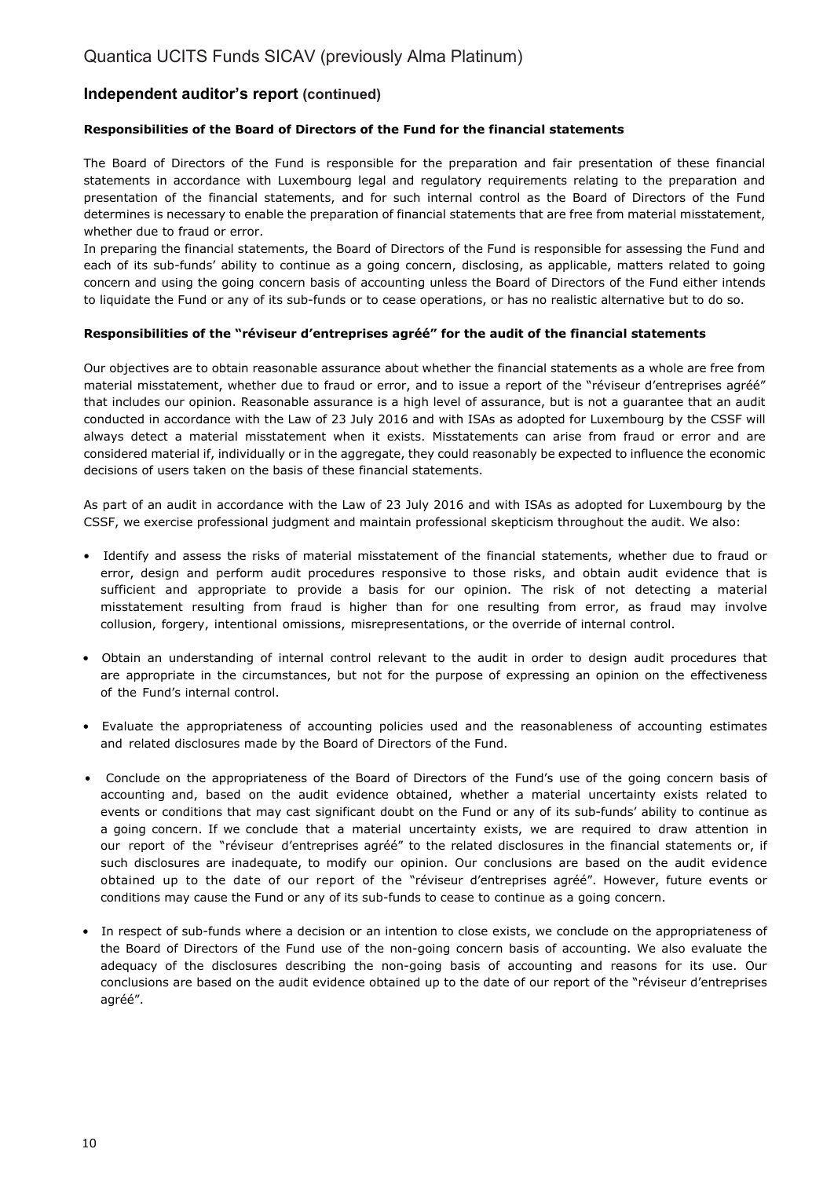## Independent auditor's report (continued)

**Responsibilities of the Board of Directors of the Fund for the financial statements**

The Board of Directors of the Fund is responsible for the preparation and fair presentation of these financial statements in accordance with Luxembourg legal and regulatory requirements relating to the preparation and presentation of the financial statements, and for such internal control as the Board of Directors of the Fund determines is necessary to enable the preparation of financial statements that are free from material misstatement, whether due to fraud or error.

In preparing the financial statements, the Board of Directors of the Fund is responsible for assessing the Fund and each of its sub-funds' ability to continue as a going concern, disclosing, as applicable, matters related to going concern and using the going concern basis of accounting unless the Board of Directors of the Fund either intends to liquidate the Fund or any of its sub-funds or to cease operations, or has no realistic alternative but to do so.

**Responsibilities of the "réviseur d'entreprises agréé" for the audit of the financial statements**

Our objectives are to obtain reasonable assurance about whether the financial statements as a whole are free from material misstatement, whether due to fraud or error, and to issue a report of the "réviseur d'entreprises agréé" that includes our opinion. Reasonable assurance is a high level of assurance, but is not a guarantee that an audit conducted in accordance with the Law of 23 July 2016 and with ISAs as adopted for Luxembourg by the CSSF will always detect a material misstatement when it exists. Misstatements can arise from fraud or error and are considered material if, individually or in the aggregate, they could reasonably be expected to influence the economic decisions of users taken on the basis of these financial statements.

As part of an audit in accordance with the Law of 23 July 2016 and with ISAs as adopted for Luxembourg by the CSSF, we exercise professional judgment and maintain professional skepticism throughout the audit. We also:

- Identify and assess the risks of material misstatement of the financial statements, whether due to fraud or error, design and perform audit procedures responsive to those risks, and obtain audit evidence that is sufficient and appropriate to provide a basis for our opinion. The risk of not detecting a material misstatement resulting from fraud is higher than for one resulting from error, as fraud may involve collusion, forgery, intentional omissions, misrepresentations, or the override of internal control.

- Obtain an understanding of internal control relevant to the audit in order to design audit procedures that are appropriate in the circumstances, but not for the purpose of expressing an opinion on the effectiveness of the Fund's internal control.

- Evaluate the appropriateness of accounting policies used and the reasonableness of accounting estimates and related disclosures made by the Board of Directors of the Fund.

- Conclude on the appropriateness of the Board of Directors of the Fund's use of the going concern basis of accounting and, based on the audit evidence obtained, whether a material uncertainty exists related to events or conditions that may cast significant doubt on the Fund or any of its sub-funds' ability to continue as a going concern. If we conclude that a material uncertainty exists, we are required to draw attention in our report of the "réviseur d'entreprises agréé" to the related disclosures in the financial statements or, if such disclosures are inadequate, to modify our opinion. Our conclusions are based on the audit evidence obtained up to the date of our report of the "réviseur d'entreprises agréé". However, future events or conditions may cause the Fund or any of its sub-funds to cease to continue as a going concern.

- In respect of sub-funds where a decision or an intention to close exists, we conclude on the appropriateness of the Board of Directors of the Fund use of the non-going concern basis of accounting. We also evaluate the adequacy of the disclosures describing the non-going basis of accounting and reasons for its use. Our conclusions are based on the audit evidence obtained up to the date of our report of the "réviseur d'entreprises agréé".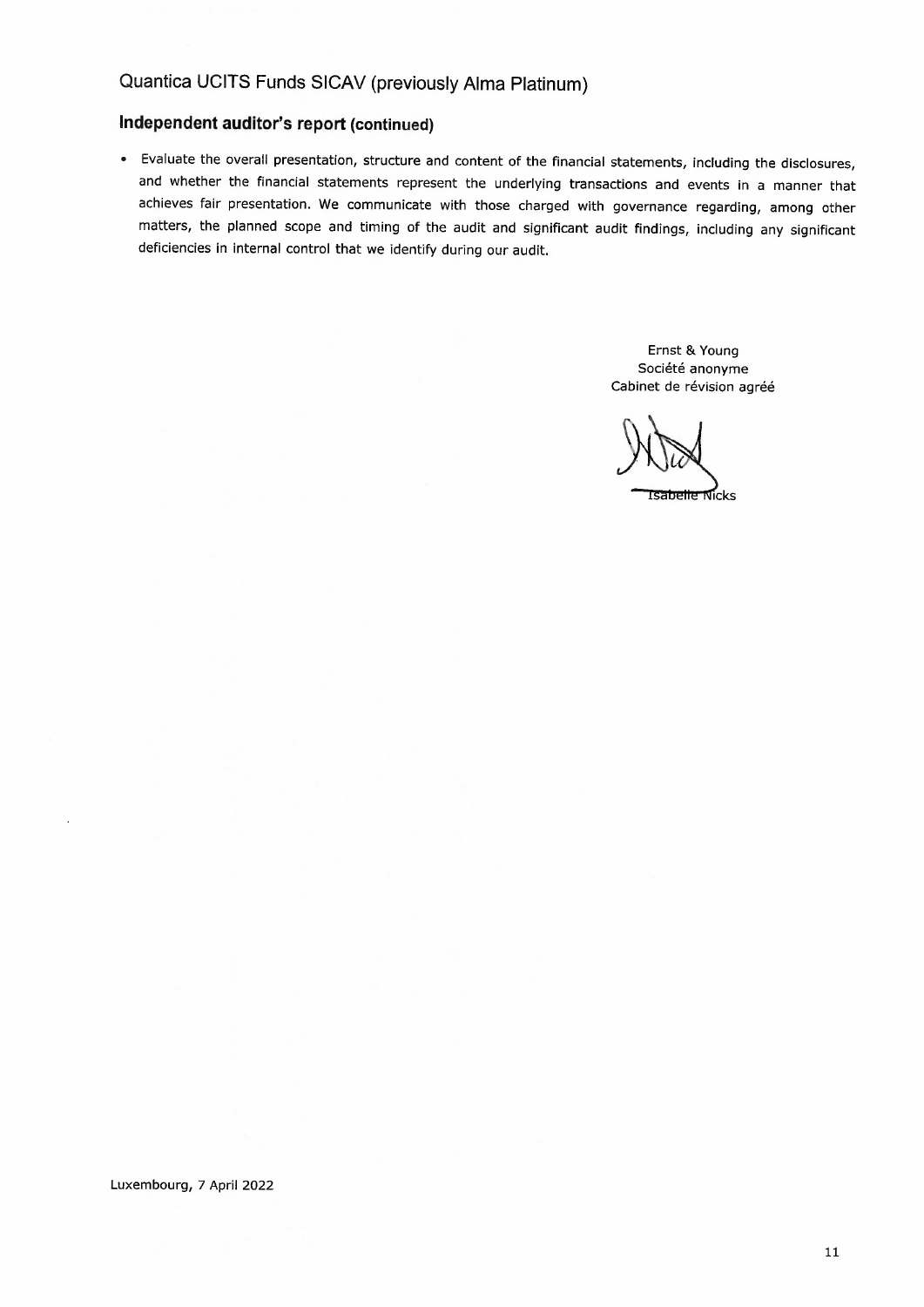## Quantica UCITS Funds SICAV (previously Alma Platinum)

### Independent auditor's report (continued)

- Evaluate the overall presentation, structure and content of the financial statements, including the disclosures, and whether the financial statements represent the underlying transactions and events in a manner that achieves fair presentation. We communicate with those charged with governance regarding, among other matters, the planned scope and timing of the audit and significant audit findings, including any significant deficiencies in internal control that we identify during our audit.

Ernst & Young
Société anonyme
Cabinet de révision agréé

Isabelle Nicks

Luxembourg, 7 April 2022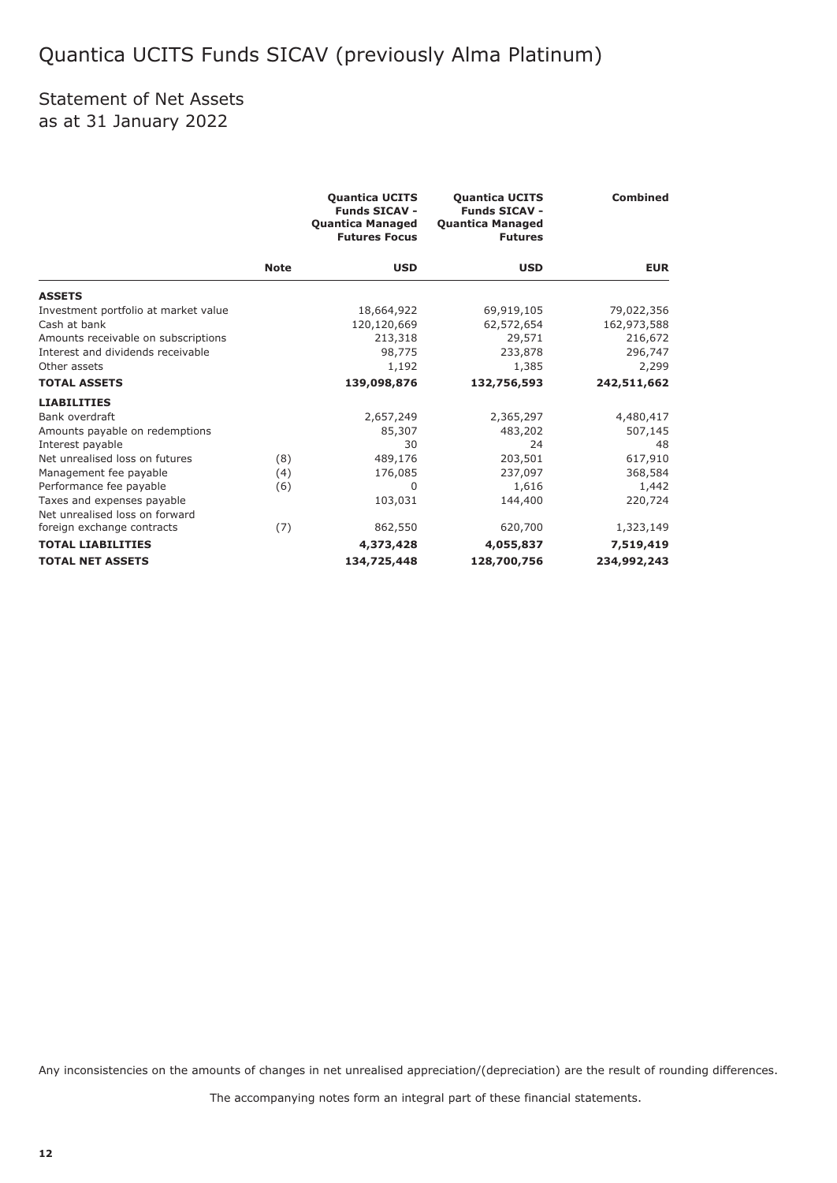# Quantica UCITS Funds SICAV (previously Alma Platinum)

## Statement of Net Assets
## as at 31 January 2022

| | Note | Quantica UCITS Funds SICAV - Quantica Managed Futures Focus | Quantica UCITS Funds SICAV - Quantica Managed Futures | Combined |
|---|---|---|---|---|
| | | **USD** | **USD** | **EUR** |
| **ASSETS** | | | | |
| Investment portfolio at market value | | 18,664,922 | 69,919,105 | 79,022,356 |
| Cash at bank | | 120,120,669 | 62,572,654 | 162,973,588 |
| Amounts receivable on subscriptions | | 213,318 | 29,571 | 216,672 |
| Interest and dividends receivable | | 98,775 | 233,878 | 296,747 |
| Other assets | | 1,192 | 1,385 | 2,299 |
| **TOTAL ASSETS** | | **139,098,876** | **132,756,593** | **242,511,662** |
| **LIABILITIES** | | | | |
| Bank overdraft | | 2,657,249 | 2,365,297 | 4,480,417 |
| Amounts payable on redemptions | | 85,307 | 483,202 | 507,145 |
| Interest payable | | 30 | 24 | 48 |
| Net unrealised loss on futures | (8) | 489,176 | 203,501 | 617,910 |
| Management fee payable | (4) | 176,085 | 237,097 | 368,584 |
| Performance fee payable | (6) | 0 | 1,616 | 1,442 |
| Taxes and expenses payable | | 103,031 | 144,400 | 220,724 |
| Net unrealised loss on forward foreign exchange contracts | (7) | 862,550 | 620,700 | 1,323,149 |
| **TOTAL LIABILITIES** | | **4,373,428** | **4,055,837** | **7,519,419** |
| **TOTAL NET ASSETS** | | **134,725,448** | **128,700,756** | **234,992,243** |

Any inconsistencies on the amounts of changes in net unrealised appreciation/(depreciation) are the result of rounding differences.

The accompanying notes form an integral part of these financial statements.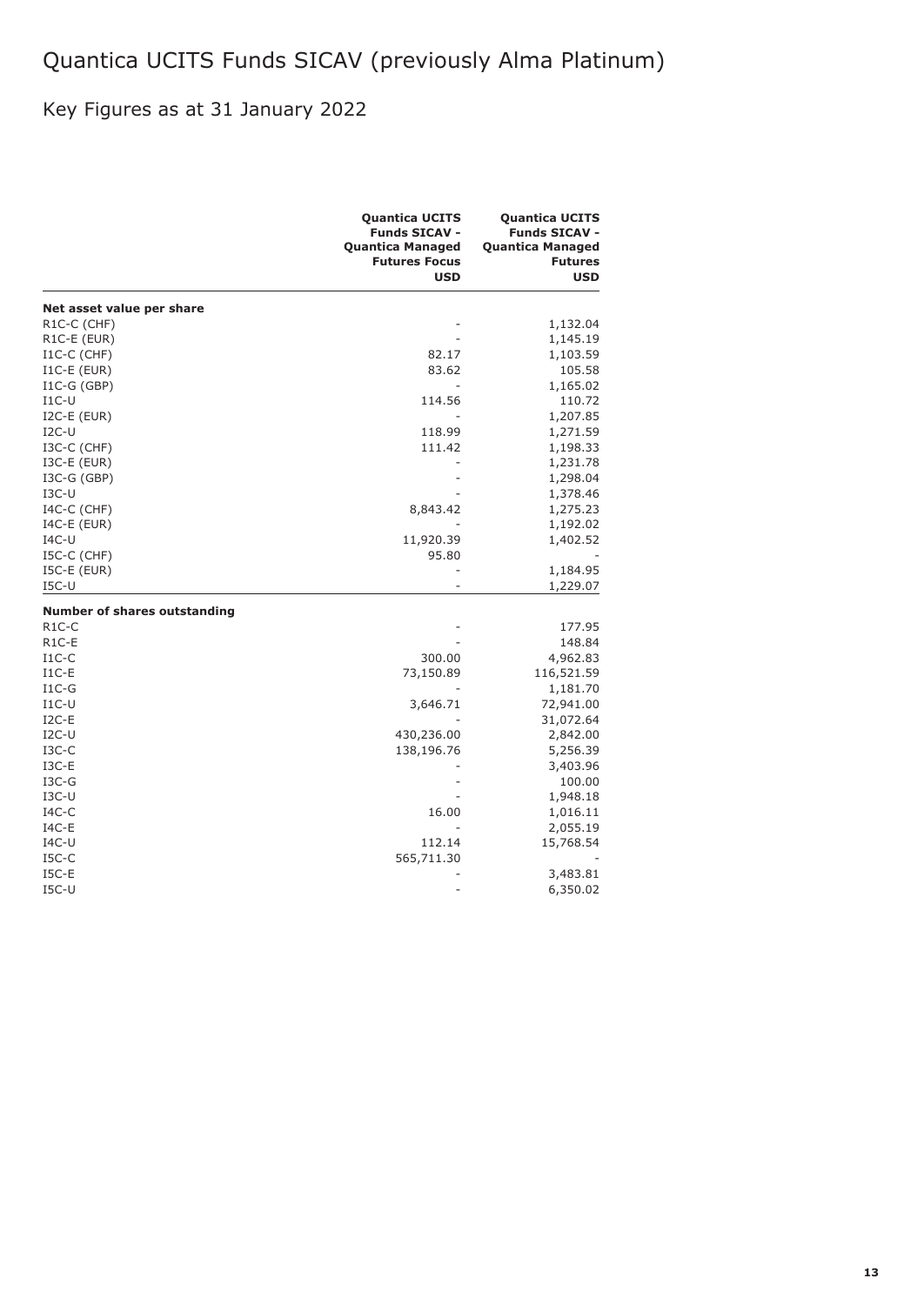# Quantica UCITS Funds SICAV (previously Alma Platinum)

## Key Figures as at 31 January 2022

| | Quantica UCITS Funds SICAV - Quantica Managed Futures Focus USD | Quantica UCITS Funds SICAV - Quantica Managed Futures USD |
|---|---|---|
| **Net asset value per share** | | |
| R1C-C (CHF) | - | 1,132.04 |
| R1C-E (EUR) | - | 1,145.19 |
| I1C-C (CHF) | 82.17 | 1,103.59 |
| I1C-E (EUR) | 83.62 | 105.58 |
| I1C-G (GBP) | - | 1,165.02 |
| I1C-U | 114.56 | 110.72 |
| I2C-E (EUR) | - | 1,207.85 |
| I2C-U | 118.99 | 1,271.59 |
| I3C-C (CHF) | 111.42 | 1,198.33 |
| I3C-E (EUR) | - | 1,231.78 |
| I3C-G (GBP) | - | 1,298.04 |
| I3C-U | - | 1,378.46 |
| I4C-C (CHF) | 8,843.42 | 1,275.23 |
| I4C-E (EUR) | - | 1,192.02 |
| I4C-U | 11,920.39 | 1,402.52 |
| I5C-C (CHF) | 95.80 | - |
| I5C-E (EUR) | - | 1,184.95 |
| I5C-U | - | 1,229.07 |
| **Number of shares outstanding** | | |
| R1C-C | - | 177.95 |
| R1C-E | - | 148.84 |
| I1C-C | 300.00 | 4,962.83 |
| I1C-E | 73,150.89 | 116,521.59 |
| I1C-G | - | 1,181.70 |
| I1C-U | 3,646.71 | 72,941.00 |
| I2C-E | - | 31,072.64 |
| I2C-U | 430,236.00 | 2,842.00 |
| I3C-C | 138,196.76 | 5,256.39 |
| I3C-E | - | 3,403.96 |
| I3C-G | - | 100.00 |
| I3C-U | - | 1,948.18 |
| I4C-C | 16.00 | 1,016.11 |
| I4C-E | - | 2,055.19 |
| I4C-U | 112.14 | 15,768.54 |
| I5C-C | 565,711.30 | - |
| I5C-E | - | 3,483.81 |
| I5C-U | - | 6,350.02 |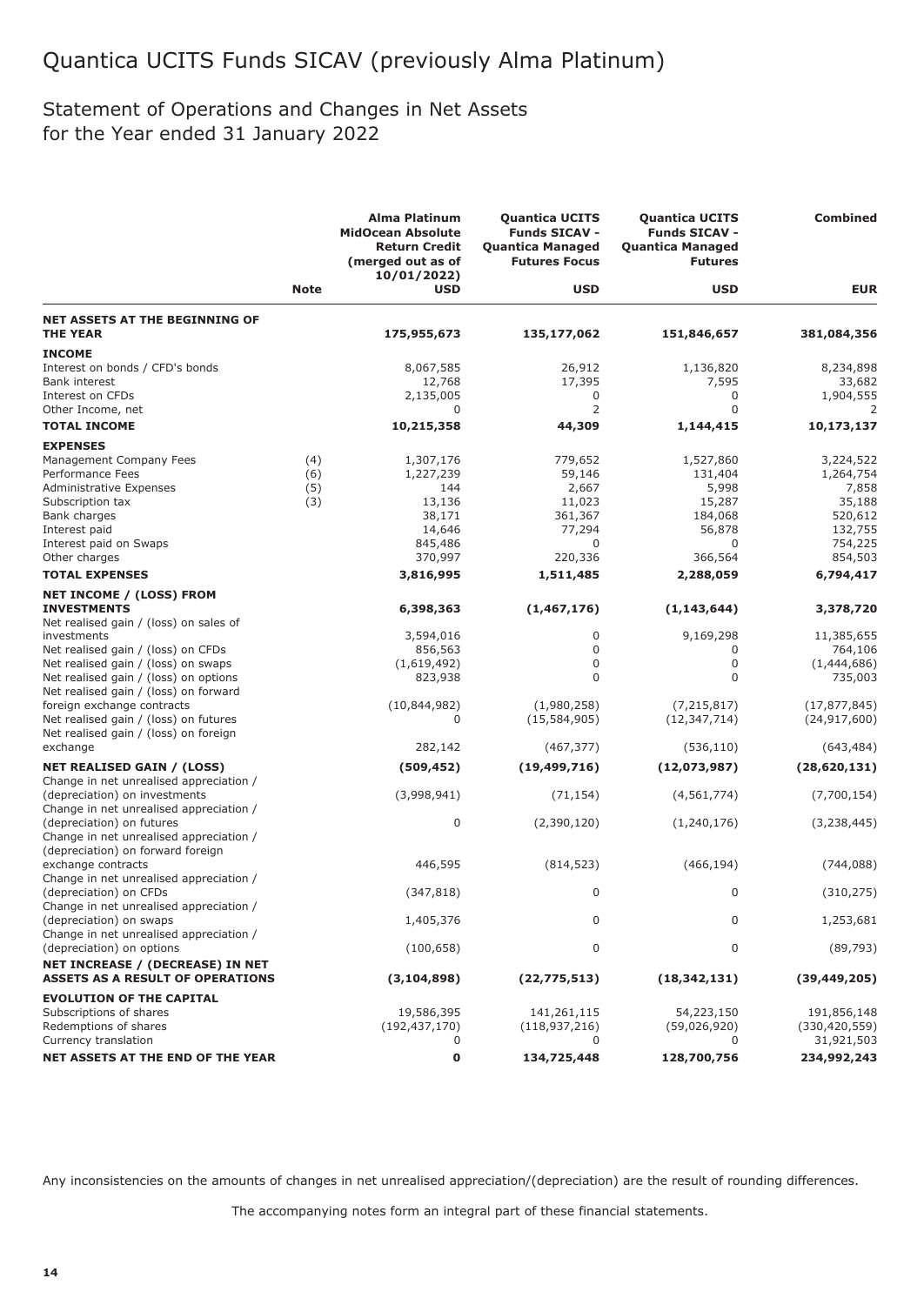# Quantica UCITS Funds SICAV (previously Alma Platinum)

## Statement of Operations and Changes in Net Assets for the Year ended 31 January 2022

| | Note | Alma Platinum MidOcean Absolute Return Credit (merged out as of 10/01/2022) USD | Quantica UCITS Funds SICAV - Quantica Managed Futures Focus USD | Quantica UCITS Funds SICAV - Quantica Managed Futures USD | Combined EUR |
|---|---|---|---|---|---|
| **NET ASSETS AT THE BEGINNING OF THE YEAR** | | **175,955,673** | **135,177,062** | **151,846,657** | **381,084,356** |
| **INCOME** | | | | | |
| Interest on bonds / CFD's bonds | | 8,067,585 | 26,912 | 1,136,820 | 8,234,898 |
| Bank interest | | 12,768 | 17,395 | 7,595 | 33,682 |
| Interest on CFDs | | 2,135,005 | 0 | 0 | 1,904,555 |
| Other Income, net | | 0 | 2 | 0 | 2 |
| **TOTAL INCOME** | | **10,215,358** | **44,309** | **1,144,415** | **10,173,137** |
| **EXPENSES** | | | | | |
| Management Company Fees | (4) | 1,307,176 | 779,652 | 1,527,860 | 3,224,522 |
| Performance Fees | (6) | 1,227,239 | 59,146 | 131,404 | 1,264,754 |
| Administrative Expenses | (5) | 144 | 2,667 | 5,998 | 7,858 |
| Subscription tax | (3) | 13,136 | 11,023 | 15,287 | 35,188 |
| Bank charges | | 38,171 | 361,367 | 184,068 | 520,612 |
| Interest paid | | 14,646 | 77,294 | 56,878 | 132,755 |
| Interest paid on Swaps | | 845,486 | 0 | 0 | 754,225 |
| Other charges | | 370,997 | 220,336 | 366,564 | 854,503 |
| **TOTAL EXPENSES** | | **3,816,995** | **1,511,485** | **2,288,059** | **6,794,417** |
| **NET INCOME / (LOSS) FROM INVESTMENTS** | | **6,398,363** | **(1,467,176)** | **(1,143,644)** | **3,378,720** |
| Net realised gain / (loss) on sales of investments | | 3,594,016 | 0 | 9,169,298 | 11,385,655 |
| Net realised gain / (loss) on CFDs | | 856,563 | 0 | 0 | 764,106 |
| Net realised gain / (loss) on swaps | | (1,619,492) | 0 | 0 | (1,444,686) |
| Net realised gain / (loss) on options | | 823,938 | 0 | 0 | 735,003 |
| Net realised gain / (loss) on forward foreign exchange contracts | | (10,844,982) | (1,980,258) | (7,215,817) | (17,877,845) |
| Net realised gain / (loss) on futures | | 0 | (15,584,905) | (12,347,714) | (24,917,600) |
| Net realised gain / (loss) on foreign exchange | | 282,142 | (467,377) | (536,110) | (643,484) |
| **NET REALISED GAIN / (LOSS)** | | **(509,452)** | **(19,499,716)** | **(12,073,987)** | **(28,620,131)** |
| Change in net unrealised appreciation / (depreciation) on investments | | (3,998,941) | (71,154) | (4,561,774) | (7,700,154) |
| Change in net unrealised appreciation / (depreciation) on futures | | 0 | (2,390,120) | (1,240,176) | (3,238,445) |
| Change in net unrealised appreciation / (depreciation) on forward foreign exchange contracts | | 446,595 | (814,523) | (466,194) | (744,088) |
| Change in net unrealised appreciation / (depreciation) on CFDs | | (347,818) | 0 | 0 | (310,275) |
| Change in net unrealised appreciation / (depreciation) on swaps | | 1,405,376 | 0 | 0 | 1,253,681 |
| Change in net unrealised appreciation / (depreciation) on options | | (100,658) | 0 | 0 | (89,793) |
| **NET INCREASE / (DECREASE) IN NET ASSETS AS A RESULT OF OPERATIONS** | | **(3,104,898)** | **(22,775,513)** | **(18,342,131)** | **(39,449,205)** |
| **EVOLUTION OF THE CAPITAL** | | | | | |
| Subscriptions of shares | | 19,586,395 | 141,261,115 | 54,223,150 | 191,856,148 |
| Redemptions of shares | | (192,437,170) | (118,937,216) | (59,026,920) | (330,420,559) |
| Currency translation | | 0 | 0 | 0 | 31,921,503 |
| **NET ASSETS AT THE END OF THE YEAR** | | **0** | **134,725,448** | **128,700,756** | **234,992,243** |

Any inconsistencies on the amounts of changes in net unrealised appreciation/(depreciation) are the result of rounding differences.

The accompanying notes form an integral part of these financial statements.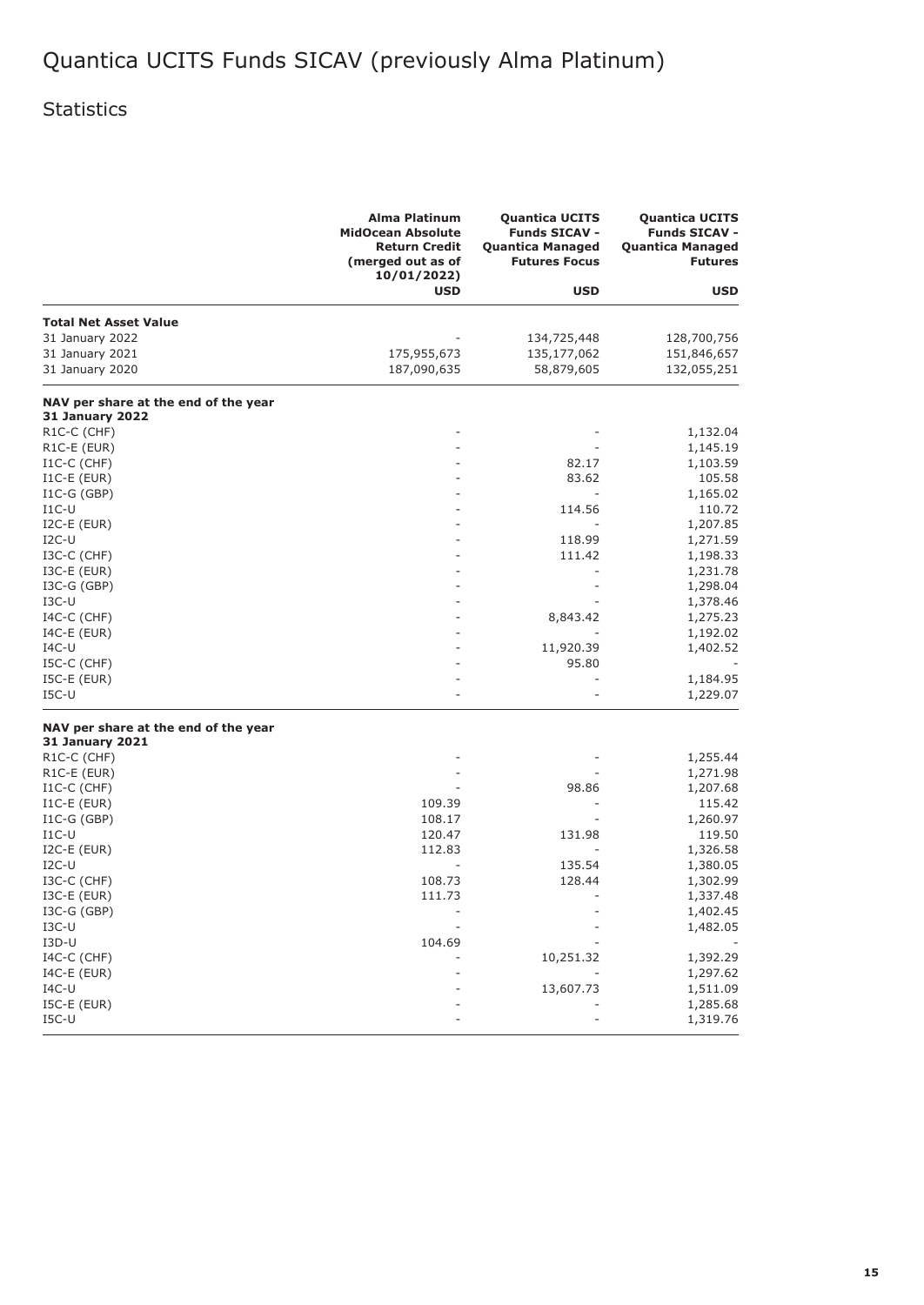# Quantica UCITS Funds SICAV (previously Alma Platinum)

## Statistics

| | Alma Platinum MidOcean Absolute Return Credit (merged out as of 10/01/2022) | Quantica UCITS Funds SICAV - Quantica Managed Futures Focus | Quantica UCITS Funds SICAV - Quantica Managed Futures |
|---|---|---|---|
| | USD | USD | USD |
| **Total Net Asset Value** | | | |
| 31 January 2022 | - | 134,725,448 | 128,700,756 |
| 31 January 2021 | 175,955,673 | 135,177,062 | 151,846,657 |
| 31 January 2020 | 187,090,635 | 58,879,605 | 132,055,251 |
| **NAV per share at the end of the year 31 January 2022** | | | |
| R1C-C (CHF) | - | - | 1,132.04 |
| R1C-E (EUR) | - | - | 1,145.19 |
| I1C-C (CHF) | - | 82.17 | 1,103.59 |
| I1C-E (EUR) | - | 83.62 | 105.58 |
| I1C-G (GBP) | - | - | 1,165.02 |
| I1C-U | - | 114.56 | 110.72 |
| I2C-E (EUR) | - | - | 1,207.85 |
| I2C-U | - | 118.99 | 1,271.59 |
| I3C-C (CHF) | - | 111.42 | 1,198.33 |
| I3C-E (EUR) | - | - | 1,231.78 |
| I3C-G (GBP) | - | - | 1,298.04 |
| I3C-U | - | - | 1,378.46 |
| I4C-C (CHF) | - | 8,843.42 | 1,275.23 |
| I4C-E (EUR) | - | - | 1,192.02 |
| I4C-U | - | 11,920.39 | 1,402.52 |
| I5C-C (CHF) | - | 95.80 | - |
| I5C-E (EUR) | - | - | 1,184.95 |
| I5C-U | - | - | 1,229.07 |
| **NAV per share at the end of the year 31 January 2021** | | | |
| R1C-C (CHF) | - | - | 1,255.44 |
| R1C-E (EUR) | - | - | 1,271.98 |
| I1C-C (CHF) | - | 98.86 | 1,207.68 |
| I1C-E (EUR) | 109.39 | - | 115.42 |
| I1C-G (GBP) | 108.17 | - | 1,260.97 |
| I1C-U | 120.47 | 131.98 | 119.50 |
| I2C-E (EUR) | 112.83 | - | 1,326.58 |
| I2C-U | - | 135.54 | 1,380.05 |
| I3C-C (CHF) | 108.73 | 128.44 | 1,302.99 |
| I3C-E (EUR) | 111.73 | - | 1,337.48 |
| I3C-G (GBP) | - | - | 1,402.45 |
| I3C-U | - | - | 1,482.05 |
| I3D-U | 104.69 | - | - |
| I4C-C (CHF) | - | 10,251.32 | 1,392.29 |
| I4C-E (EUR) | - | - | 1,297.62 |
| I4C-U | - | 13,607.73 | 1,511.09 |
| I5C-E (EUR) | - | - | 1,285.68 |
| I5C-U | - | - | 1,319.76 |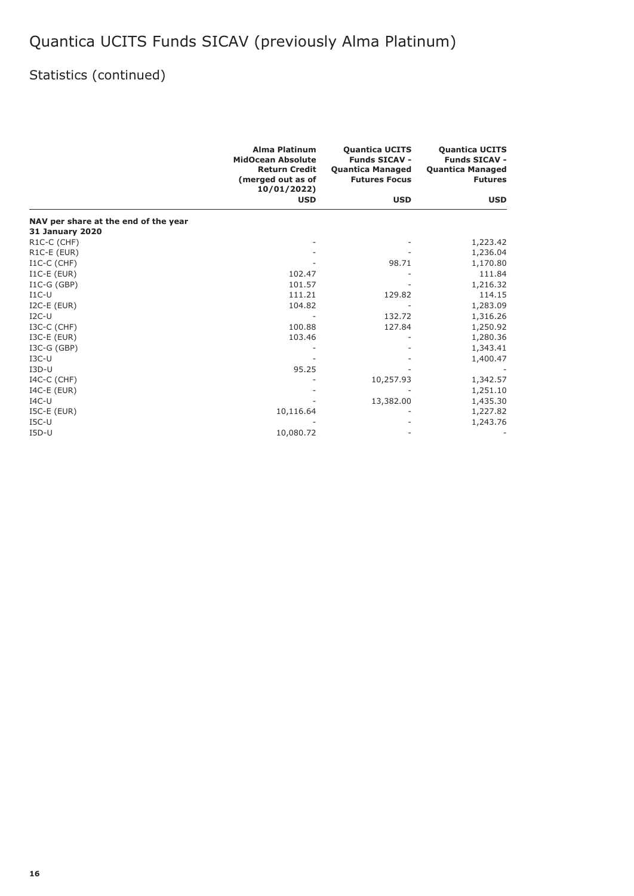# Quantica UCITS Funds SICAV (previously Alma Platinum)

## Statistics (continued)

| | Alma Platinum MidOcean Absolute Return Credit (merged out as of 10/01/2022) | Quantica UCITS Funds SICAV - Quantica Managed Futures Focus | Quantica UCITS Funds SICAV - Quantica Managed Futures |
|---|---|---|---|
| | USD | USD | USD |
| **NAV per share at the end of the year** | | | |
| **31 January 2020** | | | |
| R1C-C (CHF) | - | - | 1,223.42 |
| R1C-E (EUR) | - | - | 1,236.04 |
| I1C-C (CHF) | - | 98.71 | 1,170.80 |
| I1C-E (EUR) | 102.47 | - | 111.84 |
| I1C-G (GBP) | 101.57 | - | 1,216.32 |
| I1C-U | 111.21 | 129.82 | 114.15 |
| I2C-E (EUR) | 104.82 | - | 1,283.09 |
| I2C-U | - | 132.72 | 1,316.26 |
| I3C-C (CHF) | 100.88 | 127.84 | 1,250.92 |
| I3C-E (EUR) | 103.46 | - | 1,280.36 |
| I3C-G (GBP) | - | - | 1,343.41 |
| I3C-U | - | - | 1,400.47 |
| I3D-U | 95.25 | - | - |
| I4C-C (CHF) | - | 10,257.93 | 1,342.57 |
| I4C-E (EUR) | - | - | 1,251.10 |
| I4C-U | - | 13,382.00 | 1,435.30 |
| I5C-E (EUR) | 10,116.64 | - | 1,227.82 |
| I5C-U | - | - | 1,243.76 |
| I5D-U | 10,080.72 | - | - |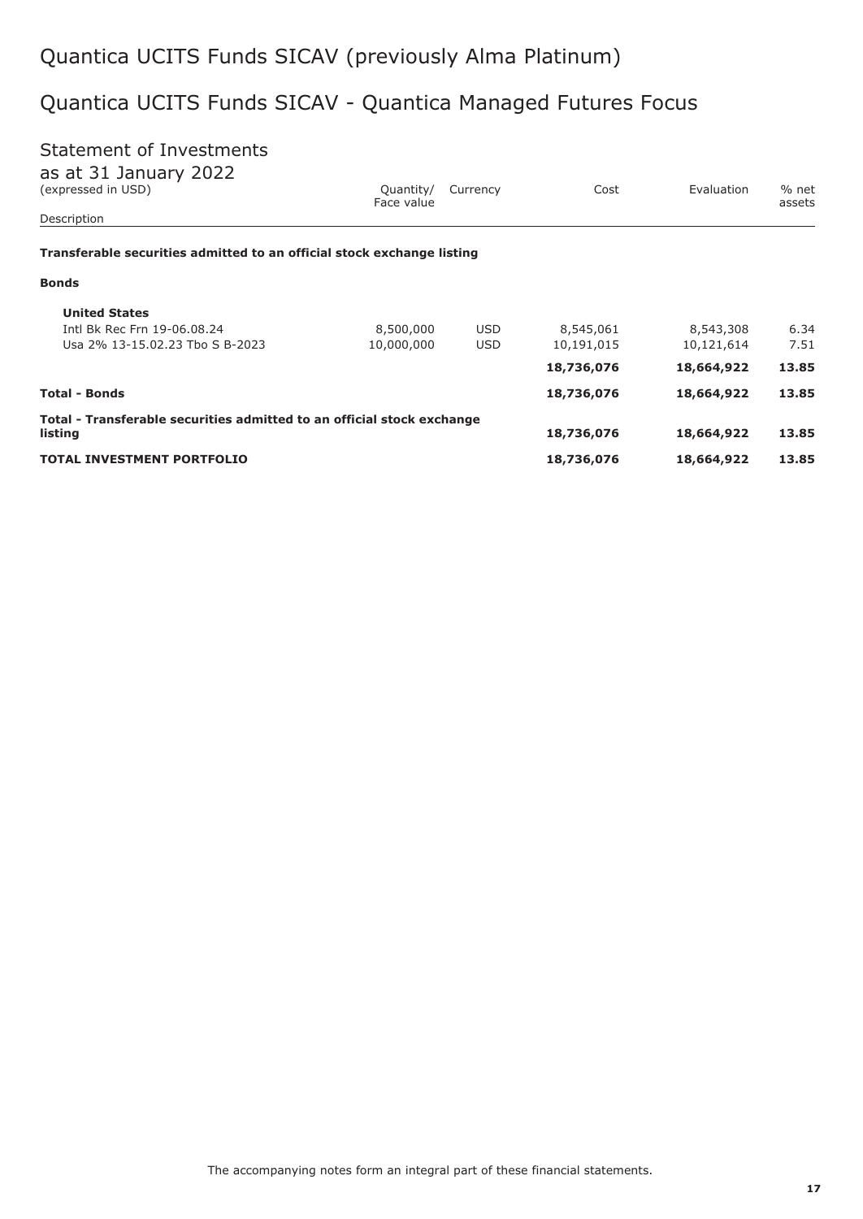# Quantica UCITS Funds SICAV (previously Alma Platinum)

## Quantica UCITS Funds SICAV - Quantica Managed Futures Focus

### Statement of Investments

as at 31 January 2022
(expressed in USD)

| Description | Quantity/ Face value | Currency | Cost | Evaluation | % net assets |
|---|---|---|---|---|---|
| **Transferable securities admitted to an official stock exchange listing** | | | | | |
| **Bonds** | | | | | |
| **United States** | | | | | |
| Intl Bk Rec Frn 19-06.08.24 | 8,500,000 | USD | 8,545,061 | 8,543,308 | 6.34 |
| Usa 2% 13-15.02.23 Tbo S B-2023 | 10,000,000 | USD | 10,191,015 | 10,121,614 | 7.51 |
| | | | **18,736,076** | **18,664,922** | **13.85** |
| **Total - Bonds** | | | **18,736,076** | **18,664,922** | **13.85** |
| **Total - Transferable securities admitted to an official stock exchange listing** | | | **18,736,076** | **18,664,922** | **13.85** |
| **TOTAL INVESTMENT PORTFOLIO** | | | **18,736,076** | **18,664,922** | **13.85** |

The accompanying notes form an integral part of these financial statements.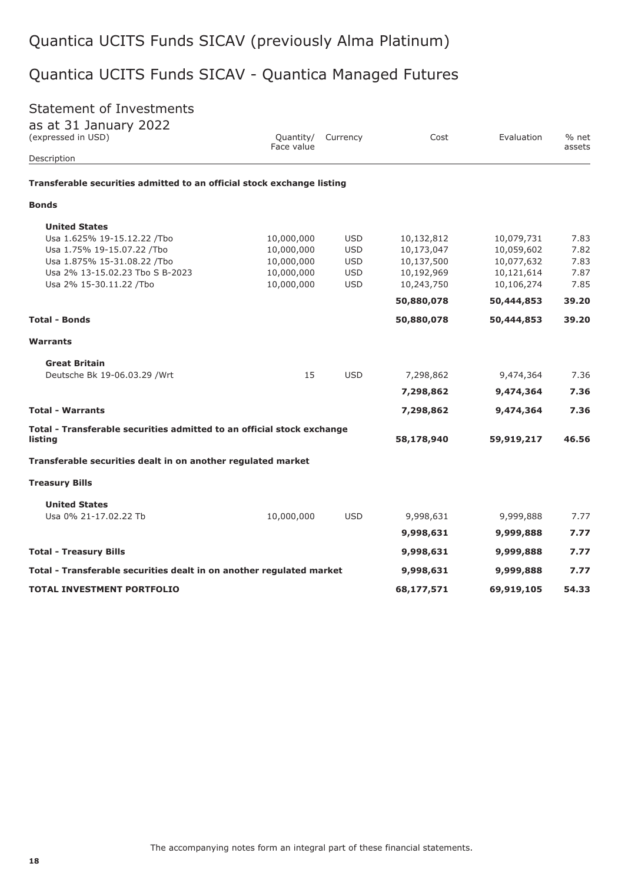# Quantica UCITS Funds SICAV (previously Alma Platinum)

# Quantica UCITS Funds SICAV - Quantica Managed Futures

## Statement of Investments

as at 31 January 2022
(expressed in USD)

| Description | Quantity/ Face value | Currency | Cost | Evaluation | % net assets |
|---|---|---|---|---|---|
| **Transferable securities admitted to an official stock exchange listing** | | | | | |
| **Bonds** | | | | | |
| **United States** | | | | | |
| Usa 1.625% 19-15.12.22 /Tbo | 10,000,000 | USD | 10,132,812 | 10,079,731 | 7.83 |
| Usa 1.75% 19-15.07.22 /Tbo | 10,000,000 | USD | 10,173,047 | 10,059,602 | 7.82 |
| Usa 1.875% 15-31.08.22 /Tbo | 10,000,000 | USD | 10,137,500 | 10,077,632 | 7.83 |
| Usa 2% 13-15.02.23 Tbo S B-2023 | 10,000,000 | USD | 10,192,969 | 10,121,614 | 7.87 |
| Usa 2% 15-30.11.22 /Tbo | 10,000,000 | USD | 10,243,750 | 10,106,274 | 7.85 |
| | | | **50,880,078** | **50,444,853** | **39.20** |
| **Total - Bonds** | | | **50,880,078** | **50,444,853** | **39.20** |
| **Warrants** | | | | | |
| **Great Britain** | | | | | |
| Deutsche Bk 19-06.03.29 /Wrt | 15 | USD | 7,298,862 | 9,474,364 | 7.36 |
| | | | **7,298,862** | **9,474,364** | **7.36** |
| **Total - Warrants** | | | **7,298,862** | **9,474,364** | **7.36** |
| **Total - Transferable securities admitted to an official stock exchange listing** | | | **58,178,940** | **59,919,217** | **46.56** |
| **Transferable securities dealt in on another regulated market** | | | | | |
| **Treasury Bills** | | | | | |
| **United States** | | | | | |
| Usa 0% 21-17.02.22 Tb | 10,000,000 | USD | 9,998,631 | 9,999,888 | 7.77 |
| | | | **9,998,631** | **9,999,888** | **7.77** |
| **Total - Treasury Bills** | | | **9,998,631** | **9,999,888** | **7.77** |
| **Total - Transferable securities dealt in on another regulated market** | | | **9,998,631** | **9,999,888** | **7.77** |
| **TOTAL INVESTMENT PORTFOLIO** | | | **68,177,571** | **69,919,105** | **54.33** |

The accompanying notes form an integral part of these financial statements.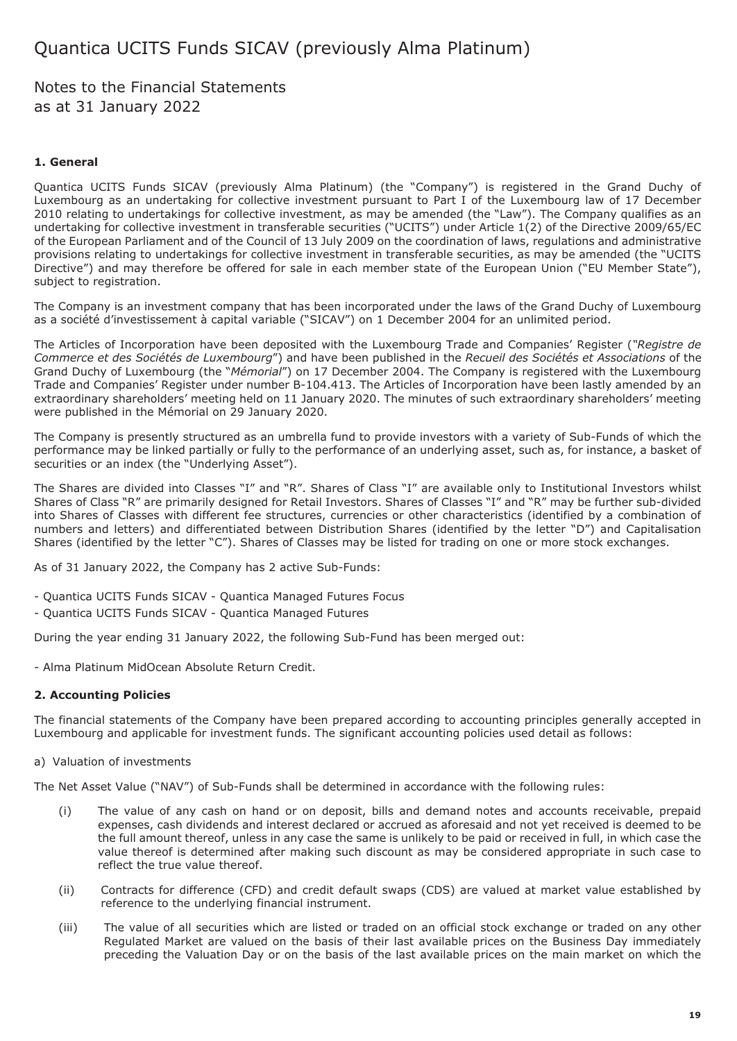# Quantica UCITS Funds SICAV (previously Alma Platinum)

## Notes to the Financial Statements as at 31 January 2022

### 1. General

Quantica UCITS Funds SICAV (previously Alma Platinum) (the "Company") is registered in the Grand Duchy of Luxembourg as an undertaking for collective investment pursuant to Part I of the Luxembourg law of 17 December 2010 relating to undertakings for collective investment, as may be amended (the "Law"). The Company qualifies as an undertaking for collective investment in transferable securities ("UCITS") under Article 1(2) of the Directive 2009/65/EC of the European Parliament and of the Council of 13 July 2009 on the coordination of laws, regulations and administrative provisions relating to undertakings for collective investment in transferable securities, as may be amended (the "UCITS Directive") and may therefore be offered for sale in each member state of the European Union ("EU Member State"), subject to registration.

The Company is an investment company that has been incorporated under the laws of the Grand Duchy of Luxembourg as a société d'investissement à capital variable ("SICAV") on 1 December 2004 for an unlimited period.

The Articles of Incorporation have been deposited with the Luxembourg Trade and Companies' Register (*"Registre de Commerce et des Sociétés de Luxembourg"*) and have been published in the *Recueil des Sociétés et Associations* of the Grand Duchy of Luxembourg (the "*Mémorial*") on 17 December 2004. The Company is registered with the Luxembourg Trade and Companies' Register under number B-104.413. The Articles of Incorporation have been lastly amended by an extraordinary shareholders' meeting held on 11 January 2020. The minutes of such extraordinary shareholders' meeting were published in the Mémorial on 29 January 2020.

The Company is presently structured as an umbrella fund to provide investors with a variety of Sub-Funds of which the performance may be linked partially or fully to the performance of an underlying asset, such as, for instance, a basket of securities or an index (the "Underlying Asset").

The Shares are divided into Classes "I" and "R". Shares of Class "I" are available only to Institutional Investors whilst Shares of Class "R" are primarily designed for Retail Investors. Shares of Classes "I" and "R" may be further sub-divided into Shares of Classes with different fee structures, currencies or other characteristics (identified by a combination of numbers and letters) and differentiated between Distribution Shares (identified by the letter "D") and Capitalisation Shares (identified by the letter "C"). Shares of Classes may be listed for trading on one or more stock exchanges.

As of 31 January 2022, the Company has 2 active Sub-Funds:

- Quantica UCITS Funds SICAV - Quantica Managed Futures Focus
- Quantica UCITS Funds SICAV - Quantica Managed Futures

During the year ending 31 January 2022, the following Sub-Fund has been merged out:

- Alma Platinum MidOcean Absolute Return Credit.

### 2. Accounting Policies

The financial statements of the Company have been prepared according to accounting principles generally accepted in Luxembourg and applicable for investment funds. The significant accounting policies used detail as follows:

a) Valuation of investments

The Net Asset Value ("NAV") of Sub-Funds shall be determined in accordance with the following rules:

(i) The value of any cash on hand or on deposit, bills and demand notes and accounts receivable, prepaid expenses, cash dividends and interest declared or accrued as aforesaid and not yet received is deemed to be the full amount thereof, unless in any case the same is unlikely to be paid or received in full, in which case the value thereof is determined after making such discount as may be considered appropriate in such case to reflect the true value thereof.

(ii) Contracts for difference (CFD) and credit default swaps (CDS) are valued at market value established by reference to the underlying financial instrument.

(iii) The value of all securities which are listed or traded on an official stock exchange or traded on any other Regulated Market are valued on the basis of their last available prices on the Business Day immediately preceding the Valuation Day or on the basis of the last available prices on the main market on which the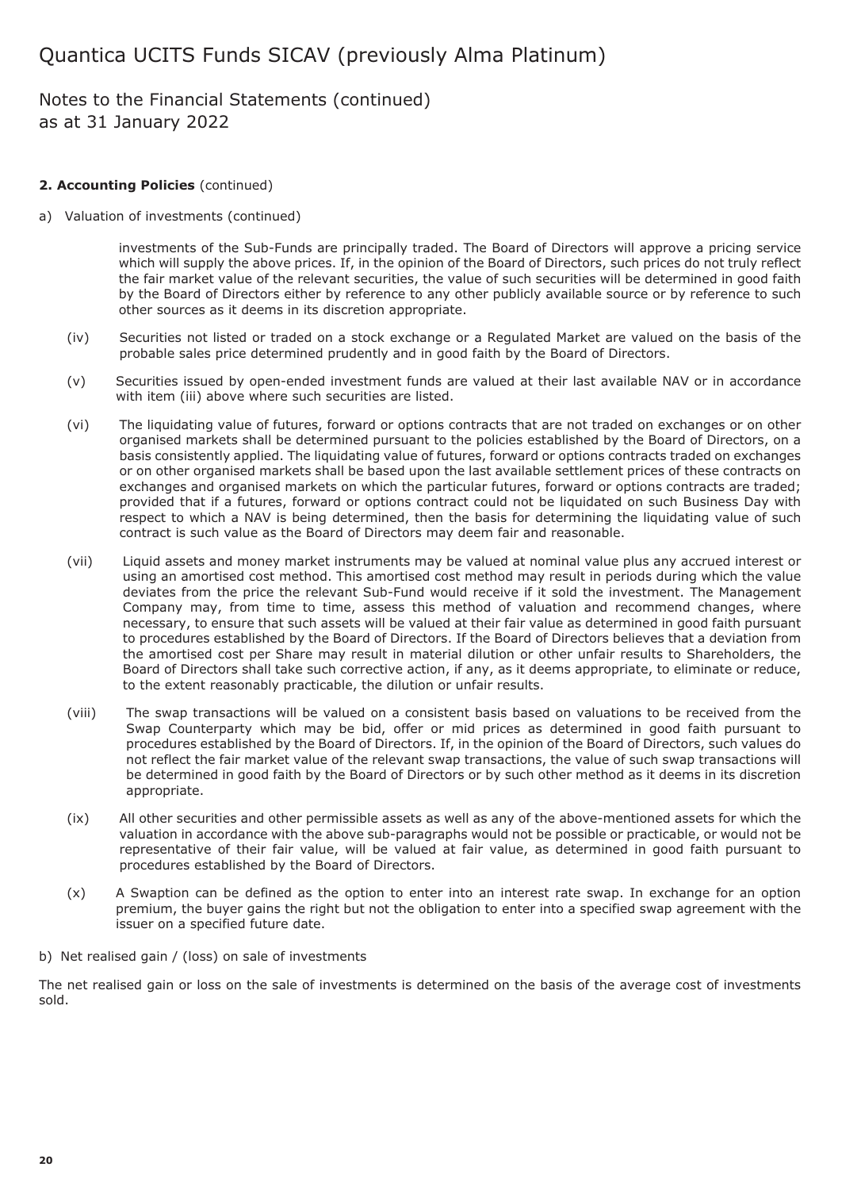## 2. Accounting Policies (continued)

a) Valuation of investments (continued)

investments of the Sub-Funds are principally traded. The Board of Directors will approve a pricing service which will supply the above prices. If, in the opinion of the Board of Directors, such prices do not truly reflect the fair market value of the relevant securities, the value of such securities will be determined in good faith by the Board of Directors either by reference to any other publicly available source or by reference to such other sources as it deems in its discretion appropriate.

(iv) Securities not listed or traded on a stock exchange or a Regulated Market are valued on the basis of the probable sales price determined prudently and in good faith by the Board of Directors.

(v) Securities issued by open-ended investment funds are valued at their last available NAV or in accordance with item (iii) above where such securities are listed.

(vi) The liquidating value of futures, forward or options contracts that are not traded on exchanges or on other organised markets shall be determined pursuant to the policies established by the Board of Directors, on a basis consistently applied. The liquidating value of futures, forward or options contracts traded on exchanges or on other organised markets shall be based upon the last available settlement prices of these contracts on exchanges and organised markets on which the particular futures, forward or options contracts are traded; provided that if a futures, forward or options contract could not be liquidated on such Business Day with respect to which a NAV is being determined, then the basis for determining the liquidating value of such contract is such value as the Board of Directors may deem fair and reasonable.

(vii) Liquid assets and money market instruments may be valued at nominal value plus any accrued interest or using an amortised cost method. This amortised cost method may result in periods during which the value deviates from the price the relevant Sub-Fund would receive if it sold the investment. The Management Company may, from time to time, assess this method of valuation and recommend changes, where necessary, to ensure that such assets will be valued at their fair value as determined in good faith pursuant to procedures established by the Board of Directors. If the Board of Directors believes that a deviation from the amortised cost per Share may result in material dilution or other unfair results to Shareholders, the Board of Directors shall take such corrective action, if any, as it deems appropriate, to eliminate or reduce, to the extent reasonably practicable, the dilution or unfair results.

(viii) The swap transactions will be valued on a consistent basis based on valuations to be received from the Swap Counterparty which may be bid, offer or mid prices as determined in good faith pursuant to procedures established by the Board of Directors. If, in the opinion of the Board of Directors, such values do not reflect the fair market value of the relevant swap transactions, the value of such swap transactions will be determined in good faith by the Board of Directors or by such other method as it deems in its discretion appropriate.

(ix) All other securities and other permissible assets as well as any of the above-mentioned assets for which the valuation in accordance with the above sub-paragraphs would not be possible or practicable, or would not be representative of their fair value, will be valued at fair value, as determined in good faith pursuant to procedures established by the Board of Directors.

(x) A Swaption can be defined as the option to enter into an interest rate swap. In exchange for an option premium, the buyer gains the right but not the obligation to enter into a specified swap agreement with the issuer on a specified future date.

b) Net realised gain / (loss) on sale of investments

The net realised gain or loss on the sale of investments is determined on the basis of the average cost of investments sold.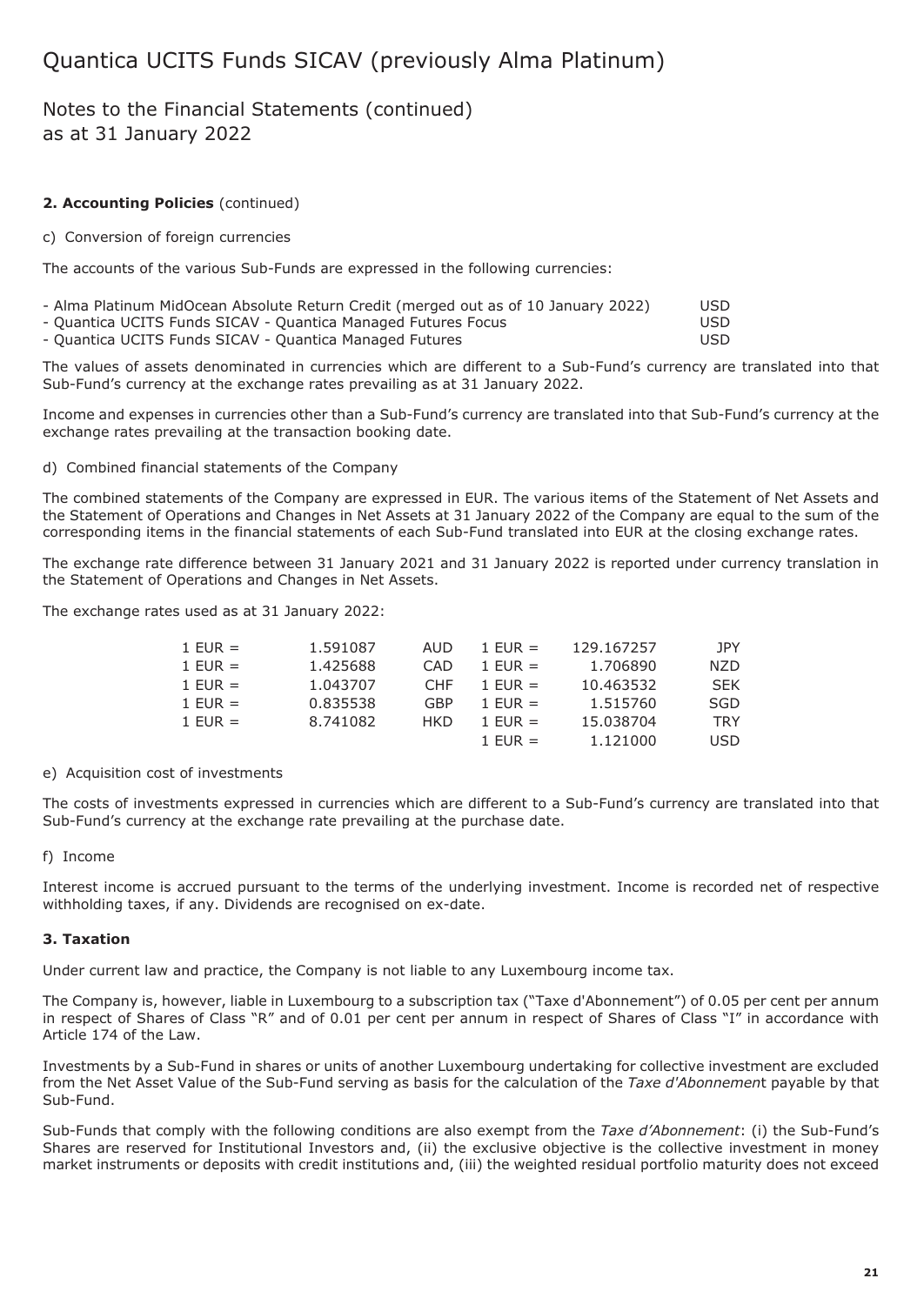# Quantica UCITS Funds SICAV (previously Alma Platinum)

## Notes to the Financial Statements (continued)
## as at 31 January 2022

**2. Accounting Policies** (continued)

c) Conversion of foreign currencies

The accounts of the various Sub-Funds are expressed in the following currencies:

| | |
|---|---|
| - Alma Platinum MidOcean Absolute Return Credit (merged out as of 10 January 2022) | USD |
| - Quantica UCITS Funds SICAV - Quantica Managed Futures Focus | USD |
| - Quantica UCITS Funds SICAV - Quantica Managed Futures | USD |

The values of assets denominated in currencies which are different to a Sub-Fund's currency are translated into that Sub-Fund's currency at the exchange rates prevailing as at 31 January 2022.

Income and expenses in currencies other than a Sub-Fund's currency are translated into that Sub-Fund's currency at the exchange rates prevailing at the transaction booking date.

d) Combined financial statements of the Company

The combined statements of the Company are expressed in EUR. The various items of the Statement of Net Assets and the Statement of Operations and Changes in Net Assets at 31 January 2022 of the Company are equal to the sum of the corresponding items in the financial statements of each Sub-Fund translated into EUR at the closing exchange rates.

The exchange rate difference between 31 January 2021 and 31 January 2022 is reported under currency translation in the Statement of Operations and Changes in Net Assets.

The exchange rates used as at 31 January 2022:

| | | | | | |
|---|---|---|---|---|---|
| 1 EUR = | 1.591087 | AUD | 1 EUR = | 129.167257 | JPY |
| 1 EUR = | 1.425688 | CAD | 1 EUR = | 1.706890 | NZD |
| 1 EUR = | 1.043707 | CHF | 1 EUR = | 10.463532 | SEK |
| 1 EUR = | 0.835538 | GBP | 1 EUR = | 1.515760 | SGD |
| 1 EUR = | 8.741082 | HKD | 1 EUR = | 15.038704 | TRY |
| | | | 1 EUR = | 1.121000 | USD |

e) Acquisition cost of investments

The costs of investments expressed in currencies which are different to a Sub-Fund's currency are translated into that Sub-Fund's currency at the exchange rate prevailing at the purchase date.

f) Income

Interest income is accrued pursuant to the terms of the underlying investment. Income is recorded net of respective withholding taxes, if any. Dividends are recognised on ex-date.

**3. Taxation**

Under current law and practice, the Company is not liable to any Luxembourg income tax.

The Company is, however, liable in Luxembourg to a subscription tax ("Taxe d'Abonnement") of 0.05 per cent per annum in respect of Shares of Class "R" and of 0.01 per cent per annum in respect of Shares of Class "I" in accordance with Article 174 of the Law.

Investments by a Sub-Fund in shares or units of another Luxembourg undertaking for collective investment are excluded from the Net Asset Value of the Sub-Fund serving as basis for the calculation of the *Taxe d'Abonnement* payable by that Sub-Fund.

Sub-Funds that comply with the following conditions are also exempt from the *Taxe d'Abonnement*: (i) the Sub-Fund's Shares are reserved for Institutional Investors and, (ii) the exclusive objective is the collective investment in money market instruments or deposits with credit institutions and, (iii) the weighted residual portfolio maturity does not exceed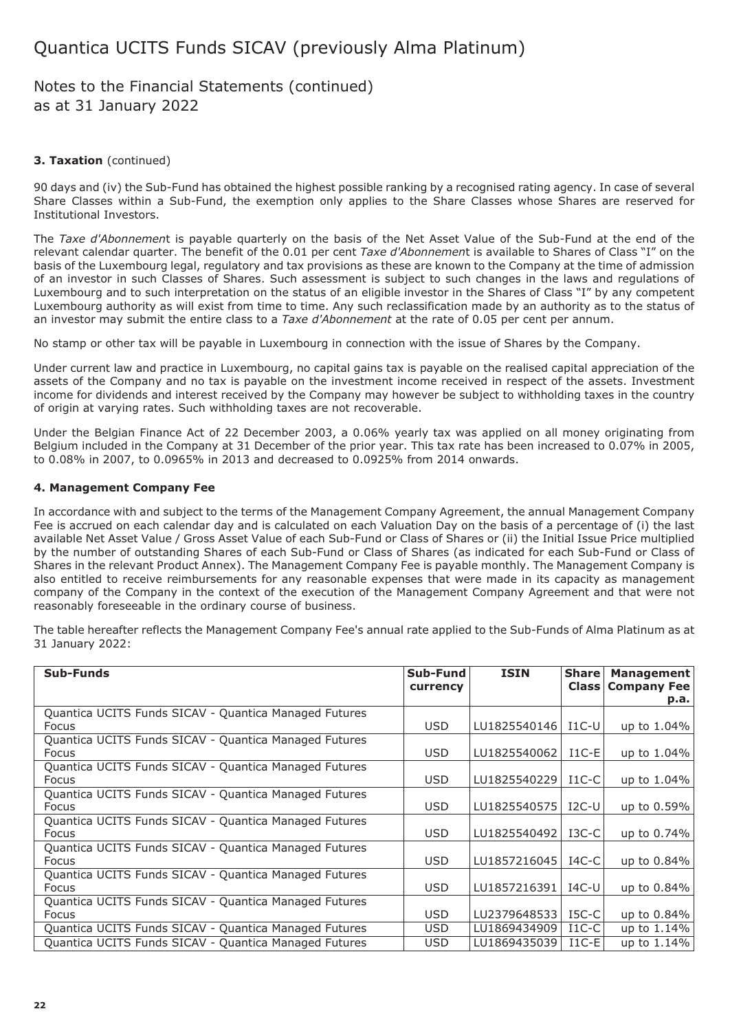**3. Taxation** (continued)

90 days and (iv) the Sub-Fund has obtained the highest possible ranking by a recognised rating agency. In case of several Share Classes within a Sub-Fund, the exemption only applies to the Share Classes whose Shares are reserved for Institutional Investors.

The *Taxe d'Abonnement* is payable quarterly on the basis of the Net Asset Value of the Sub-Fund at the end of the relevant calendar quarter. The benefit of the 0.01 per cent *Taxe d'Abonnement* is available to Shares of Class "I" on the basis of the Luxembourg legal, regulatory and tax provisions as these are known to the Company at the time of admission of an investor in such Classes of Shares. Such assessment is subject to such changes in the laws and regulations of Luxembourg and to such interpretation on the status of an eligible investor in the Shares of Class "I" by any competent Luxembourg authority as will exist from time to time. Any such reclassification made by an authority as to the status of an investor may submit the entire class to a *Taxe d'Abonnement* at the rate of 0.05 per cent per annum.

No stamp or other tax will be payable in Luxembourg in connection with the issue of Shares by the Company.

Under current law and practice in Luxembourg, no capital gains tax is payable on the realised capital appreciation of the assets of the Company and no tax is payable on the investment income received in respect of the assets. Investment income for dividends and interest received by the Company may however be subject to withholding taxes in the country of origin at varying rates. Such withholding taxes are not recoverable.

Under the Belgian Finance Act of 22 December 2003, a 0.06% yearly tax was applied on all money originating from Belgium included in the Company at 31 December of the prior year. This tax rate has been increased to 0.07% in 2005, to 0.08% in 2007, to 0.0965% in 2013 and decreased to 0.0925% from 2014 onwards.

**4. Management Company Fee**

In accordance with and subject to the terms of the Management Company Agreement, the annual Management Company Fee is accrued on each calendar day and is calculated on each Valuation Day on the basis of a percentage of (i) the last available Net Asset Value / Gross Asset Value of each Sub-Fund or Class of Shares or (ii) the Initial Issue Price multiplied by the number of outstanding Shares of each Sub-Fund or Class of Shares (as indicated for each Sub-Fund or Class of Shares in the relevant Product Annex). The Management Company Fee is payable monthly. The Management Company is also entitled to receive reimbursements for any reasonable expenses that were made in its capacity as management company of the Company in the context of the execution of the Management Company Agreement and that were not reasonably foreseeable in the ordinary course of business.

The table hereafter reflects the Management Company Fee's annual rate applied to the Sub-Funds of Alma Platinum as at 31 January 2022:

| Sub-Funds | Sub-Fund currency | ISIN | Share Class | Management Company Fee p.a. |
|---|---|---|---|---|
| Quantica UCITS Funds SICAV - Quantica Managed Futures Focus | USD | LU1825540146 | I1C-U | up to 1.04% |
| Quantica UCITS Funds SICAV - Quantica Managed Futures Focus | USD | LU1825540062 | I1C-E | up to 1.04% |
| Quantica UCITS Funds SICAV - Quantica Managed Futures Focus | USD | LU1825540229 | I1C-C | up to 1.04% |
| Quantica UCITS Funds SICAV - Quantica Managed Futures Focus | USD | LU1825540575 | I2C-U | up to 0.59% |
| Quantica UCITS Funds SICAV - Quantica Managed Futures Focus | USD | LU1825540492 | I3C-C | up to 0.74% |
| Quantica UCITS Funds SICAV - Quantica Managed Futures Focus | USD | LU1857216045 | I4C-C | up to 0.84% |
| Quantica UCITS Funds SICAV - Quantica Managed Futures Focus | USD | LU1857216391 | I4C-U | up to 0.84% |
| Quantica UCITS Funds SICAV - Quantica Managed Futures Focus | USD | LU2379648533 | I5C-C | up to 0.84% |
| Quantica UCITS Funds SICAV - Quantica Managed Futures | USD | LU1869434909 | I1C-C | up to 1.14% |
| Quantica UCITS Funds SICAV - Quantica Managed Futures | USD | LU1869435039 | I1C-E | up to 1.14% |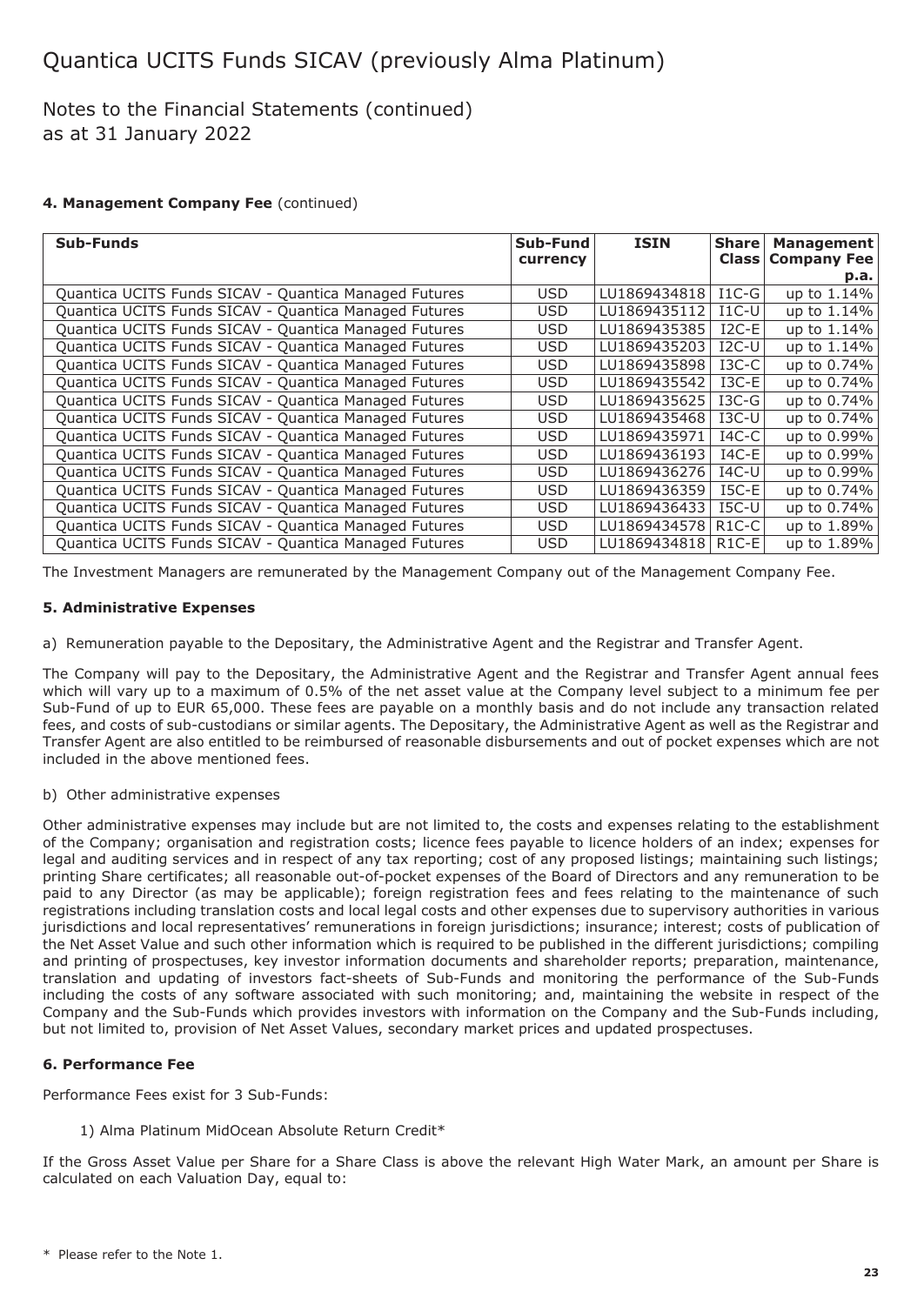# Quantica UCITS Funds SICAV (previously Alma Platinum)

Notes to the Financial Statements (continued)
as at 31 January 2022

### 4. Management Company Fee (continued)

| Sub-Funds | Sub-Fund currency | ISIN | Share Class | Management Company Fee p.a. |
|---|---|---|---|---|
| Quantica UCITS Funds SICAV - Quantica Managed Futures | USD | LU1869434818 | I1C-G | up to 1.14% |
| Quantica UCITS Funds SICAV - Quantica Managed Futures | USD | LU1869435112 | I1C-U | up to 1.14% |
| Quantica UCITS Funds SICAV - Quantica Managed Futures | USD | LU1869435385 | I2C-E | up to 1.14% |
| Quantica UCITS Funds SICAV - Quantica Managed Futures | USD | LU1869435203 | I2C-U | up to 1.14% |
| Quantica UCITS Funds SICAV - Quantica Managed Futures | USD | LU1869435898 | I3C-C | up to 0.74% |
| Quantica UCITS Funds SICAV - Quantica Managed Futures | USD | LU1869435542 | I3C-E | up to 0.74% |
| Quantica UCITS Funds SICAV - Quantica Managed Futures | USD | LU1869435625 | I3C-G | up to 0.74% |
| Quantica UCITS Funds SICAV - Quantica Managed Futures | USD | LU1869435468 | I3C-U | up to 0.74% |
| Quantica UCITS Funds SICAV - Quantica Managed Futures | USD | LU1869435971 | I4C-C | up to 0.99% |
| Quantica UCITS Funds SICAV - Quantica Managed Futures | USD | LU1869436193 | I4C-E | up to 0.99% |
| Quantica UCITS Funds SICAV - Quantica Managed Futures | USD | LU1869436276 | I4C-U | up to 0.99% |
| Quantica UCITS Funds SICAV - Quantica Managed Futures | USD | LU1869436359 | I5C-E | up to 0.74% |
| Quantica UCITS Funds SICAV - Quantica Managed Futures | USD | LU1869436433 | I5C-U | up to 0.74% |
| Quantica UCITS Funds SICAV - Quantica Managed Futures | USD | LU1869434578 | R1C-C | up to 1.89% |
| Quantica UCITS Funds SICAV - Quantica Managed Futures | USD | LU1869434818 | R1C-E | up to 1.89% |

The Investment Managers are remunerated by the Management Company out of the Management Company Fee.

### 5. Administrative Expenses

a) Remuneration payable to the Depositary, the Administrative Agent and the Registrar and Transfer Agent.

The Company will pay to the Depositary, the Administrative Agent and the Registrar and Transfer Agent annual fees which will vary up to a maximum of 0.5% of the net asset value at the Company level subject to a minimum fee per Sub-Fund of up to EUR 65,000. These fees are payable on a monthly basis and do not include any transaction related fees, and costs of sub-custodians or similar agents. The Depositary, the Administrative Agent as well as the Registrar and Transfer Agent are also entitled to be reimbursed of reasonable disbursements and out of pocket expenses which are not included in the above mentioned fees.

b) Other administrative expenses

Other administrative expenses may include but are not limited to, the costs and expenses relating to the establishment of the Company; organisation and registration costs; licence fees payable to licence holders of an index; expenses for legal and auditing services and in respect of any tax reporting; cost of any proposed listings; maintaining such listings; printing Share certificates; all reasonable out-of-pocket expenses of the Board of Directors and any remuneration to be paid to any Director (as may be applicable); foreign registration fees and fees relating to the maintenance of such registrations including translation costs and local legal costs and other expenses due to supervisory authorities in various jurisdictions and local representatives' remunerations in foreign jurisdictions; insurance; interest; costs of publication of the Net Asset Value and such other information which is required to be published in the different jurisdictions; compiling and printing of prospectuses, key investor information documents and shareholder reports; preparation, maintenance, translation and updating of investors fact-sheets of Sub-Funds and monitoring the performance of the Sub-Funds including the costs of any software associated with such monitoring; and, maintaining the website in respect of the Company and the Sub-Funds which provides investors with information on the Company and the Sub-Funds including, but not limited to, provision of Net Asset Values, secondary market prices and updated prospectuses.

### 6. Performance Fee

Performance Fees exist for 3 Sub-Funds:

1) Alma Platinum MidOcean Absolute Return Credit*

If the Gross Asset Value per Share for a Share Class is above the relevant High Water Mark, an amount per Share is calculated on each Valuation Day, equal to:

\* Please refer to the Note 1.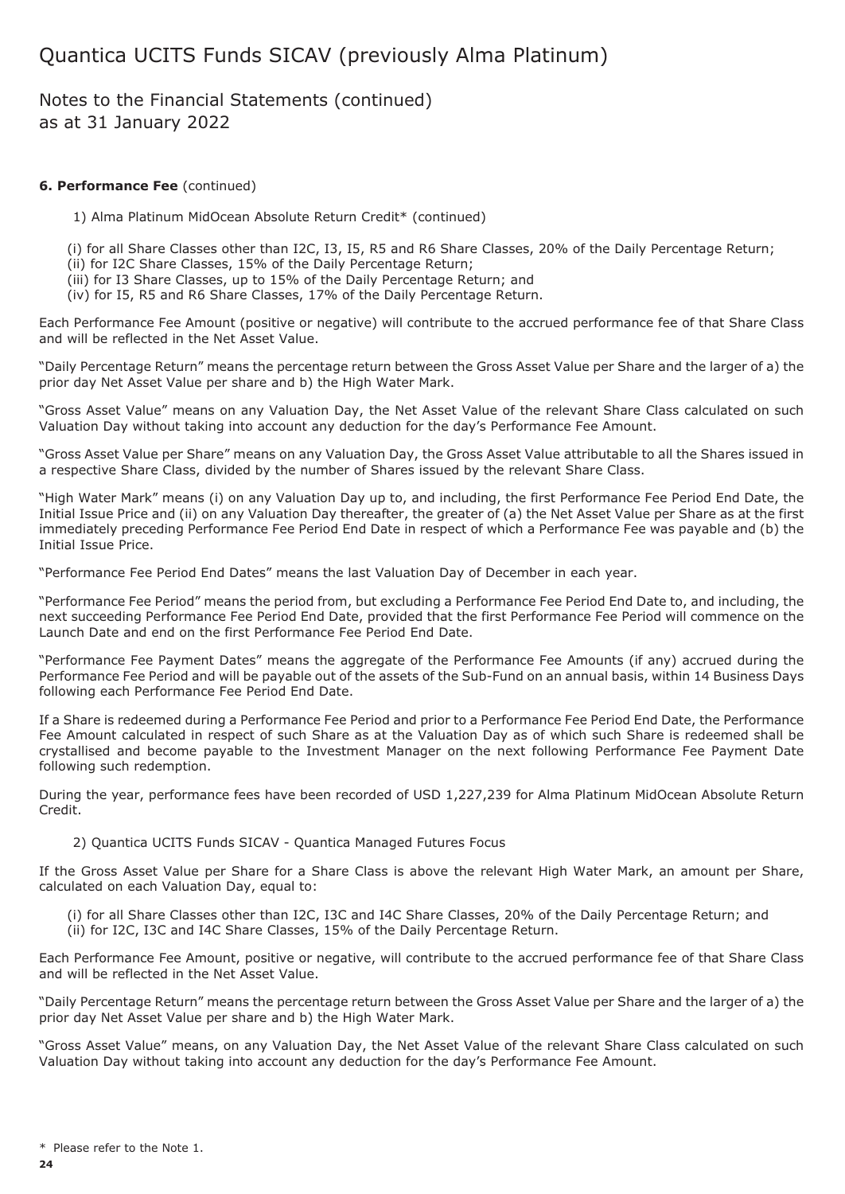# Quantica UCITS Funds SICAV (previously Alma Platinum)

Notes to the Financial Statements (continued)
as at 31 January 2022

**6. Performance Fee** (continued)

1) Alma Platinum MidOcean Absolute Return Credit* (continued)

(i) for all Share Classes other than I2C, I3, I5, R5 and R6 Share Classes, 20% of the Daily Percentage Return;
(ii) for I2C Share Classes, 15% of the Daily Percentage Return;
(iii) for I3 Share Classes, up to 15% of the Daily Percentage Return; and
(iv) for I5, R5 and R6 Share Classes, 17% of the Daily Percentage Return.

Each Performance Fee Amount (positive or negative) will contribute to the accrued performance fee of that Share Class and will be reflected in the Net Asset Value.

"Daily Percentage Return" means the percentage return between the Gross Asset Value per Share and the larger of a) the prior day Net Asset Value per share and b) the High Water Mark.

"Gross Asset Value" means on any Valuation Day, the Net Asset Value of the relevant Share Class calculated on such Valuation Day without taking into account any deduction for the day's Performance Fee Amount.

"Gross Asset Value per Share" means on any Valuation Day, the Gross Asset Value attributable to all the Shares issued in a respective Share Class, divided by the number of Shares issued by the relevant Share Class.

"High Water Mark" means (i) on any Valuation Day up to, and including, the first Performance Fee Period End Date, the Initial Issue Price and (ii) on any Valuation Day thereafter, the greater of (a) the Net Asset Value per Share as at the first immediately preceding Performance Fee Period End Date in respect of which a Performance Fee was payable and (b) the Initial Issue Price.

"Performance Fee Period End Dates" means the last Valuation Day of December in each year.

"Performance Fee Period" means the period from, but excluding a Performance Fee Period End Date to, and including, the next succeeding Performance Fee Period End Date, provided that the first Performance Fee Period will commence on the Launch Date and end on the first Performance Fee Period End Date.

"Performance Fee Payment Dates" means the aggregate of the Performance Fee Amounts (if any) accrued during the Performance Fee Period and will be payable out of the assets of the Sub-Fund on an annual basis, within 14 Business Days following each Performance Fee Period End Date.

If a Share is redeemed during a Performance Fee Period and prior to a Performance Fee Period End Date, the Performance Fee Amount calculated in respect of such Share as at the Valuation Day as of which such Share is redeemed shall be crystallised and become payable to the Investment Manager on the next following Performance Fee Payment Date following such redemption.

During the year, performance fees have been recorded of USD 1,227,239 for Alma Platinum MidOcean Absolute Return Credit.

2) Quantica UCITS Funds SICAV - Quantica Managed Futures Focus

If the Gross Asset Value per Share for a Share Class is above the relevant High Water Mark, an amount per Share, calculated on each Valuation Day, equal to:

(i) for all Share Classes other than I2C, I3C and I4C Share Classes, 20% of the Daily Percentage Return; and
(ii) for I2C, I3C and I4C Share Classes, 15% of the Daily Percentage Return.

Each Performance Fee Amount, positive or negative, will contribute to the accrued performance fee of that Share Class and will be reflected in the Net Asset Value.

"Daily Percentage Return" means the percentage return between the Gross Asset Value per Share and the larger of a) the prior day Net Asset Value per share and b) the High Water Mark.

"Gross Asset Value" means, on any Valuation Day, the Net Asset Value of the relevant Share Class calculated on such Valuation Day without taking into account any deduction for the day's Performance Fee Amount.

\* Please refer to the Note 1.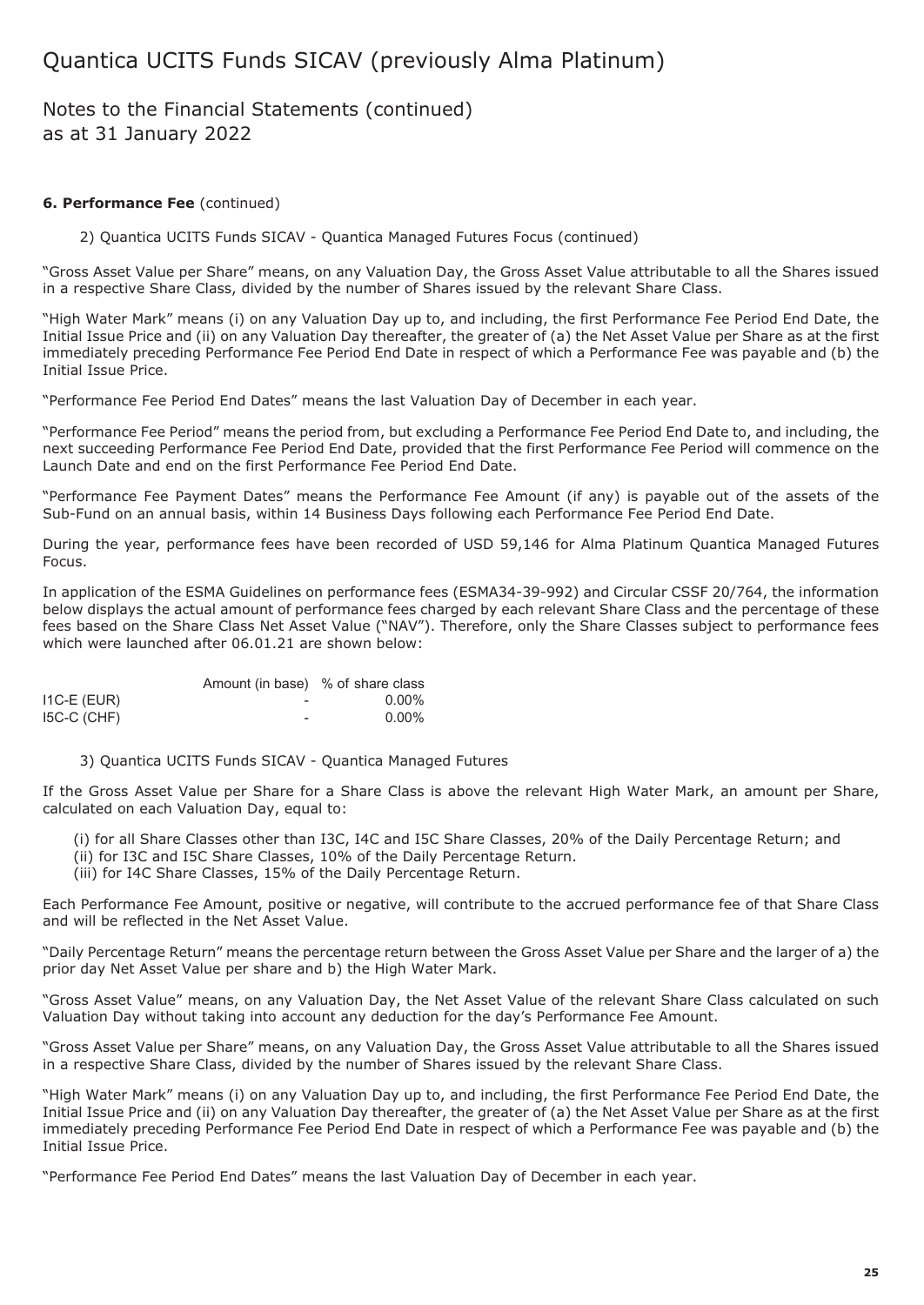# Quantica UCITS Funds SICAV (previously Alma Platinum)

Notes to the Financial Statements (continued)
as at 31 January 2022

**6. Performance Fee** (continued)

2) Quantica UCITS Funds SICAV - Quantica Managed Futures Focus (continued)

"Gross Asset Value per Share" means, on any Valuation Day, the Gross Asset Value attributable to all the Shares issued in a respective Share Class, divided by the number of Shares issued by the relevant Share Class.

"High Water Mark" means (i) on any Valuation Day up to, and including, the first Performance Fee Period End Date, the Initial Issue Price and (ii) on any Valuation Day thereafter, the greater of (a) the Net Asset Value per Share as at the first immediately preceding Performance Fee Period End Date in respect of which a Performance Fee was payable and (b) the Initial Issue Price.

"Performance Fee Period End Dates" means the last Valuation Day of December in each year.

"Performance Fee Period" means the period from, but excluding a Performance Fee Period End Date to, and including, the next succeeding Performance Fee Period End Date, provided that the first Performance Fee Period will commence on the Launch Date and end on the first Performance Fee Period End Date.

"Performance Fee Payment Dates" means the Performance Fee Amount (if any) is payable out of the assets of the Sub-Fund on an annual basis, within 14 Business Days following each Performance Fee Period End Date.

During the year, performance fees have been recorded of USD 59,146 for Alma Platinum Quantica Managed Futures Focus.

In application of the ESMA Guidelines on performance fees (ESMA34-39-992) and Circular CSSF 20/764, the information below displays the actual amount of performance fees charged by each relevant Share Class and the percentage of these fees based on the Share Class Net Asset Value ("NAV"). Therefore, only the Share Classes subject to performance fees which were launched after 06.01.21 are shown below:

| | Amount (in base) | % of share class |
|---|---|---|
| I1C-E (EUR) | - | 0.00% |
| I5C-C (CHF) | - | 0.00% |

3) Quantica UCITS Funds SICAV - Quantica Managed Futures

If the Gross Asset Value per Share for a Share Class is above the relevant High Water Mark, an amount per Share, calculated on each Valuation Day, equal to:

(i) for all Share Classes other than I3C, I4C and I5C Share Classes, 20% of the Daily Percentage Return; and
(ii) for I3C and I5C Share Classes, 10% of the Daily Percentage Return.
(iii) for I4C Share Classes, 15% of the Daily Percentage Return.

Each Performance Fee Amount, positive or negative, will contribute to the accrued performance fee of that Share Class and will be reflected in the Net Asset Value.

"Daily Percentage Return" means the percentage return between the Gross Asset Value per Share and the larger of a) the prior day Net Asset Value per share and b) the High Water Mark.

"Gross Asset Value" means, on any Valuation Day, the Net Asset Value of the relevant Share Class calculated on such Valuation Day without taking into account any deduction for the day's Performance Fee Amount.

"Gross Asset Value per Share" means, on any Valuation Day, the Gross Asset Value attributable to all the Shares issued in a respective Share Class, divided by the number of Shares issued by the relevant Share Class.

"High Water Mark" means (i) on any Valuation Day up to, and including, the first Performance Fee Period End Date, the Initial Issue Price and (ii) on any Valuation Day thereafter, the greater of (a) the Net Asset Value per Share as at the first immediately preceding Performance Fee Period End Date in respect of which a Performance Fee was payable and (b) the Initial Issue Price.

"Performance Fee Period End Dates" means the last Valuation Day of December in each year.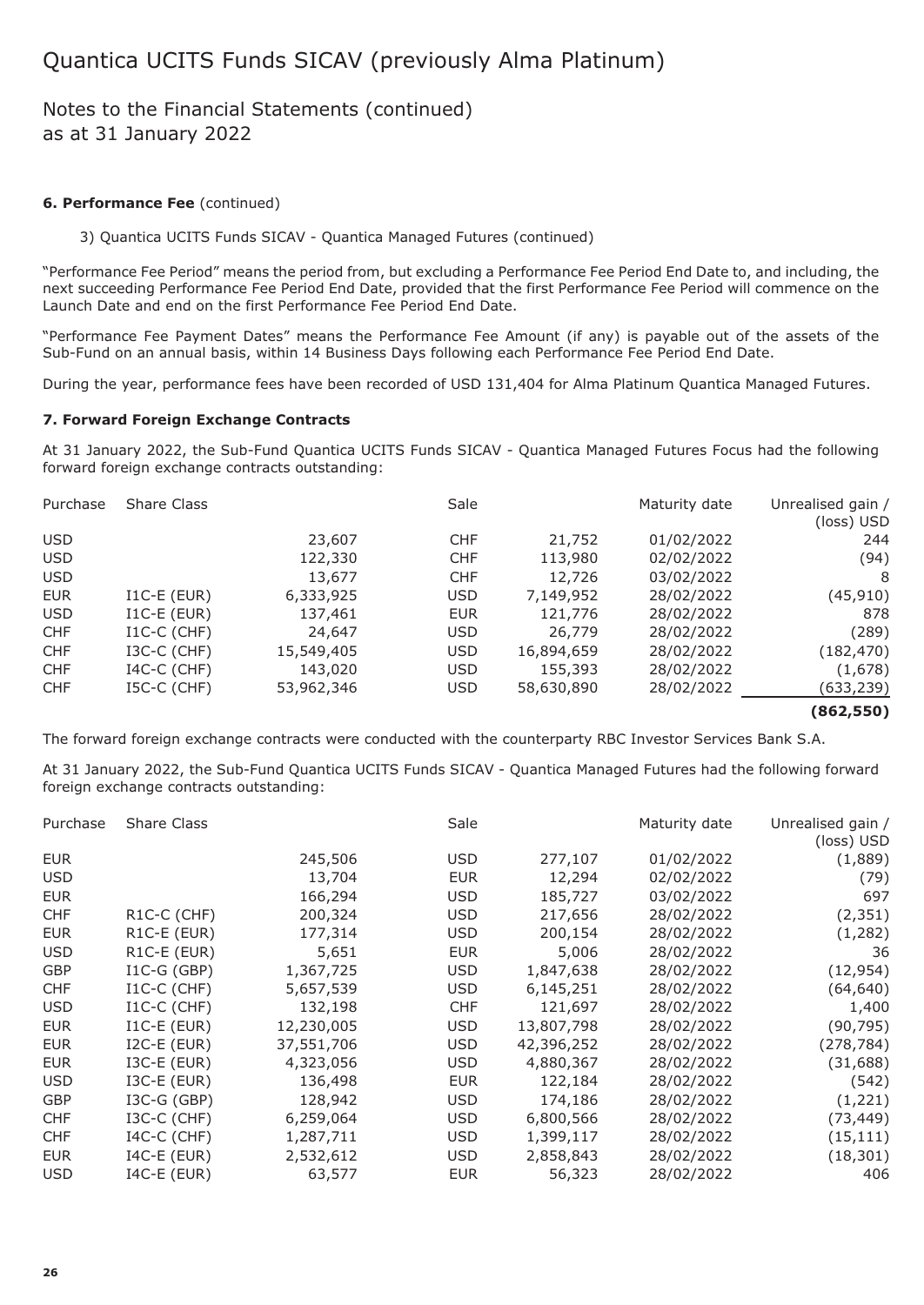# Quantica UCITS Funds SICAV (previously Alma Platinum)

## Notes to the Financial Statements (continued)
## as at 31 January 2022

**6. Performance Fee** (continued)

3) Quantica UCITS Funds SICAV - Quantica Managed Futures (continued)

"Performance Fee Period" means the period from, but excluding a Performance Fee Period End Date to, and including, the next succeeding Performance Fee Period End Date, provided that the first Performance Fee Period will commence on the Launch Date and end on the first Performance Fee Period End Date.

"Performance Fee Payment Dates" means the Performance Fee Amount (if any) is payable out of the assets of the Sub-Fund on an annual basis, within 14 Business Days following each Performance Fee Period End Date.

During the year, performance fees have been recorded of USD 131,404 for Alma Platinum Quantica Managed Futures.

**7. Forward Foreign Exchange Contracts**

At 31 January 2022, the Sub-Fund Quantica UCITS Funds SICAV - Quantica Managed Futures Focus had the following forward foreign exchange contracts outstanding:

| Purchase | Share Class | | Sale | | Maturity date | Unrealised gain / (loss) USD |
|---|---|---|---|---|---|---|
| USD | | 23,607 | CHF | 21,752 | 01/02/2022 | 244 |
| USD | | 122,330 | CHF | 113,980 | 02/02/2022 | (94) |
| USD | | 13,677 | CHF | 12,726 | 03/02/2022 | 8 |
| EUR | I1C-E (EUR) | 6,333,925 | USD | 7,149,952 | 28/02/2022 | (45,910) |
| USD | I1C-E (EUR) | 137,461 | EUR | 121,776 | 28/02/2022 | 878 |
| CHF | I1C-C (CHF) | 24,647 | USD | 26,779 | 28/02/2022 | (289) |
| CHF | I3C-C (CHF) | 15,549,405 | USD | 16,894,659 | 28/02/2022 | (182,470) |
| CHF | I4C-C (CHF) | 143,020 | USD | 155,393 | 28/02/2022 | (1,678) |
| CHF | I5C-C (CHF) | 53,962,346 | USD | 58,630,890 | 28/02/2022 | (633,239) |
| | | | | | | **(862,550)** |

The forward foreign exchange contracts were conducted with the counterparty RBC Investor Services Bank S.A.

At 31 January 2022, the Sub-Fund Quantica UCITS Funds SICAV - Quantica Managed Futures had the following forward foreign exchange contracts outstanding:

| Purchase | Share Class | | Sale | | Maturity date | Unrealised gain / (loss) USD |
|---|---|---|---|---|---|---|
| EUR | | 245,506 | USD | 277,107 | 01/02/2022 | (1,889) |
| USD | | 13,704 | EUR | 12,294 | 02/02/2022 | (79) |
| EUR | | 166,294 | USD | 185,727 | 03/02/2022 | 697 |
| CHF | R1C-C (CHF) | 200,324 | USD | 217,656 | 28/02/2022 | (2,351) |
| EUR | R1C-E (EUR) | 177,314 | USD | 200,154 | 28/02/2022 | (1,282) |
| USD | R1C-E (EUR) | 5,651 | EUR | 5,006 | 28/02/2022 | 36 |
| GBP | I1C-G (GBP) | 1,367,725 | USD | 1,847,638 | 28/02/2022 | (12,954) |
| CHF | I1C-C (CHF) | 5,657,539 | USD | 6,145,251 | 28/02/2022 | (64,640) |
| USD | I1C-C (CHF) | 132,198 | CHF | 121,697 | 28/02/2022 | 1,400 |
| EUR | I1C-E (EUR) | 12,230,005 | USD | 13,807,798 | 28/02/2022 | (90,795) |
| EUR | I2C-E (EUR) | 37,551,706 | USD | 42,396,252 | 28/02/2022 | (278,784) |
| EUR | I3C-E (EUR) | 4,323,056 | USD | 4,880,367 | 28/02/2022 | (31,688) |
| USD | I3C-E (EUR) | 136,498 | EUR | 122,184 | 28/02/2022 | (542) |
| GBP | I3C-G (GBP) | 128,942 | USD | 174,186 | 28/02/2022 | (1,221) |
| CHF | I3C-C (CHF) | 6,259,064 | USD | 6,800,566 | 28/02/2022 | (73,449) |
| CHF | I4C-C (CHF) | 1,287,711 | USD | 1,399,117 | 28/02/2022 | (15,111) |
| EUR | I4C-E (EUR) | 2,532,612 | USD | 2,858,843 | 28/02/2022 | (18,301) |
| USD | I4C-E (EUR) | 63,577 | EUR | 56,323 | 28/02/2022 | 406 |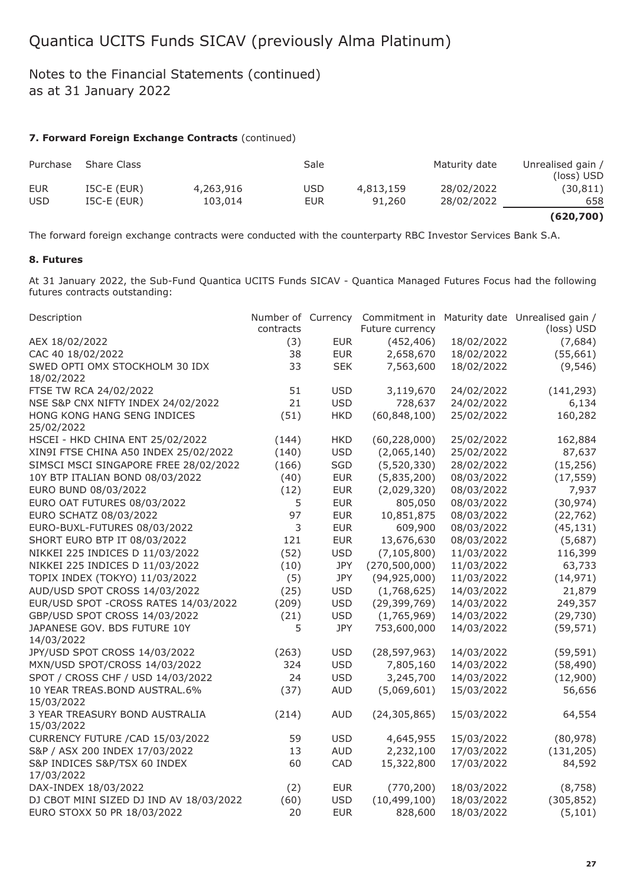# Quantica UCITS Funds SICAV (previously Alma Platinum)

## Notes to the Financial Statements (continued) as at 31 January 2022

### 7. Forward Foreign Exchange Contracts (continued)

| Purchase | Share Class | | Sale | | Maturity date | Unrealised gain / (loss) USD |
|---|---|---|---|---|---|---|
| EUR | I5C-E (EUR) | 4,263,916 | USD | 4,813,159 | 28/02/2022 | (30,811) |
| USD | I5C-E (EUR) | 103,014 | EUR | 91,260 | 28/02/2022 | 658 |
| | | | | | | **(620,700)** |

The forward foreign exchange contracts were conducted with the counterparty RBC Investor Services Bank S.A.

### 8. Futures

At 31 January 2022, the Sub-Fund Quantica UCITS Funds SICAV - Quantica Managed Futures Focus had the following futures contracts outstanding:

| Description | Number of contracts | Currency | Commitment in Future currency | Maturity date | Unrealised gain / (loss) USD |
|---|---|---|---|---|---|
| AEX 18/02/2022 | (3) | EUR | (452,406) | 18/02/2022 | (7,684) |
| CAC 40 18/02/2022 | 38 | EUR | 2,658,670 | 18/02/2022 | (55,661) |
| SWED OPTI OMX STOCKHOLM 30 IDX 18/02/2022 | 33 | SEK | 7,563,600 | 18/02/2022 | (9,546) |
| FTSE TW RCA 24/02/2022 | 51 | USD | 3,119,670 | 24/02/2022 | (141,293) |
| NSE S&P CNX NIFTY INDEX 24/02/2022 | 21 | USD | 728,637 | 24/02/2022 | 6,134 |
| HONG KONG HANG SENG INDICES 25/02/2022 | (51) | HKD | (60,848,100) | 25/02/2022 | 160,282 |
| HSCEI - HKD CHINA ENT 25/02/2022 | (144) | HKD | (60,228,000) | 25/02/2022 | 162,884 |
| XIN9I FTSE CHINA A50 INDEX 25/02/2022 | (140) | USD | (2,065,140) | 25/02/2022 | 87,637 |
| SIMSCI MSCI SINGAPORE FREE 28/02/2022 | (166) | SGD | (5,520,330) | 28/02/2022 | (15,256) |
| 10Y BTP ITALIAN BOND 08/03/2022 | (40) | EUR | (5,835,200) | 08/03/2022 | (17,559) |
| EURO BUND 08/03/2022 | (12) | EUR | (2,029,320) | 08/03/2022 | 7,937 |
| EURO OAT FUTURES 08/03/2022 | 5 | EUR | 805,050 | 08/03/2022 | (30,974) |
| EURO SCHATZ 08/03/2022 | 97 | EUR | 10,851,875 | 08/03/2022 | (22,762) |
| EURO-BUXL-FUTURES 08/03/2022 | 3 | EUR | 609,900 | 08/03/2022 | (45,131) |
| SHORT EURO BTP IT 08/03/2022 | 121 | EUR | 13,676,630 | 08/03/2022 | (5,687) |
| NIKKEI 225 INDICES D 11/03/2022 | (52) | USD | (7,105,800) | 11/03/2022 | 116,399 |
| NIKKEI 225 INDICES D 11/03/2022 | (10) | JPY | (270,500,000) | 11/03/2022 | 63,733 |
| TOPIX INDEX (TOKYO) 11/03/2022 | (5) | JPY | (94,925,000) | 11/03/2022 | (14,971) |
| AUD/USD SPOT CROSS 14/03/2022 | (25) | USD | (1,768,625) | 14/03/2022 | 21,879 |
| EUR/USD SPOT -CROSS RATES 14/03/2022 | (209) | USD | (29,399,769) | 14/03/2022 | 249,357 |
| GBP/USD SPOT CROSS 14/03/2022 | (21) | USD | (1,765,969) | 14/03/2022 | (29,730) |
| JAPANESE GOV. BDS FUTURE 10Y 14/03/2022 | 5 | JPY | 753,600,000 | 14/03/2022 | (59,571) |
| JPY/USD SPOT CROSS 14/03/2022 | (263) | USD | (28,597,963) | 14/03/2022 | (59,591) |
| MXN/USD SPOT/CROSS 14/03/2022 | 324 | USD | 7,805,160 | 14/03/2022 | (58,490) |
| SPOT / CROSS CHF / USD 14/03/2022 | 24 | USD | 3,245,700 | 14/03/2022 | (12,900) |
| 10 YEAR TREAS.BOND AUSTRAL.6% 15/03/2022 | (37) | AUD | (5,069,601) | 15/03/2022 | 56,656 |
| 3 YEAR TREASURY BOND AUSTRALIA 15/03/2022 | (214) | AUD | (24,305,865) | 15/03/2022 | 64,554 |
| CURRENCY FUTURE /CAD 15/03/2022 | 59 | USD | 4,645,955 | 15/03/2022 | (80,978) |
| S&P / ASX 200 INDEX 17/03/2022 | 13 | AUD | 2,232,100 | 17/03/2022 | (131,205) |
| S&P INDICES S&P/TSX 60 INDEX 17/03/2022 | 60 | CAD | 15,322,800 | 17/03/2022 | 84,592 |
| DAX-INDEX 18/03/2022 | (2) | EUR | (770,200) | 18/03/2022 | (8,758) |
| DJ CBOT MINI SIZED DJ IND AV 18/03/2022 | (60) | USD | (10,499,100) | 18/03/2022 | (305,852) |
| EURO STOXX 50 PR 18/03/2022 | 20 | EUR | 828,600 | 18/03/2022 | (5,101) |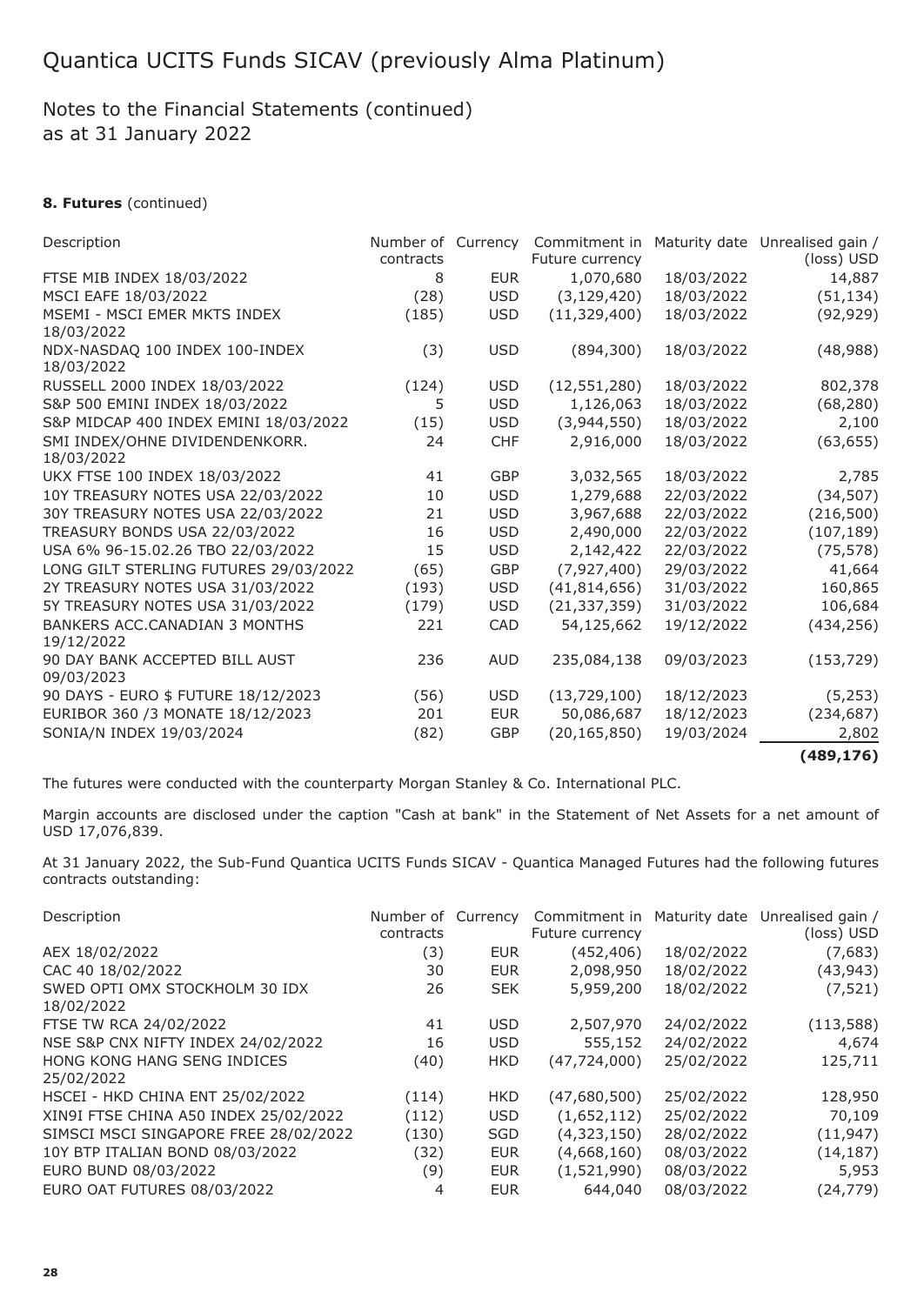# Quantica UCITS Funds SICAV (previously Alma Platinum)

## Notes to the Financial Statements (continued) as at 31 January 2022

### 8. Futures (continued)

| Description | Number of contracts | Currency | Commitment in Future currency | Maturity date | Unrealised gain / (loss) USD |
|---|---|---|---|---|---|
| FTSE MIB INDEX 18/03/2022 | 8 | EUR | 1,070,680 | 18/03/2022 | 14,887 |
| MSCI EAFE 18/03/2022 | (28) | USD | (3,129,420) | 18/03/2022 | (51,134) |
| MSEMI - MSCI EMER MKTS INDEX 18/03/2022 | (185) | USD | (11,329,400) | 18/03/2022 | (92,929) |
| NDX-NASDAQ 100 INDEX 100-INDEX 18/03/2022 | (3) | USD | (894,300) | 18/03/2022 | (48,988) |
| RUSSELL 2000 INDEX 18/03/2022 | (124) | USD | (12,551,280) | 18/03/2022 | 802,378 |
| S&P 500 EMINI INDEX 18/03/2022 | 5 | USD | 1,126,063 | 18/03/2022 | (68,280) |
| S&P MIDCAP 400 INDEX EMINI 18/03/2022 | (15) | USD | (3,944,550) | 18/03/2022 | 2,100 |
| SMI INDEX/OHNE DIVIDENDENKORR. 18/03/2022 | 24 | CHF | 2,916,000 | 18/03/2022 | (63,655) |
| UKX FTSE 100 INDEX 18/03/2022 | 41 | GBP | 3,032,565 | 18/03/2022 | 2,785 |
| 10Y TREASURY NOTES USA 22/03/2022 | 10 | USD | 1,279,688 | 22/03/2022 | (34,507) |
| 30Y TREASURY NOTES USA 22/03/2022 | 21 | USD | 3,967,688 | 22/03/2022 | (216,500) |
| TREASURY BONDS USA 22/03/2022 | 16 | USD | 2,490,000 | 22/03/2022 | (107,189) |
| USA 6% 96-15.02.26 TBO 22/03/2022 | 15 | USD | 2,142,422 | 22/03/2022 | (75,578) |
| LONG GILT STERLING FUTURES 29/03/2022 | (65) | GBP | (7,927,400) | 29/03/2022 | 41,664 |
| 2Y TREASURY NOTES USA 31/03/2022 | (193) | USD | (41,814,656) | 31/03/2022 | 160,865 |
| 5Y TREASURY NOTES USA 31/03/2022 | (179) | USD | (21,337,359) | 31/03/2022 | 106,684 |
| BANKERS ACC.CANADIAN 3 MONTHS 19/12/2022 | 221 | CAD | 54,125,662 | 19/12/2022 | (434,256) |
| 90 DAY BANK ACCEPTED BILL AUST 09/03/2023 | 236 | AUD | 235,084,138 | 09/03/2023 | (153,729) |
| 90 DAYS - EURO $ FUTURE 18/12/2023 | (56) | USD | (13,729,100) | 18/12/2023 | (5,253) |
| EURIBOR 360 /3 MONATE 18/12/2023 | 201 | EUR | 50,086,687 | 18/12/2023 | (234,687) |
| SONIA/N INDEX 19/03/2024 | (82) | GBP | (20,165,850) | 19/03/2024 | 2,802 |
| | | | | | **(489,176)** |

The futures were conducted with the counterparty Morgan Stanley & Co. International PLC.

Margin accounts are disclosed under the caption "Cash at bank" in the Statement of Net Assets for a net amount of USD 17,076,839.

At 31 January 2022, the Sub-Fund Quantica UCITS Funds SICAV - Quantica Managed Futures had the following futures contracts outstanding:

| Description | Number of contracts | Currency | Commitment in Future currency | Maturity date | Unrealised gain / (loss) USD |
|---|---|---|---|---|---|
| AEX 18/02/2022 | (3) | EUR | (452,406) | 18/02/2022 | (7,683) |
| CAC 40 18/02/2022 | 30 | EUR | 2,098,950 | 18/02/2022 | (43,943) |
| SWED OPTI OMX STOCKHOLM 30 IDX 18/02/2022 | 26 | SEK | 5,959,200 | 18/02/2022 | (7,521) |
| FTSE TW RCA 24/02/2022 | 41 | USD | 2,507,970 | 24/02/2022 | (113,588) |
| NSE S&P CNX NIFTY INDEX 24/02/2022 | 16 | USD | 555,152 | 24/02/2022 | 4,674 |
| HONG KONG HANG SENG INDICES 25/02/2022 | (40) | HKD | (47,724,000) | 25/02/2022 | 125,711 |
| HSCEI - HKD CHINA ENT 25/02/2022 | (114) | HKD | (47,680,500) | 25/02/2022 | 128,950 |
| XIN9I FTSE CHINA A50 INDEX 25/02/2022 | (112) | USD | (1,652,112) | 25/02/2022 | 70,109 |
| SIMSCI MSCI SINGAPORE FREE 28/02/2022 | (130) | SGD | (4,323,150) | 28/02/2022 | (11,947) |
| 10Y BTP ITALIAN BOND 08/03/2022 | (32) | EUR | (4,668,160) | 08/03/2022 | (14,187) |
| EURO BUND 08/03/2022 | (9) | EUR | (1,521,990) | 08/03/2022 | 5,953 |
| EURO OAT FUTURES 08/03/2022 | 4 | EUR | 644,040 | 08/03/2022 | (24,779) |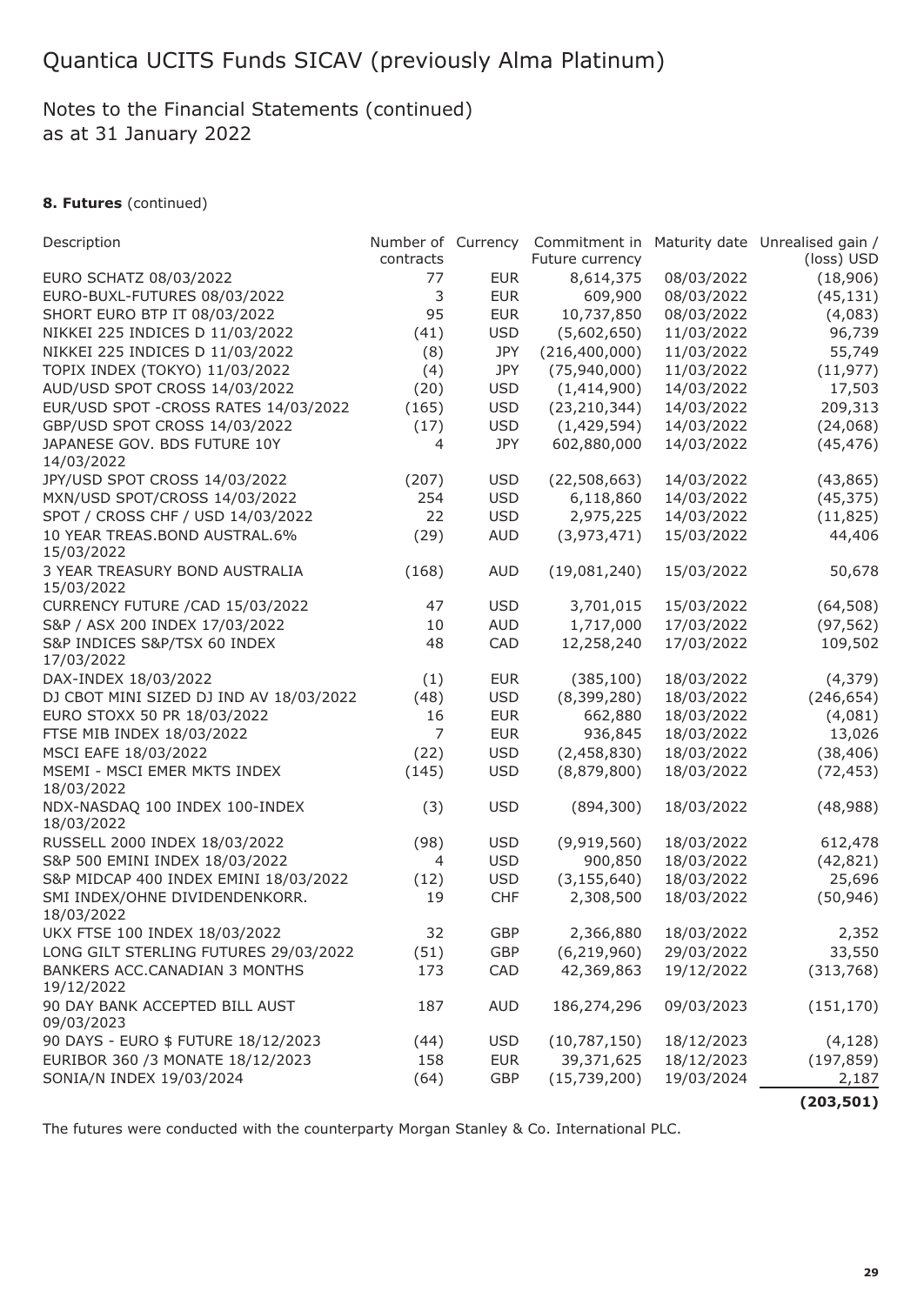# Quantica UCITS Funds SICAV (previously Alma Platinum)

## Notes to the Financial Statements (continued) as at 31 January 2022

**8. Futures** (continued)

| Description | Number of contracts | Currency | Commitment in Future currency | Maturity date | Unrealised gain / (loss) USD |
|---|---|---|---|---|---|
| EURO SCHATZ 08/03/2022 | 77 | EUR | 8,614,375 | 08/03/2022 | (18,906) |
| EURO-BUXL-FUTURES 08/03/2022 | 3 | EUR | 609,900 | 08/03/2022 | (45,131) |
| SHORT EURO BTP IT 08/03/2022 | 95 | EUR | 10,737,850 | 08/03/2022 | (4,083) |
| NIKKEI 225 INDICES D 11/03/2022 | (41) | USD | (5,602,650) | 11/03/2022 | 96,739 |
| NIKKEI 225 INDICES D 11/03/2022 | (8) | JPY | (216,400,000) | 11/03/2022 | 55,749 |
| TOPIX INDEX (TOKYO) 11/03/2022 | (4) | JPY | (75,940,000) | 11/03/2022 | (11,977) |
| AUD/USD SPOT CROSS 14/03/2022 | (20) | USD | (1,414,900) | 14/03/2022 | 17,503 |
| EUR/USD SPOT -CROSS RATES 14/03/2022 | (165) | USD | (23,210,344) | 14/03/2022 | 209,313 |
| GBP/USD SPOT CROSS 14/03/2022 | (17) | USD | (1,429,594) | 14/03/2022 | (24,068) |
| JAPANESE GOV. BDS FUTURE 10Y 14/03/2022 | 4 | JPY | 602,880,000 | 14/03/2022 | (45,476) |
| JPY/USD SPOT CROSS 14/03/2022 | (207) | USD | (22,508,663) | 14/03/2022 | (43,865) |
| MXN/USD SPOT/CROSS 14/03/2022 | 254 | USD | 6,118,860 | 14/03/2022 | (45,375) |
| SPOT / CROSS CHF / USD 14/03/2022 | 22 | USD | 2,975,225 | 14/03/2022 | (11,825) |
| 10 YEAR TREAS.BOND AUSTRAL.6% 15/03/2022 | (29) | AUD | (3,973,471) | 15/03/2022 | 44,406 |
| 3 YEAR TREASURY BOND AUSTRALIA 15/03/2022 | (168) | AUD | (19,081,240) | 15/03/2022 | 50,678 |
| CURRENCY FUTURE /CAD 15/03/2022 | 47 | USD | 3,701,015 | 15/03/2022 | (64,508) |
| S&P / ASX 200 INDEX 17/03/2022 | 10 | AUD | 1,717,000 | 17/03/2022 | (97,562) |
| S&P INDICES S&P/TSX 60 INDEX 17/03/2022 | 48 | CAD | 12,258,240 | 17/03/2022 | 109,502 |
| DAX-INDEX 18/03/2022 | (1) | EUR | (385,100) | 18/03/2022 | (4,379) |
| DJ CBOT MINI SIZED DJ IND AV 18/03/2022 | (48) | USD | (8,399,280) | 18/03/2022 | (246,654) |
| EURO STOXX 50 PR 18/03/2022 | 16 | EUR | 662,880 | 18/03/2022 | (4,081) |
| FTSE MIB INDEX 18/03/2022 | 7 | EUR | 936,845 | 18/03/2022 | 13,026 |
| MSCI EAFE 18/03/2022 | (22) | USD | (2,458,830) | 18/03/2022 | (38,406) |
| MSEMI - MSCI EMER MKTS INDEX 18/03/2022 | (145) | USD | (8,879,800) | 18/03/2022 | (72,453) |
| NDX-NASDAQ 100 INDEX 100-INDEX 18/03/2022 | (3) | USD | (894,300) | 18/03/2022 | (48,988) |
| RUSSELL 2000 INDEX 18/03/2022 | (98) | USD | (9,919,560) | 18/03/2022 | 612,478 |
| S&P 500 EMINI INDEX 18/03/2022 | 4 | USD | 900,850 | 18/03/2022 | (42,821) |
| S&P MIDCAP 400 INDEX EMINI 18/03/2022 | (12) | USD | (3,155,640) | 18/03/2022 | 25,696 |
| SMI INDEX/OHNE DIVIDENDENKORR. 18/03/2022 | 19 | CHF | 2,308,500 | 18/03/2022 | (50,946) |
| UKX FTSE 100 INDEX 18/03/2022 | 32 | GBP | 2,366,880 | 18/03/2022 | 2,352 |
| LONG GILT STERLING FUTURES 29/03/2022 | (51) | GBP | (6,219,960) | 29/03/2022 | 33,550 |
| BANKERS ACC.CANADIAN 3 MONTHS 19/12/2022 | 173 | CAD | 42,369,863 | 19/12/2022 | (313,768) |
| 90 DAY BANK ACCEPTED BILL AUST 09/03/2023 | 187 | AUD | 186,274,296 | 09/03/2023 | (151,170) |
| 90 DAYS - EURO $ FUTURE 18/12/2023 | (44) | USD | (10,787,150) | 18/12/2023 | (4,128) |
| EURIBOR 360 /3 MONATE 18/12/2023 | 158 | EUR | 39,371,625 | 18/12/2023 | (197,859) |
| SONIA/N INDEX 19/03/2024 | (64) | GBP | (15,739,200) | 19/03/2024 | 2,187 |
| | | | | | **(203,501)** |

The futures were conducted with the counterparty Morgan Stanley & Co. International PLC.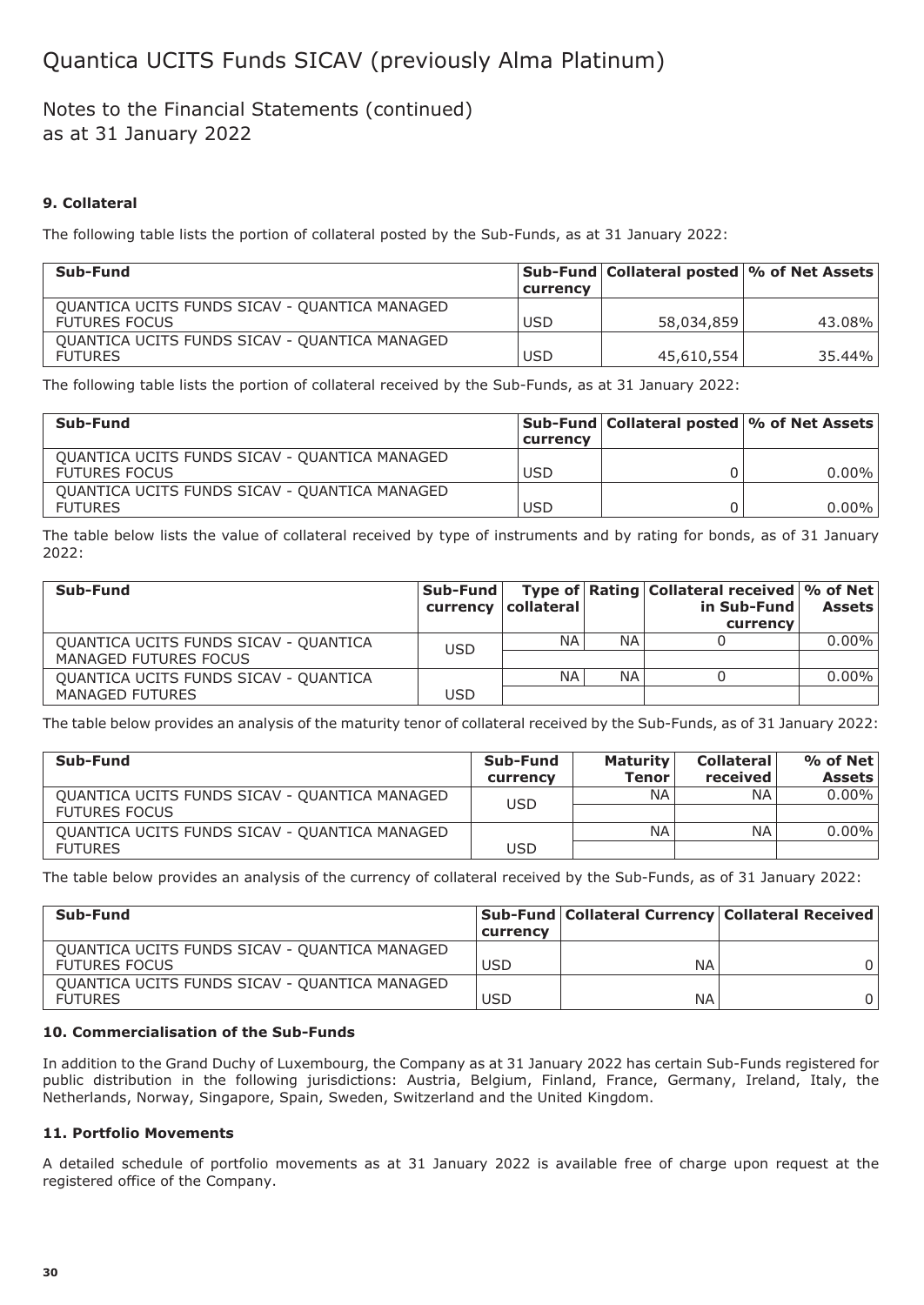## 9. Collateral

The following table lists the portion of collateral posted by the Sub-Funds, as at 31 January 2022:

| Sub-Fund | Sub-Fund currency | Collateral posted | % of Net Assets |
|---|---|---|---|
| QUANTICA UCITS FUNDS SICAV - QUANTICA MANAGED FUTURES FOCUS | USD | 58,034,859 | 43.08% |
| QUANTICA UCITS FUNDS SICAV - QUANTICA MANAGED FUTURES | USD | 45,610,554 | 35.44% |

The following table lists the portion of collateral received by the Sub-Funds, as at 31 January 2022:

| Sub-Fund | Sub-Fund currency | Collateral posted | % of Net Assets |
|---|---|---|---|
| QUANTICA UCITS FUNDS SICAV - QUANTICA MANAGED FUTURES FOCUS | USD | 0 | 0.00% |
| QUANTICA UCITS FUNDS SICAV - QUANTICA MANAGED FUTURES | USD | 0 | 0.00% |

The table below lists the value of collateral received by type of instruments and by rating for bonds, as of 31 January 2022:

| Sub-Fund | Sub-Fund currency | Type of collateral | Rating | Collateral received in Sub-Fund currency | % of Net Assets |
|---|---|---|---|---|---|
| QUANTICA UCITS FUNDS SICAV - QUANTICA MANAGED FUTURES FOCUS | USD | NA | NA | 0 | 0.00% |
| QUANTICA UCITS FUNDS SICAV - QUANTICA MANAGED FUTURES | USD | NA | NA | 0 | 0.00% |

The table below provides an analysis of the maturity tenor of collateral received by the Sub-Funds, as of 31 January 2022:

| Sub-Fund | Sub-Fund currency | Maturity Tenor | Collateral received | % of Net Assets |
|---|---|---|---|---|
| QUANTICA UCITS FUNDS SICAV - QUANTICA MANAGED FUTURES FOCUS | USD | NA | NA | 0.00% |
| QUANTICA UCITS FUNDS SICAV - QUANTICA MANAGED FUTURES | USD | NA | NA | 0.00% |

The table below provides an analysis of the currency of collateral received by the Sub-Funds, as of 31 January 2022:

| Sub-Fund | Sub-Fund currency | Collateral Currency | Collateral Received |
|---|---|---|---|
| QUANTICA UCITS FUNDS SICAV - QUANTICA MANAGED FUTURES FOCUS | USD | NA | 0 |
| QUANTICA UCITS FUNDS SICAV - QUANTICA MANAGED FUTURES | USD | NA | 0 |

## 10. Commercialisation of the Sub-Funds

In addition to the Grand Duchy of Luxembourg, the Company as at 31 January 2022 has certain Sub-Funds registered for public distribution in the following jurisdictions: Austria, Belgium, Finland, France, Germany, Ireland, Italy, the Netherlands, Norway, Singapore, Spain, Sweden, Switzerland and the United Kingdom.

## 11. Portfolio Movements

A detailed schedule of portfolio movements as at 31 January 2022 is available free of charge upon request at the registered office of the Company.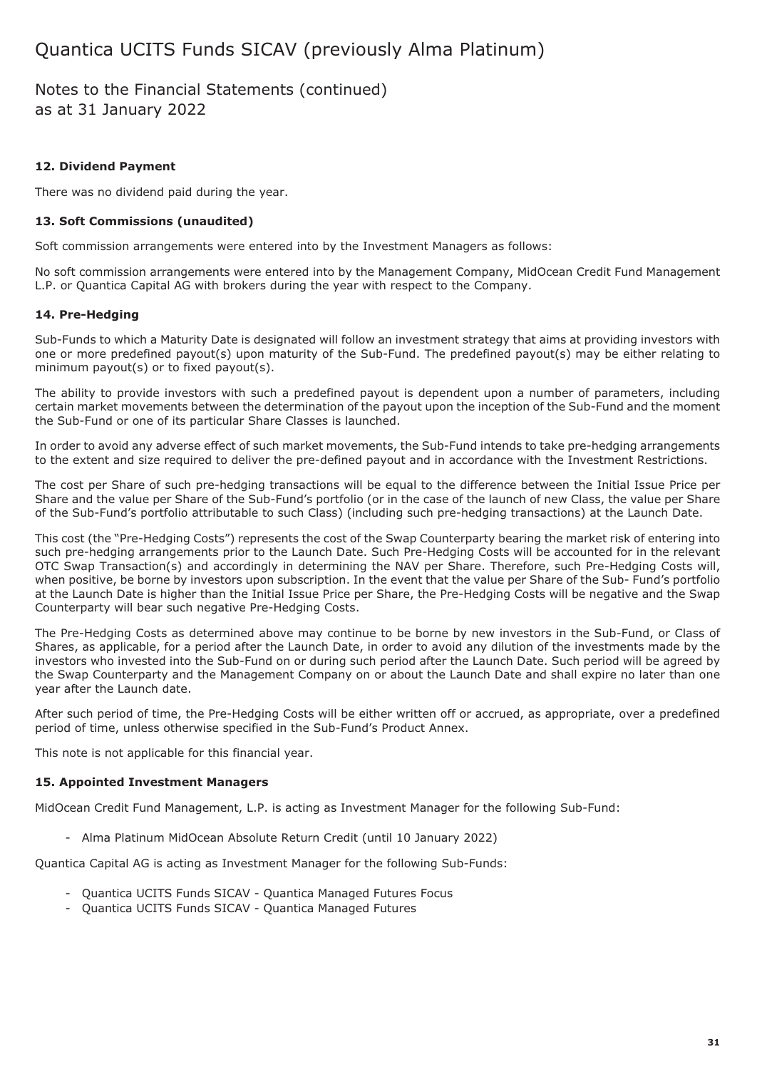## 12. Dividend Payment

There was no dividend paid during the year.

## 13. Soft Commissions (unaudited)

Soft commission arrangements were entered into by the Investment Managers as follows:

No soft commission arrangements were entered into by the Management Company, MidOcean Credit Fund Management L.P. or Quantica Capital AG with brokers during the year with respect to the Company.

## 14. Pre-Hedging

Sub-Funds to which a Maturity Date is designated will follow an investment strategy that aims at providing investors with one or more predefined payout(s) upon maturity of the Sub-Fund. The predefined payout(s) may be either relating to minimum payout(s) or to fixed payout(s).

The ability to provide investors with such a predefined payout is dependent upon a number of parameters, including certain market movements between the determination of the payout upon the inception of the Sub-Fund and the moment the Sub-Fund or one of its particular Share Classes is launched.

In order to avoid any adverse effect of such market movements, the Sub-Fund intends to take pre-hedging arrangements to the extent and size required to deliver the pre-defined payout and in accordance with the Investment Restrictions.

The cost per Share of such pre-hedging transactions will be equal to the difference between the Initial Issue Price per Share and the value per Share of the Sub-Fund's portfolio (or in the case of the launch of new Class, the value per Share of the Sub-Fund's portfolio attributable to such Class) (including such pre-hedging transactions) at the Launch Date.

This cost (the "Pre-Hedging Costs") represents the cost of the Swap Counterparty bearing the market risk of entering into such pre-hedging arrangements prior to the Launch Date. Such Pre-Hedging Costs will be accounted for in the relevant OTC Swap Transaction(s) and accordingly in determining the NAV per Share. Therefore, such Pre-Hedging Costs will, when positive, be borne by investors upon subscription. In the event that the value per Share of the Sub- Fund's portfolio at the Launch Date is higher than the Initial Issue Price per Share, the Pre-Hedging Costs will be negative and the Swap Counterparty will bear such negative Pre-Hedging Costs.

The Pre-Hedging Costs as determined above may continue to be borne by new investors in the Sub-Fund, or Class of Shares, as applicable, for a period after the Launch Date, in order to avoid any dilution of the investments made by the investors who invested into the Sub-Fund on or during such period after the Launch Date. Such period will be agreed by the Swap Counterparty and the Management Company on or about the Launch Date and shall expire no later than one year after the Launch date.

After such period of time, the Pre-Hedging Costs will be either written off or accrued, as appropriate, over a predefined period of time, unless otherwise specified in the Sub-Fund's Product Annex.

This note is not applicable for this financial year.

## 15. Appointed Investment Managers

MidOcean Credit Fund Management, L.P. is acting as Investment Manager for the following Sub-Fund:

- Alma Platinum MidOcean Absolute Return Credit (until 10 January 2022)

Quantica Capital AG is acting as Investment Manager for the following Sub-Funds:

- Quantica UCITS Funds SICAV - Quantica Managed Futures Focus
- Quantica UCITS Funds SICAV - Quantica Managed Futures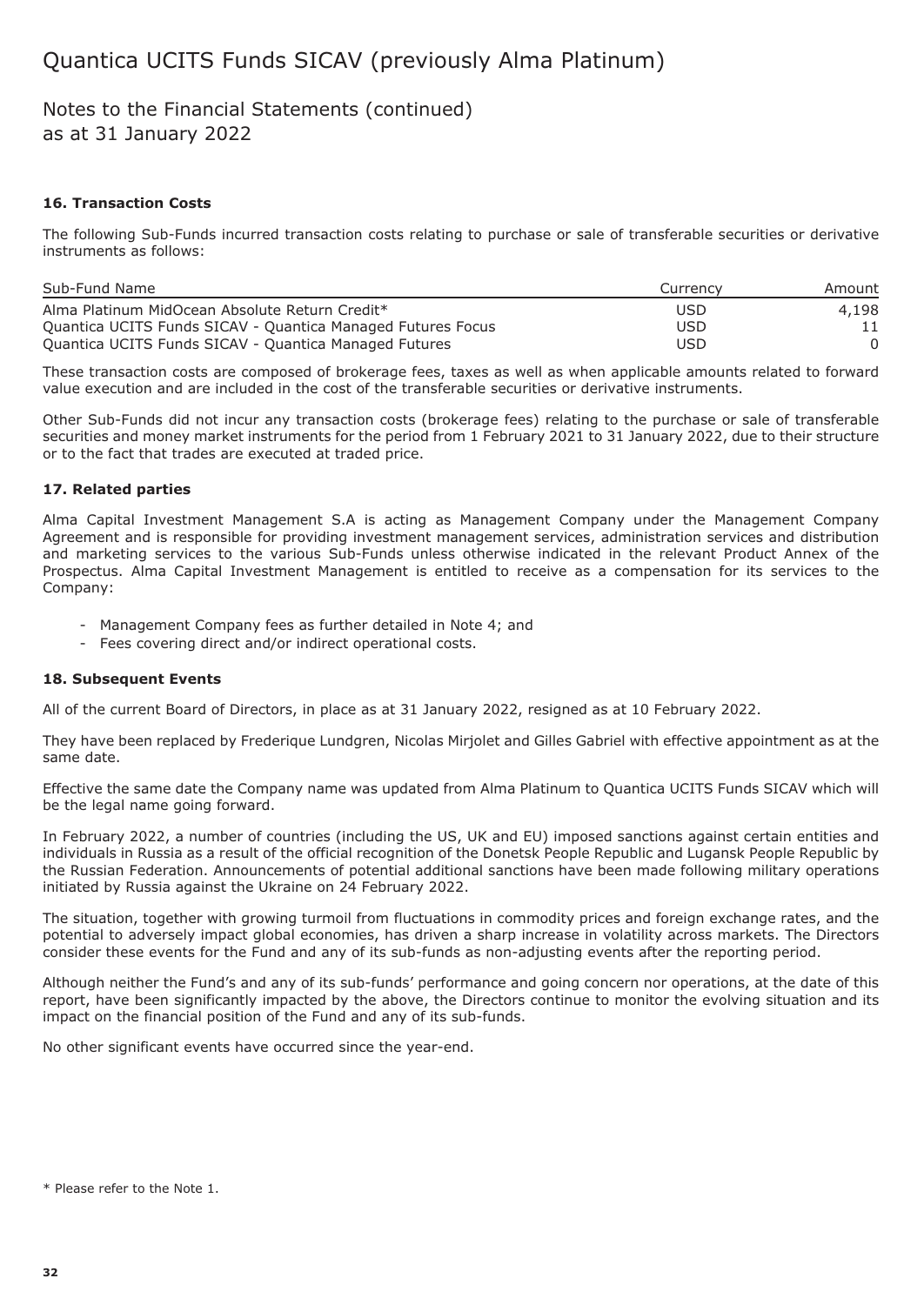# Quantica UCITS Funds SICAV (previously Alma Platinum)

## Notes to the Financial Statements (continued)
## as at 31 January 2022

### 16. Transaction Costs

The following Sub-Funds incurred transaction costs relating to purchase or sale of transferable securities or derivative instruments as follows:

| Sub-Fund Name | Currency | Amount |
| --- | --- | --- |
| Alma Platinum MidOcean Absolute Return Credit* | USD | 4,198 |
| Quantica UCITS Funds SICAV - Quantica Managed Futures Focus | USD | 11 |
| Quantica UCITS Funds SICAV - Quantica Managed Futures | USD | 0 |

These transaction costs are composed of brokerage fees, taxes as well as when applicable amounts related to forward value execution and are included in the cost of the transferable securities or derivative instruments.

Other Sub-Funds did not incur any transaction costs (brokerage fees) relating to the purchase or sale of transferable securities and money market instruments for the period from 1 February 2021 to 31 January 2022, due to their structure or to the fact that trades are executed at traded price.

### 17. Related parties

Alma Capital Investment Management S.A is acting as Management Company under the Management Company Agreement and is responsible for providing investment management services, administration services and distribution and marketing services to the various Sub-Funds unless otherwise indicated in the relevant Product Annex of the Prospectus. Alma Capital Investment Management is entitled to receive as a compensation for its services to the Company:

- Management Company fees as further detailed in Note 4; and
- Fees covering direct and/or indirect operational costs.

### 18. Subsequent Events

All of the current Board of Directors, in place as at 31 January 2022, resigned as at 10 February 2022.

They have been replaced by Frederique Lundgren, Nicolas Mirjolet and Gilles Gabriel with effective appointment as at the same date.

Effective the same date the Company name was updated from Alma Platinum to Quantica UCITS Funds SICAV which will be the legal name going forward.

In February 2022, a number of countries (including the US, UK and EU) imposed sanctions against certain entities and individuals in Russia as a result of the official recognition of the Donetsk People Republic and Lugansk People Republic by the Russian Federation. Announcements of potential additional sanctions have been made following military operations initiated by Russia against the Ukraine on 24 February 2022.

The situation, together with growing turmoil from fluctuations in commodity prices and foreign exchange rates, and the potential to adversely impact global economies, has driven a sharp increase in volatility across markets. The Directors consider these events for the Fund and any of its sub-funds as non-adjusting events after the reporting period.

Although neither the Fund's and any of its sub-funds' performance and going concern nor operations, at the date of this report, have been significantly impacted by the above, the Directors continue to monitor the evolving situation and its impact on the financial position of the Fund and any of its sub-funds.

No other significant events have occurred since the year-end.

* Please refer to the Note 1.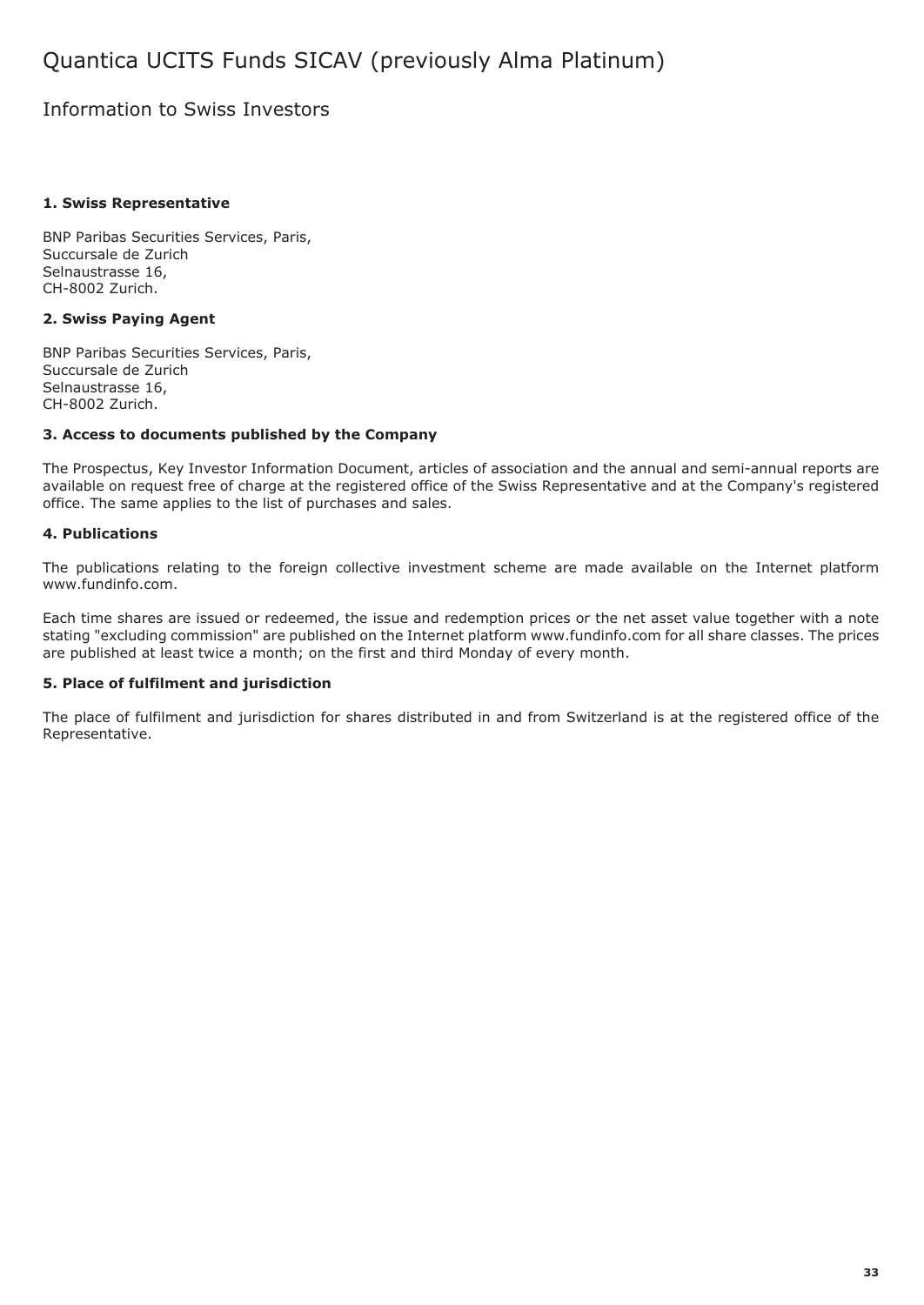# Quantica UCITS Funds SICAV (previously Alma Platinum)

## Information to Swiss Investors

### 1. Swiss Representative

BNP Paribas Securities Services, Paris,
Succursale de Zurich
Selnaustrasse 16,
CH-8002 Zurich.

### 2. Swiss Paying Agent

BNP Paribas Securities Services, Paris,
Succursale de Zurich
Selnaustrasse 16,
CH-8002 Zurich.

### 3. Access to documents published by the Company

The Prospectus, Key Investor Information Document, articles of association and the annual and semi-annual reports are available on request free of charge at the registered office of the Swiss Representative and at the Company's registered office. The same applies to the list of purchases and sales.

### 4. Publications

The publications relating to the foreign collective investment scheme are made available on the Internet platform www.fundinfo.com.

Each time shares are issued or redeemed, the issue and redemption prices or the net asset value together with a note stating "excluding commission" are published on the Internet platform www.fundinfo.com for all share classes. The prices are published at least twice a month; on the first and third Monday of every month.

### 5. Place of fulfilment and jurisdiction

The place of fulfilment and jurisdiction for shares distributed in and from Switzerland is at the registered office of the Representative.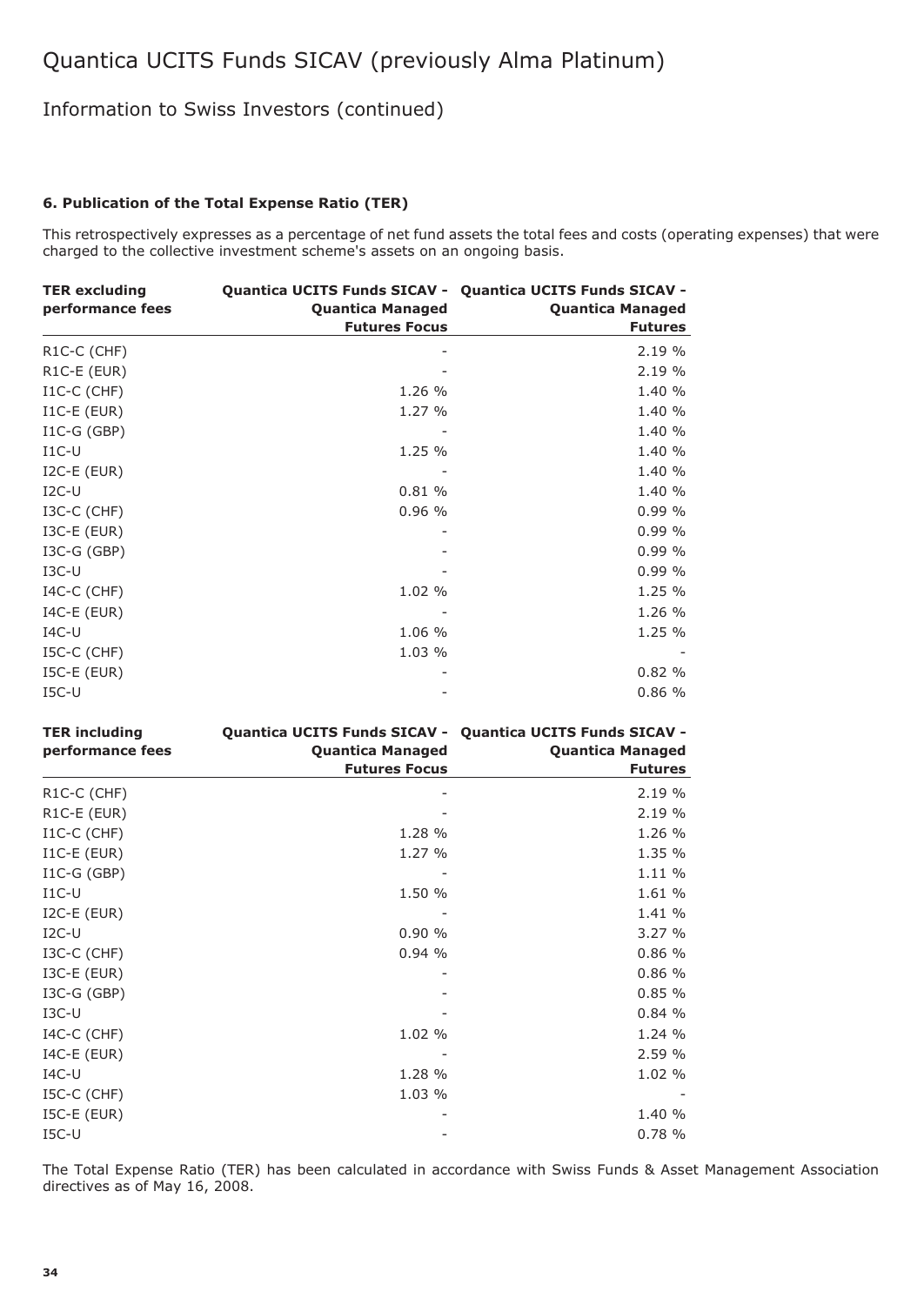# Quantica UCITS Funds SICAV (previously Alma Platinum)

## Information to Swiss Investors (continued)

### 6. Publication of the Total Expense Ratio (TER)

This retrospectively expresses as a percentage of net fund assets the total fees and costs (operating expenses) that were charged to the collective investment scheme's assets on an ongoing basis.

| TER excluding performance fees | Quantica UCITS Funds SICAV - Quantica Managed Futures Focus | Quantica UCITS Funds SICAV - Quantica Managed Futures |
|---|---|---|
| R1C-C (CHF) | - | 2.19 % |
| R1C-E (EUR) | - | 2.19 % |
| I1C-C (CHF) | 1.26 % | 1.40 % |
| I1C-E (EUR) | 1.27 % | 1.40 % |
| I1C-G (GBP) | - | 1.40 % |
| I1C-U | 1.25 % | 1.40 % |
| I2C-E (EUR) | - | 1.40 % |
| I2C-U | 0.81 % | 1.40 % |
| I3C-C (CHF) | 0.96 % | 0.99 % |
| I3C-E (EUR) | - | 0.99 % |
| I3C-G (GBP) | - | 0.99 % |
| I3C-U | - | 0.99 % |
| I4C-C (CHF) | 1.02 % | 1.25 % |
| I4C-E (EUR) | - | 1.26 % |
| I4C-U | 1.06 % | 1.25 % |
| I5C-C (CHF) | 1.03 % | - |
| I5C-E (EUR) | - | 0.82 % |
| I5C-U | - | 0.86 % |

| TER including performance fees | Quantica UCITS Funds SICAV - Quantica Managed Futures Focus | Quantica UCITS Funds SICAV - Quantica Managed Futures |
|---|---|---|
| R1C-C (CHF) | - | 2.19 % |
| R1C-E (EUR) | - | 2.19 % |
| I1C-C (CHF) | 1.28 % | 1.26 % |
| I1C-E (EUR) | 1.27 % | 1.35 % |
| I1C-G (GBP) | - | 1.11 % |
| I1C-U | 1.50 % | 1.61 % |
| I2C-E (EUR) | - | 1.41 % |
| I2C-U | 0.90 % | 3.27 % |
| I3C-C (CHF) | 0.94 % | 0.86 % |
| I3C-E (EUR) | - | 0.86 % |
| I3C-G (GBP) | - | 0.85 % |
| I3C-U | - | 0.84 % |
| I4C-C (CHF) | 1.02 % | 1.24 % |
| I4C-E (EUR) | - | 2.59 % |
| I4C-U | 1.28 % | 1.02 % |
| I5C-C (CHF) | 1.03 % | - |
| I5C-E (EUR) | - | 1.40 % |
| I5C-U | - | 0.78 % |

The Total Expense Ratio (TER) has been calculated in accordance with Swiss Funds & Asset Management Association directives as of May 16, 2008.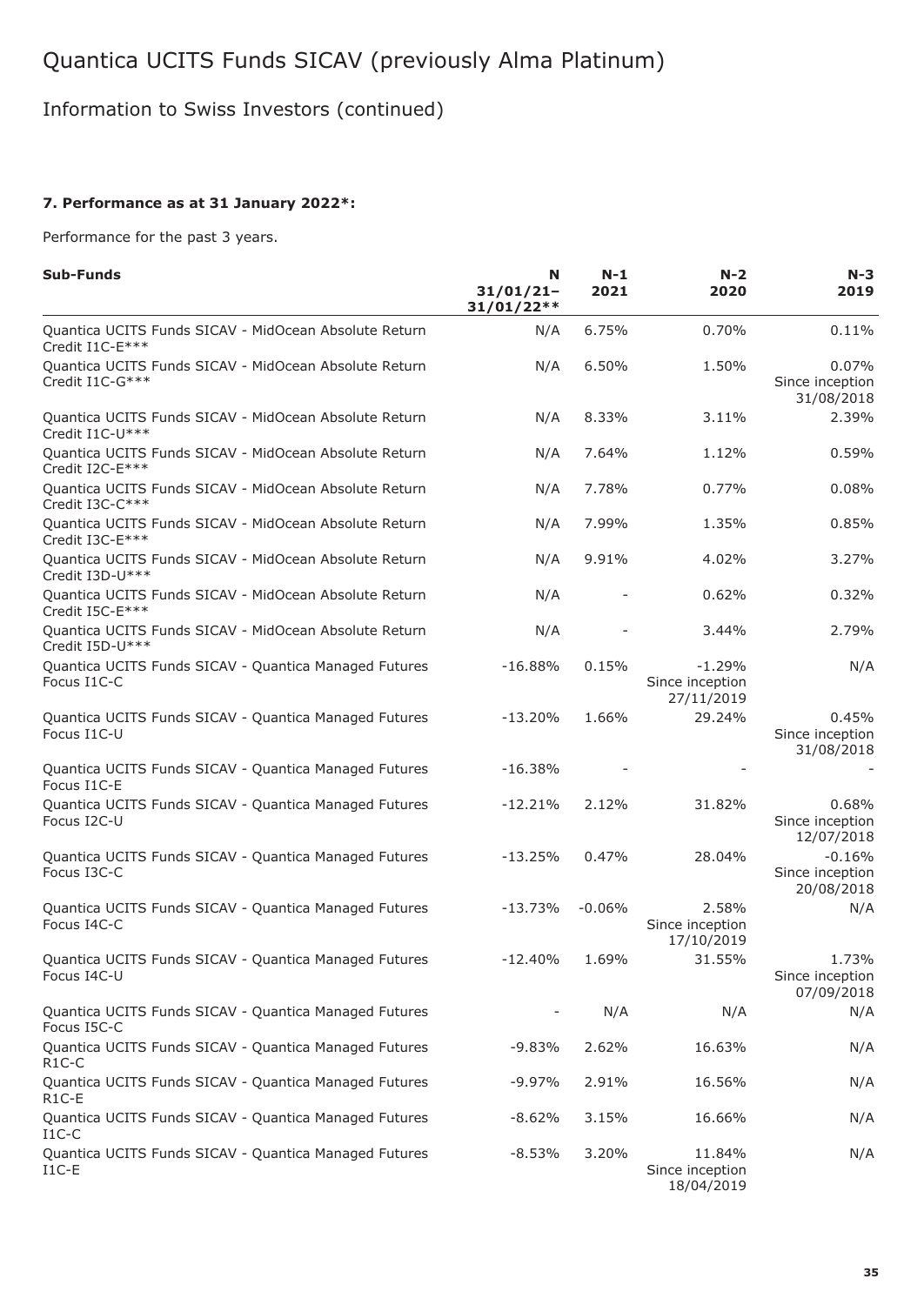# Quantica UCITS Funds SICAV (previously Alma Platinum)

## Information to Swiss Investors (continued)

### 7. Performance as at 31 January 2022*:

Performance for the past 3 years.

| Sub-Funds | N 31/01/21– 31/01/22** | N-1 2021 | N-2 2020 | N-3 2019 |
|---|---|---|---|---|
| Quantica UCITS Funds SICAV - MidOcean Absolute Return Credit I1C-E*** | N/A | 6.75% | 0.70% | 0.11% |
| Quantica UCITS Funds SICAV - MidOcean Absolute Return Credit I1C-G*** | N/A | 6.50% | 1.50% | 0.07% Since inception 31/08/2018 |
| Quantica UCITS Funds SICAV - MidOcean Absolute Return Credit I1C-U*** | N/A | 8.33% | 3.11% | 2.39% |
| Quantica UCITS Funds SICAV - MidOcean Absolute Return Credit I2C-E*** | N/A | 7.64% | 1.12% | 0.59% |
| Quantica UCITS Funds SICAV - MidOcean Absolute Return Credit I3C-C*** | N/A | 7.78% | 0.77% | 0.08% |
| Quantica UCITS Funds SICAV - MidOcean Absolute Return Credit I3C-E*** | N/A | 7.99% | 1.35% | 0.85% |
| Quantica UCITS Funds SICAV - MidOcean Absolute Return Credit I3D-U*** | N/A | 9.91% | 4.02% | 3.27% |
| Quantica UCITS Funds SICAV - MidOcean Absolute Return Credit I5C-E*** | N/A | - | 0.62% | 0.32% |
| Quantica UCITS Funds SICAV - MidOcean Absolute Return Credit I5D-U*** | N/A | - | 3.44% | 2.79% |
| Quantica UCITS Funds SICAV - Quantica Managed Futures Focus I1C-C | -16.88% | 0.15% | -1.29% Since inception 27/11/2019 | N/A |
| Quantica UCITS Funds SICAV - Quantica Managed Futures Focus I1C-U | -13.20% | 1.66% | 29.24% | 0.45% Since inception 31/08/2018 |
| Quantica UCITS Funds SICAV - Quantica Managed Futures Focus I1C-E | -16.38% | - | - | - |
| Quantica UCITS Funds SICAV - Quantica Managed Futures Focus I2C-U | -12.21% | 2.12% | 31.82% | 0.68% Since inception 12/07/2018 |
| Quantica UCITS Funds SICAV - Quantica Managed Futures Focus I3C-C | -13.25% | 0.47% | 28.04% | -0.16% Since inception 20/08/2018 |
| Quantica UCITS Funds SICAV - Quantica Managed Futures Focus I4C-C | -13.73% | -0.06% | 2.58% Since inception 17/10/2019 | N/A |
| Quantica UCITS Funds SICAV - Quantica Managed Futures Focus I4C-U | -12.40% | 1.69% | 31.55% | 1.73% Since inception 07/09/2018 |
| Quantica UCITS Funds SICAV - Quantica Managed Futures Focus I5C-C | - | N/A | N/A | N/A |
| Quantica UCITS Funds SICAV - Quantica Managed Futures R1C-C | -9.83% | 2.62% | 16.63% | N/A |
| Quantica UCITS Funds SICAV - Quantica Managed Futures R1C-E | -9.97% | 2.91% | 16.56% | N/A |
| Quantica UCITS Funds SICAV - Quantica Managed Futures I1C-C | -8.62% | 3.15% | 16.66% | N/A |
| Quantica UCITS Funds SICAV - Quantica Managed Futures I1C-E | -8.53% | 3.20% | 11.84% Since inception 18/04/2019 | N/A |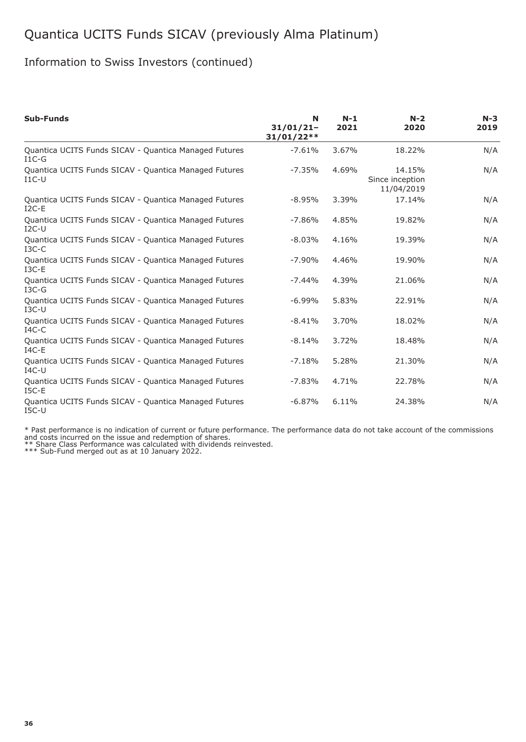# Quantica UCITS Funds SICAV (previously Alma Platinum)

## Information to Swiss Investors (continued)

| Sub-Funds | N 31/01/21– 31/01/22** | N-1 2021 | N-2 2020 | N-3 2019 |
|---|---|---|---|---|
| Quantica UCITS Funds SICAV - Quantica Managed Futures I1C-G | -7.61% | 3.67% | 18.22% | N/A |
| Quantica UCITS Funds SICAV - Quantica Managed Futures I1C-U | -7.35% | 4.69% | 14.15% Since inception 11/04/2019 | N/A |
| Quantica UCITS Funds SICAV - Quantica Managed Futures I2C-E | -8.95% | 3.39% | 17.14% | N/A |
| Quantica UCITS Funds SICAV - Quantica Managed Futures I2C-U | -7.86% | 4.85% | 19.82% | N/A |
| Quantica UCITS Funds SICAV - Quantica Managed Futures I3C-C | -8.03% | 4.16% | 19.39% | N/A |
| Quantica UCITS Funds SICAV - Quantica Managed Futures I3C-E | -7.90% | 4.46% | 19.90% | N/A |
| Quantica UCITS Funds SICAV - Quantica Managed Futures I3C-G | -7.44% | 4.39% | 21.06% | N/A |
| Quantica UCITS Funds SICAV - Quantica Managed Futures I3C-U | -6.99% | 5.83% | 22.91% | N/A |
| Quantica UCITS Funds SICAV - Quantica Managed Futures I4C-C | -8.41% | 3.70% | 18.02% | N/A |
| Quantica UCITS Funds SICAV - Quantica Managed Futures I4C-E | -8.14% | 3.72% | 18.48% | N/A |
| Quantica UCITS Funds SICAV - Quantica Managed Futures I4C-U | -7.18% | 5.28% | 21.30% | N/A |
| Quantica UCITS Funds SICAV - Quantica Managed Futures I5C-E | -7.83% | 4.71% | 22.78% | N/A |
| Quantica UCITS Funds SICAV - Quantica Managed Futures I5C-U | -6.87% | 6.11% | 24.38% | N/A |

\* Past performance is no indication of current or future performance. The performance data do not take account of the commissions and costs incurred on the issue and redemption of shares.
\** Share Class Performance was calculated with dividends reinvested.
\*** Sub-Fund merged out as at 10 January 2022.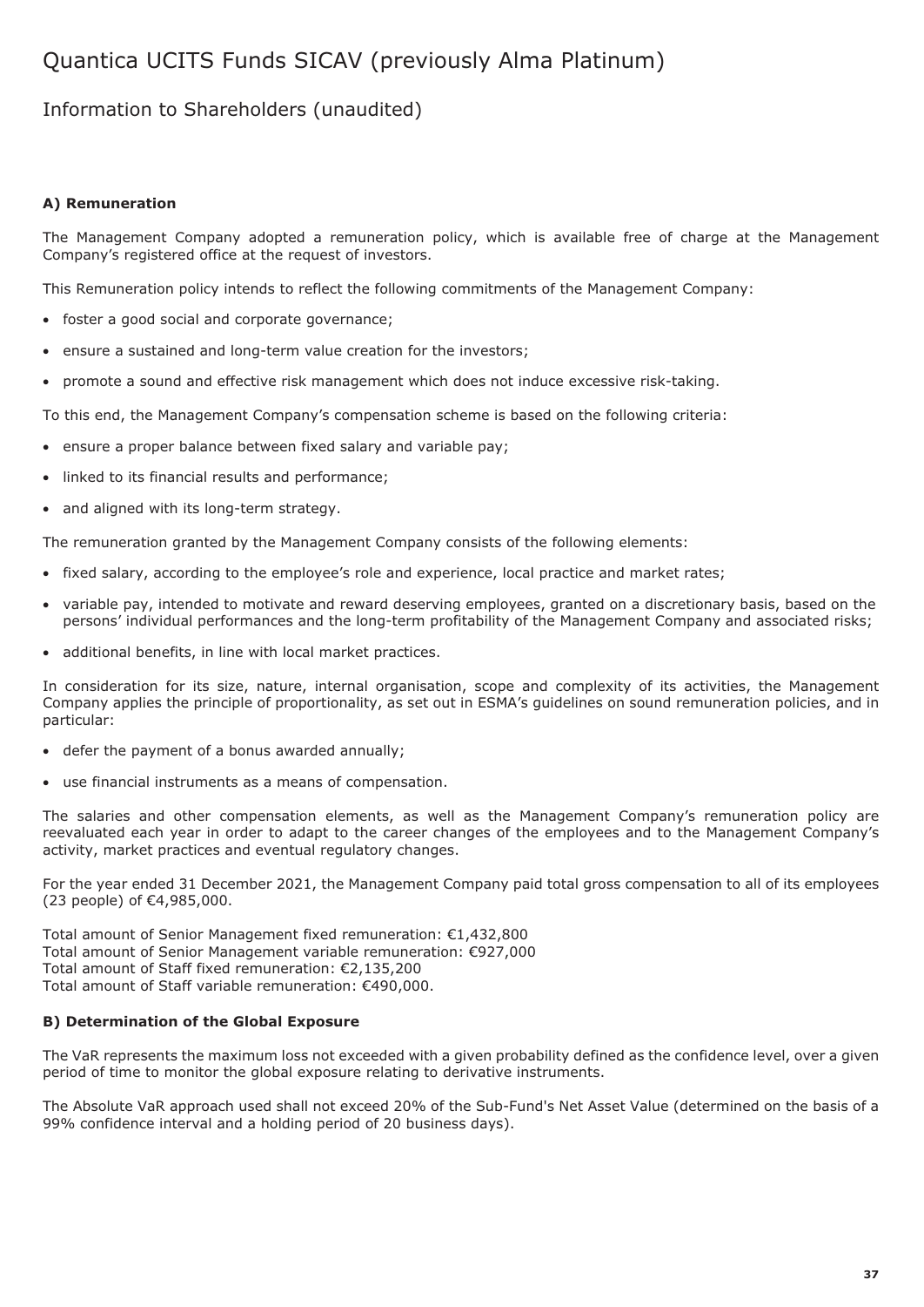# Quantica UCITS Funds SICAV (previously Alma Platinum)

## Information to Shareholders (unaudited)

### A) Remuneration

The Management Company adopted a remuneration policy, which is available free of charge at the Management Company's registered office at the request of investors.

This Remuneration policy intends to reflect the following commitments of the Management Company:

- foster a good social and corporate governance;
- ensure a sustained and long-term value creation for the investors;
- promote a sound and effective risk management which does not induce excessive risk-taking.

To this end, the Management Company's compensation scheme is based on the following criteria:

- ensure a proper balance between fixed salary and variable pay;
- linked to its financial results and performance;
- and aligned with its long-term strategy.

The remuneration granted by the Management Company consists of the following elements:

- fixed salary, according to the employee's role and experience, local practice and market rates;
- variable pay, intended to motivate and reward deserving employees, granted on a discretionary basis, based on the persons' individual performances and the long-term profitability of the Management Company and associated risks;
- additional benefits, in line with local market practices.

In consideration for its size, nature, internal organisation, scope and complexity of its activities, the Management Company applies the principle of proportionality, as set out in ESMA's guidelines on sound remuneration policies, and in particular:

- defer the payment of a bonus awarded annually;
- use financial instruments as a means of compensation.

The salaries and other compensation elements, as well as the Management Company's remuneration policy are reevaluated each year in order to adapt to the career changes of the employees and to the Management Company's activity, market practices and eventual regulatory changes.

For the year ended 31 December 2021, the Management Company paid total gross compensation to all of its employees (23 people) of €4,985,000.

Total amount of Senior Management fixed remuneration: €1,432,800
Total amount of Senior Management variable remuneration: €927,000
Total amount of Staff fixed remuneration: €2,135,200
Total amount of Staff variable remuneration: €490,000.

### B) Determination of the Global Exposure

The VaR represents the maximum loss not exceeded with a given probability defined as the confidence level, over a given period of time to monitor the global exposure relating to derivative instruments.

The Absolute VaR approach used shall not exceed 20% of the Sub-Fund's Net Asset Value (determined on the basis of a 99% confidence interval and a holding period of 20 business days).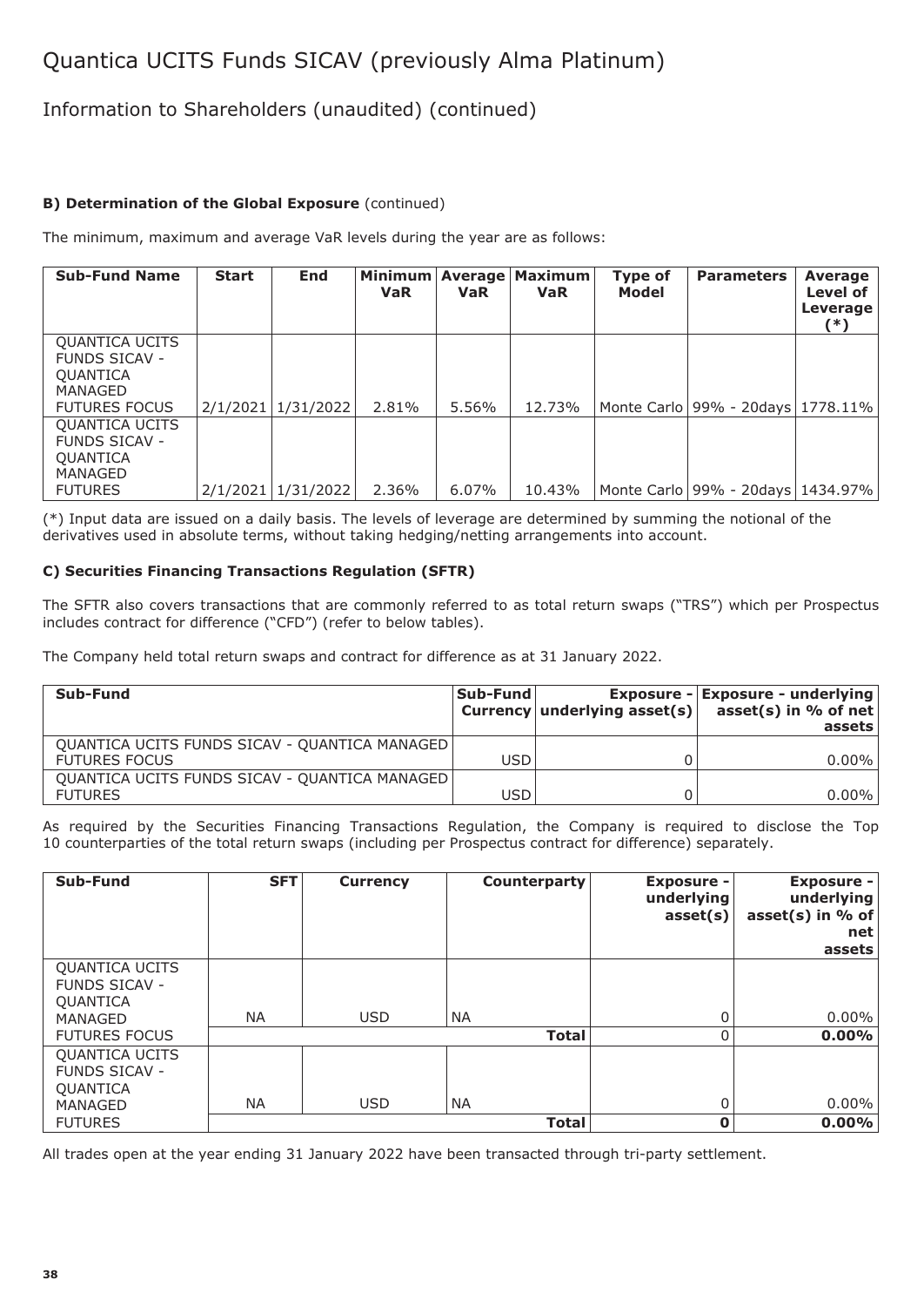# Quantica UCITS Funds SICAV (previously Alma Platinum)

## Information to Shareholders (unaudited) (continued)

**B) Determination of the Global Exposure** (continued)

The minimum, maximum and average VaR levels during the year are as follows:

| Sub-Fund Name | Start | End | Minimum VaR | Average VaR | Maximum VaR | Type of Model | Parameters | Average Level of Leverage (*) |
|---|---|---|---|---|---|---|---|---|
| QUANTICA UCITS FUNDS SICAV - QUANTICA MANAGED FUTURES FOCUS | 2/1/2021 | 1/31/2022 | 2.81% | 5.56% | 12.73% | Monte Carlo | 99% - 20days | 1778.11% |
| QUANTICA UCITS FUNDS SICAV - QUANTICA MANAGED FUTURES | 2/1/2021 | 1/31/2022 | 2.36% | 6.07% | 10.43% | Monte Carlo | 99% - 20days | 1434.97% |

(*) Input data are issued on a daily basis. The levels of leverage are determined by summing the notional of the derivatives used in absolute terms, without taking hedging/netting arrangements into account.

**C) Securities Financing Transactions Regulation (SFTR)**

The SFTR also covers transactions that are commonly referred to as total return swaps ("TRS") which per Prospectus includes contract for difference ("CFD") (refer to below tables).

The Company held total return swaps and contract for difference as at 31 January 2022.

| Sub-Fund | Sub-Fund Currency | Exposure - underlying asset(s) | Exposure - underlying asset(s) in % of net assets |
|---|---|---|---|
| QUANTICA UCITS FUNDS SICAV - QUANTICA MANAGED FUTURES FOCUS | USD | 0 | 0.00% |
| QUANTICA UCITS FUNDS SICAV - QUANTICA MANAGED FUTURES | USD | 0 | 0.00% |

As required by the Securities Financing Transactions Regulation, the Company is required to disclose the Top 10 counterparties of the total return swaps (including per Prospectus contract for difference) separately.

| Sub-Fund | SFT | Currency | Counterparty | Exposure - underlying asset(s) | Exposure - underlying asset(s) in % of net assets |
|---|---|---|---|---|---|
| QUANTICA UCITS FUNDS SICAV - QUANTICA MANAGED FUTURES FOCUS | NA | USD | NA | 0 | 0.00% |
| | | | **Total** | 0 | **0.00%** |
| QUANTICA UCITS FUNDS SICAV - QUANTICA MANAGED FUTURES | NA | USD | NA | 0 | 0.00% |
| | | | **Total** | **0** | **0.00%** |

All trades open at the year ending 31 January 2022 have been transacted through tri-party settlement.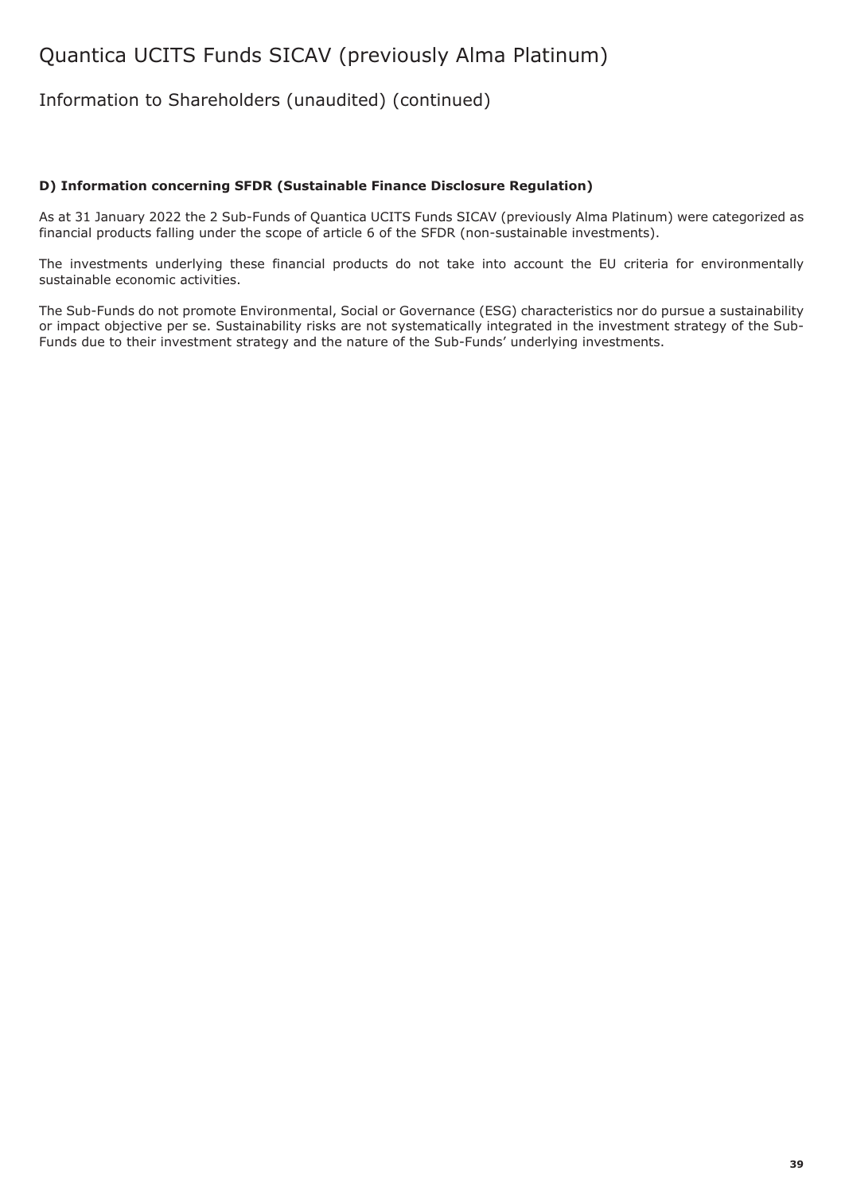# Quantica UCITS Funds SICAV (previously Alma Platinum)

## Information to Shareholders (unaudited) (continued)

**D) Information concerning SFDR (Sustainable Finance Disclosure Regulation)**

As at 31 January 2022 the 2 Sub-Funds of Quantica UCITS Funds SICAV (previously Alma Platinum) were categorized as financial products falling under the scope of article 6 of the SFDR (non-sustainable investments).

The investments underlying these financial products do not take into account the EU criteria for environmentally sustainable economic activities.

The Sub-Funds do not promote Environmental, Social or Governance (ESG) characteristics nor do pursue a sustainability or impact objective per se. Sustainability risks are not systematically integrated in the investment strategy of the Sub-Funds due to their investment strategy and the nature of the Sub-Funds' underlying investments.